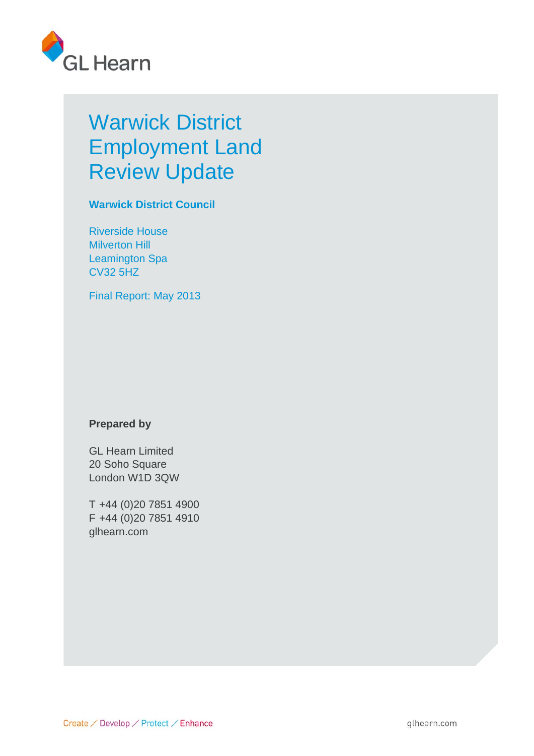GL Hearn

# Warwick District Employment Land Review Update

**Warwick District Council**

Riverside House
Milverton Hill
Leamington Spa
CV32 5HZ

Final Report: May 2013

**Prepared by**

GL Hearn Limited
20 Soho Square
London W1D 3QW

T +44 (0)20 7851 4900
F +44 (0)20 7851 4910
glhearn.com

Create / Develop / Protect / Enhance

glhearn.com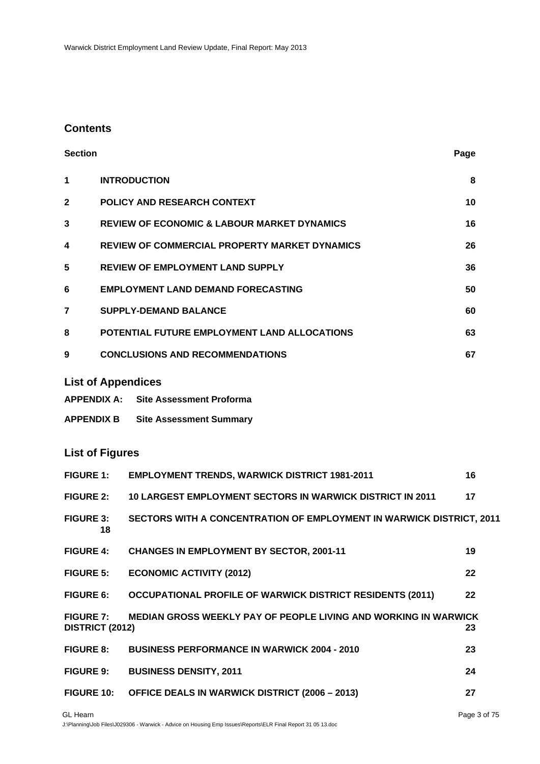## Contents

| Section | | Page |
|---|---|---|
| 1 | INTRODUCTION | 8 |
| 2 | POLICY AND RESEARCH CONTEXT | 10 |
| 3 | REVIEW OF ECONOMIC & LABOUR MARKET DYNAMICS | 16 |
| 4 | REVIEW OF COMMERCIAL PROPERTY MARKET DYNAMICS | 26 |
| 5 | REVIEW OF EMPLOYMENT LAND SUPPLY | 36 |
| 6 | EMPLOYMENT LAND DEMAND FORECASTING | 50 |
| 7 | SUPPLY-DEMAND BALANCE | 60 |
| 8 | POTENTIAL FUTURE EMPLOYMENT LAND ALLOCATIONS | 63 |
| 9 | CONCLUSIONS AND RECOMMENDATIONS | 67 |

## List of Appendices

**APPENDIX A: Site Assessment Proforma**

**APPENDIX B Site Assessment Summary**

## List of Figures

| | | |
|---|---|---|
| FIGURE 1: | EMPLOYMENT TRENDS, WARWICK DISTRICT 1981-2011 | 16 |
| FIGURE 2: | 10 LARGEST EMPLOYMENT SECTORS IN WARWICK DISTRICT IN 2011 | 17 |
| FIGURE 3: | SECTORS WITH A CONCENTRATION OF EMPLOYMENT IN WARWICK DISTRICT, 2011 | 18 |
| FIGURE 4: | CHANGES IN EMPLOYMENT BY SECTOR, 2001-11 | 19 |
| FIGURE 5: | ECONOMIC ACTIVITY (2012) | 22 |
| FIGURE 6: | OCCUPATIONAL PROFILE OF WARWICK DISTRICT RESIDENTS (2011) | 22 |
| FIGURE 7: | MEDIAN GROSS WEEKLY PAY OF PEOPLE LIVING AND WORKING IN WARWICK DISTRICT (2012) | 23 |
| FIGURE 8: | BUSINESS PERFORMANCE IN WARWICK 2004 - 2010 | 23 |
| FIGURE 9: | BUSINESS DENSITY, 2011 | 24 |
| FIGURE 10: | OFFICE DEALS IN WARWICK DISTRICT (2006 – 2013) | 27 |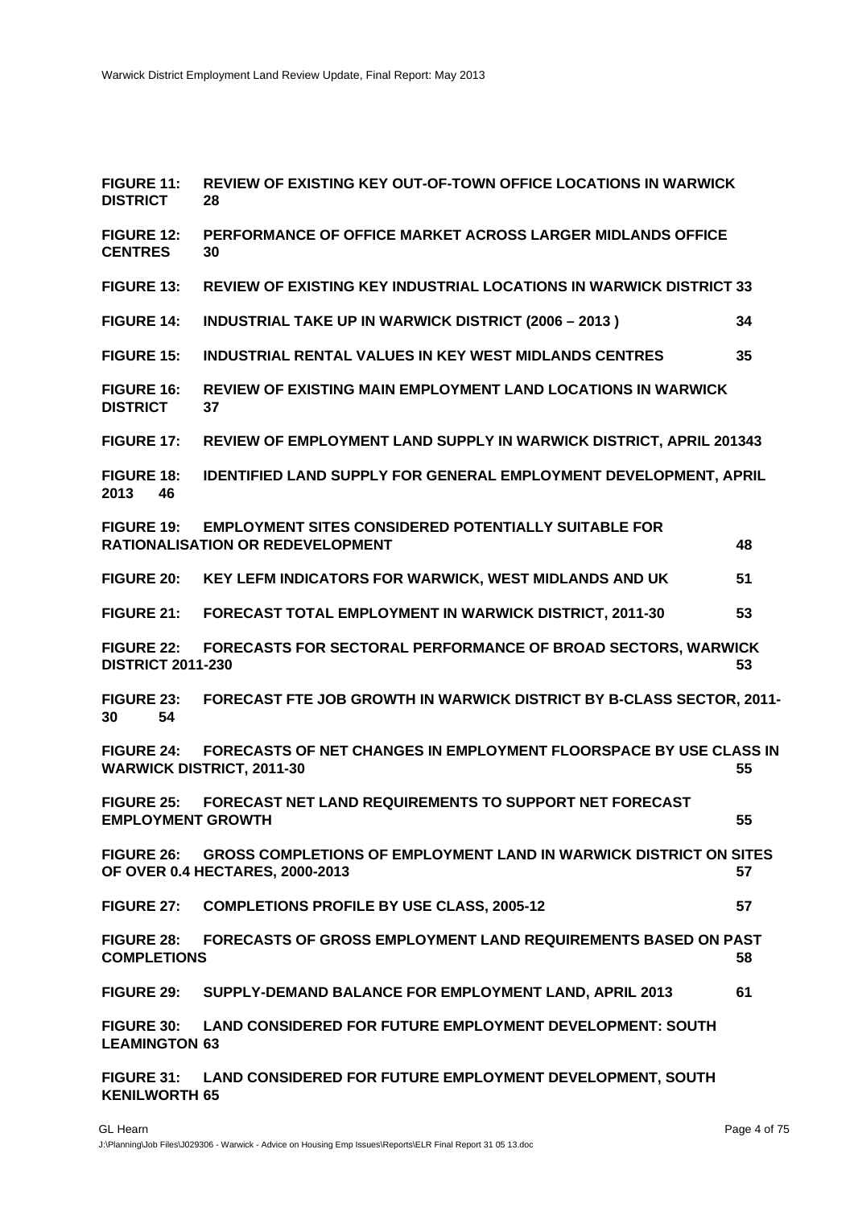**FIGURE 11: REVIEW OF EXISTING KEY OUT-OF-TOWN OFFICE LOCATIONS IN WARWICK DISTRICT 28**

**FIGURE 12: PERFORMANCE OF OFFICE MARKET ACROSS LARGER MIDLANDS OFFICE CENTRES 30**

**FIGURE 13: REVIEW OF EXISTING KEY INDUSTRIAL LOCATIONS IN WARWICK DISTRICT 33**

**FIGURE 14: INDUSTRIAL TAKE UP IN WARWICK DISTRICT (2006 – 2013 ) 34**

**FIGURE 15: INDUSTRIAL RENTAL VALUES IN KEY WEST MIDLANDS CENTRES 35**

**FIGURE 16: REVIEW OF EXISTING MAIN EMPLOYMENT LAND LOCATIONS IN WARWICK DISTRICT 37**

**FIGURE 17: REVIEW OF EMPLOYMENT LAND SUPPLY IN WARWICK DISTRICT, APRIL 201343**

**FIGURE 18: IDENTIFIED LAND SUPPLY FOR GENERAL EMPLOYMENT DEVELOPMENT, APRIL 2013 46**

**FIGURE 19: EMPLOYMENT SITES CONSIDERED POTENTIALLY SUITABLE FOR RATIONALISATION OR REDEVELOPMENT 48**

**FIGURE 20: KEY LEFM INDICATORS FOR WARWICK, WEST MIDLANDS AND UK 51**

**FIGURE 21: FORECAST TOTAL EMPLOYMENT IN WARWICK DISTRICT, 2011-30 53**

**FIGURE 22: FORECASTS FOR SECTORAL PERFORMANCE OF BROAD SECTORS, WARWICK DISTRICT 2011-230 53**

**FIGURE 23: FORECAST FTE JOB GROWTH IN WARWICK DISTRICT BY B-CLASS SECTOR, 2011-30 54**

**FIGURE 24: FORECASTS OF NET CHANGES IN EMPLOYMENT FLOORSPACE BY USE CLASS IN WARWICK DISTRICT, 2011-30 55**

**FIGURE 25: FORECAST NET LAND REQUIREMENTS TO SUPPORT NET FORECAST EMPLOYMENT GROWTH 55**

**FIGURE 26: GROSS COMPLETIONS OF EMPLOYMENT LAND IN WARWICK DISTRICT ON SITES OF OVER 0.4 HECTARES, 2000-2013 57**

**FIGURE 27: COMPLETIONS PROFILE BY USE CLASS, 2005-12 57**

**FIGURE 28: FORECASTS OF GROSS EMPLOYMENT LAND REQUIREMENTS BASED ON PAST COMPLETIONS 58**

**FIGURE 29: SUPPLY-DEMAND BALANCE FOR EMPLOYMENT LAND, APRIL 2013 61**

**FIGURE 30: LAND CONSIDERED FOR FUTURE EMPLOYMENT DEVELOPMENT: SOUTH LEAMINGTON 63**

**FIGURE 31: LAND CONSIDERED FOR FUTURE EMPLOYMENT DEVELOPMENT, SOUTH KENILWORTH 65**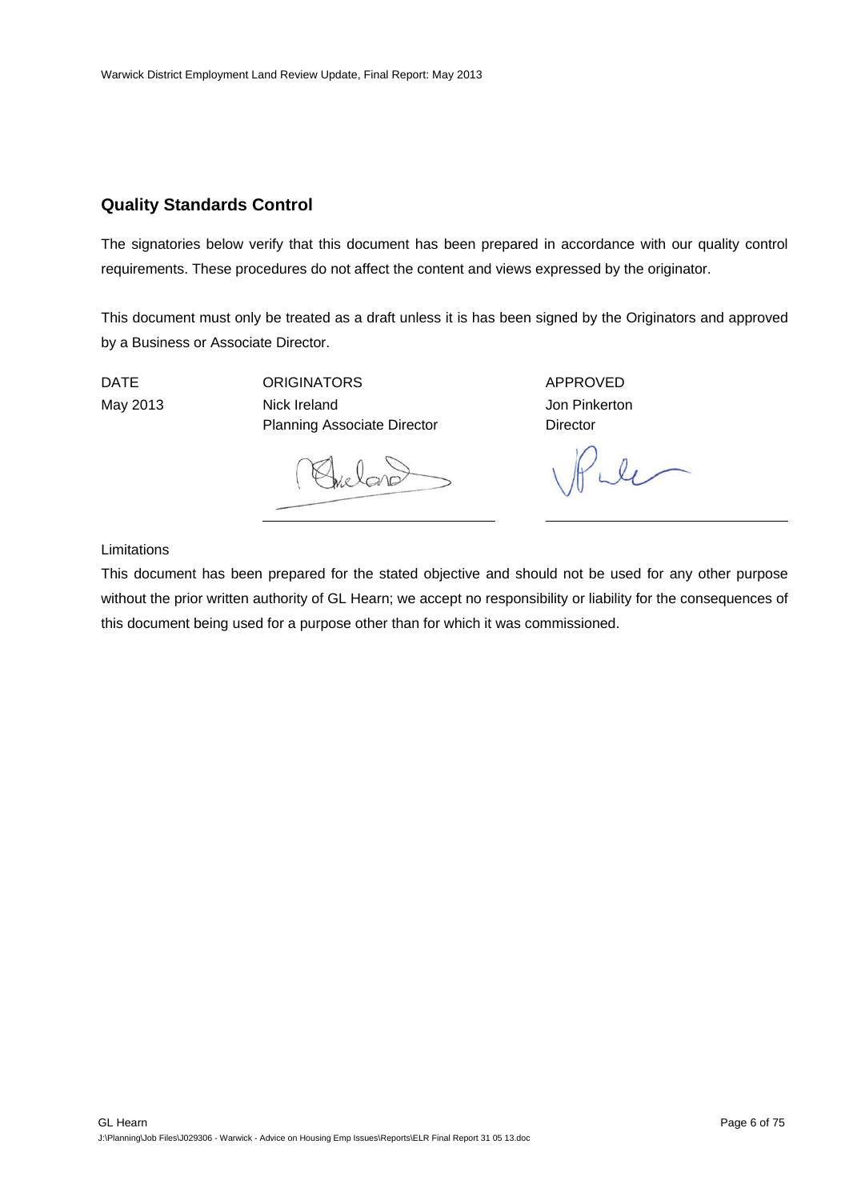## Quality Standards Control

The signatories below verify that this document has been prepared in accordance with our quality control requirements. These procedures do not affect the content and views expressed by the originator.

This document must only be treated as a draft unless it is has been signed by the Originators and approved by a Business or Associate Director.

| DATE | ORIGINATORS | APPROVED |
| --- | --- | --- |
| May 2013 | Nick Ireland<br>Planning Associate Director | Jon Pinkerton<br>Director |

Limitations

This document has been prepared for the stated objective and should not be used for any other purpose without the prior written authority of GL Hearn; we accept no responsibility or liability for the consequences of this document being used for a purpose other than for which it was commissioned.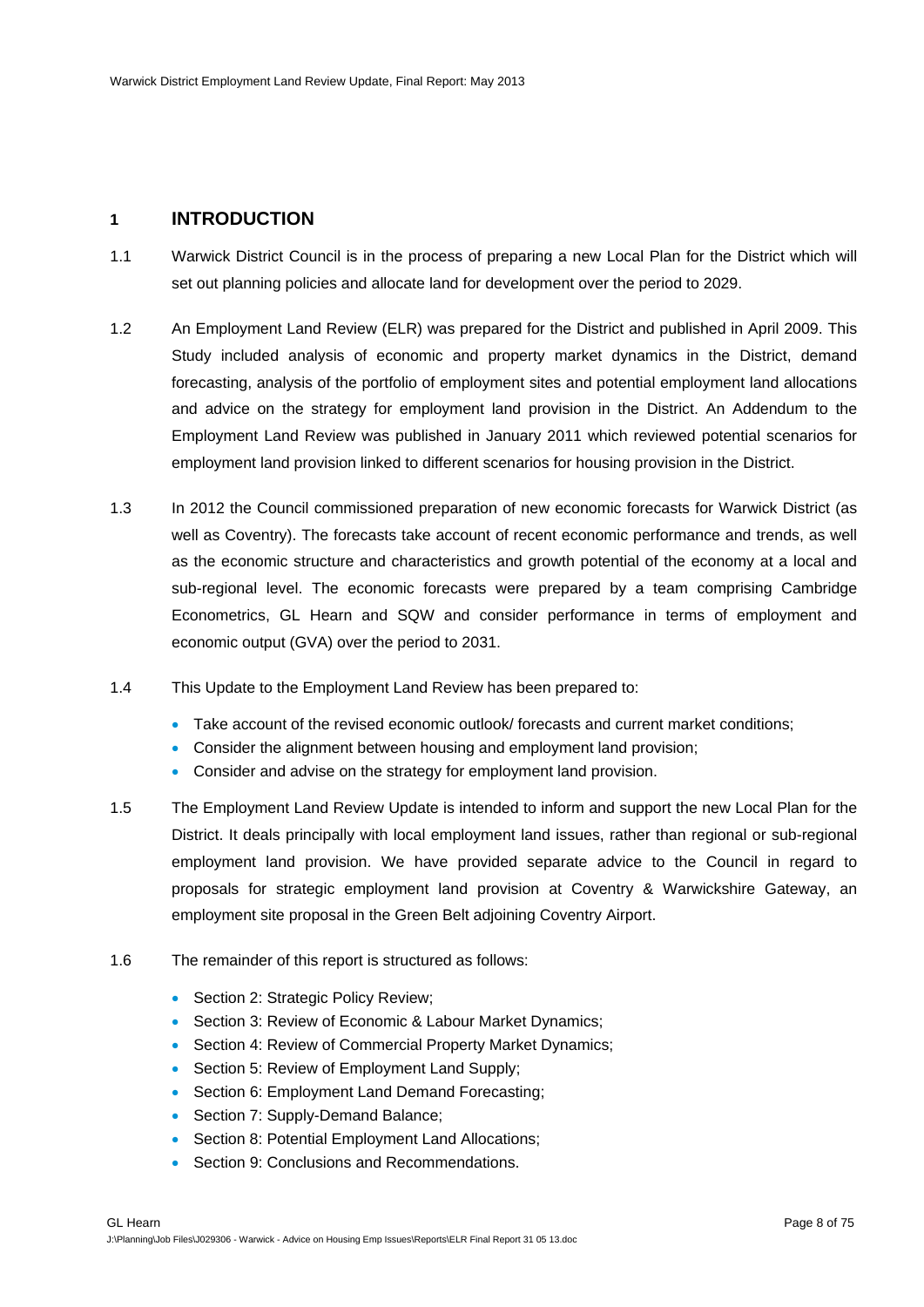# 1 INTRODUCTION

1.1 Warwick District Council is in the process of preparing a new Local Plan for the District which will set out planning policies and allocate land for development over the period to 2029.

1.2 An Employment Land Review (ELR) was prepared for the District and published in April 2009. This Study included analysis of economic and property market dynamics in the District, demand forecasting, analysis of the portfolio of employment sites and potential employment land allocations and advice on the strategy for employment land provision in the District. An Addendum to the Employment Land Review was published in January 2011 which reviewed potential scenarios for employment land provision linked to different scenarios for housing provision in the District.

1.3 In 2012 the Council commissioned preparation of new economic forecasts for Warwick District (as well as Coventry). The forecasts take account of recent economic performance and trends, as well as the economic structure and characteristics and growth potential of the economy at a local and sub-regional level. The economic forecasts were prepared by a team comprising Cambridge Econometrics, GL Hearn and SQW and consider performance in terms of employment and economic output (GVA) over the period to 2031.

1.4 This Update to the Employment Land Review has been prepared to:

- Take account of the revised economic outlook/ forecasts and current market conditions;
- Consider the alignment between housing and employment land provision;
- Consider and advise on the strategy for employment land provision.

1.5 The Employment Land Review Update is intended to inform and support the new Local Plan for the District. It deals principally with local employment land issues, rather than regional or sub-regional employment land provision. We have provided separate advice to the Council in regard to proposals for strategic employment land provision at Coventry & Warwickshire Gateway, an employment site proposal in the Green Belt adjoining Coventry Airport.

1.6 The remainder of this report is structured as follows:

- Section 2: Strategic Policy Review;
- Section 3: Review of Economic & Labour Market Dynamics;
- Section 4: Review of Commercial Property Market Dynamics;
- Section 5: Review of Employment Land Supply;
- Section 6: Employment Land Demand Forecasting;
- Section 7: Supply-Demand Balance;
- Section 8: Potential Employment Land Allocations;
- Section 9: Conclusions and Recommendations.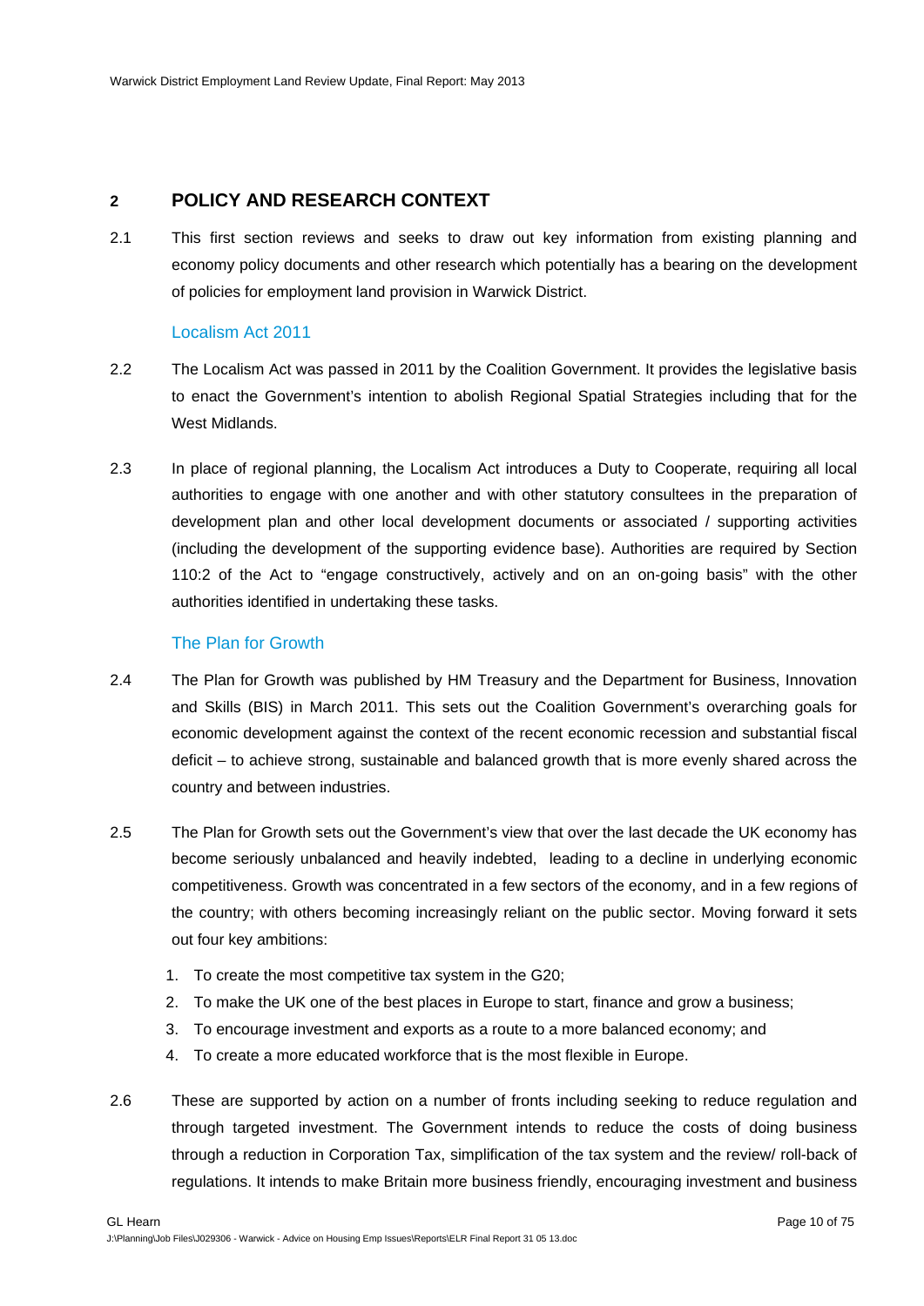## 2 POLICY AND RESEARCH CONTEXT

2.1 This first section reviews and seeks to draw out key information from existing planning and economy policy documents and other research which potentially has a bearing on the development of policies for employment land provision in Warwick District.

### Localism Act 2011

2.2 The Localism Act was passed in 2011 by the Coalition Government. It provides the legislative basis to enact the Government's intention to abolish Regional Spatial Strategies including that for the West Midlands.

2.3 In place of regional planning, the Localism Act introduces a Duty to Cooperate, requiring all local authorities to engage with one another and with other statutory consultees in the preparation of development plan and other local development documents or associated / supporting activities (including the development of the supporting evidence base). Authorities are required by Section 110:2 of the Act to "engage constructively, actively and on an on-going basis" with the other authorities identified in undertaking these tasks.

### The Plan for Growth

2.4 The Plan for Growth was published by HM Treasury and the Department for Business, Innovation and Skills (BIS) in March 2011. This sets out the Coalition Government's overarching goals for economic development against the context of the recent economic recession and substantial fiscal deficit – to achieve strong, sustainable and balanced growth that is more evenly shared across the country and between industries.

2.5 The Plan for Growth sets out the Government's view that over the last decade the UK economy has become seriously unbalanced and heavily indebted, leading to a decline in underlying economic competitiveness. Growth was concentrated in a few sectors of the economy, and in a few regions of the country; with others becoming increasingly reliant on the public sector. Moving forward it sets out four key ambitions:

1. To create the most competitive tax system in the G20;
2. To make the UK one of the best places in Europe to start, finance and grow a business;
3. To encourage investment and exports as a route to a more balanced economy; and
4. To create a more educated workforce that is the most flexible in Europe.

2.6 These are supported by action on a number of fronts including seeking to reduce regulation and through targeted investment. The Government intends to reduce the costs of doing business through a reduction in Corporation Tax, simplification of the tax system and the review/ roll-back of regulations. It intends to make Britain more business friendly, encouraging investment and business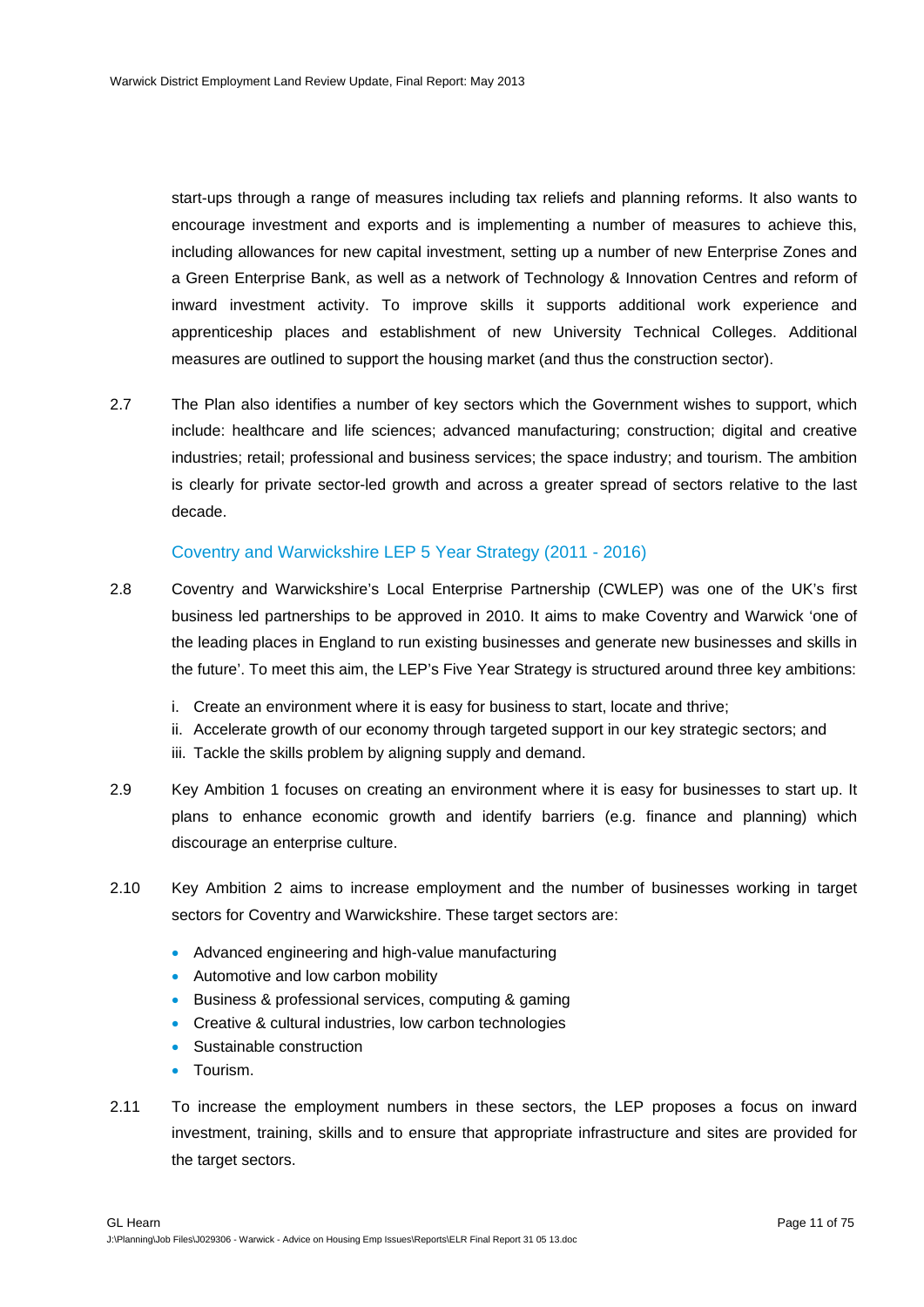start-ups through a range of measures including tax reliefs and planning reforms. It also wants to encourage investment and exports and is implementing a number of measures to achieve this, including allowances for new capital investment, setting up a number of new Enterprise Zones and a Green Enterprise Bank, as well as a network of Technology & Innovation Centres and reform of inward investment activity. To improve skills it supports additional work experience and apprenticeship places and establishment of new University Technical Colleges. Additional measures are outlined to support the housing market (and thus the construction sector).

2.7 The Plan also identifies a number of key sectors which the Government wishes to support, which include: healthcare and life sciences; advanced manufacturing; construction; digital and creative industries; retail; professional and business services; the space industry; and tourism. The ambition is clearly for private sector-led growth and across a greater spread of sectors relative to the last decade.

### Coventry and Warwickshire LEP 5 Year Strategy (2011 - 2016)

2.8 Coventry and Warwickshire's Local Enterprise Partnership (CWLEP) was one of the UK's first business led partnerships to be approved in 2010. It aims to make Coventry and Warwick 'one of the leading places in England to run existing businesses and generate new businesses and skills in the future'. To meet this aim, the LEP's Five Year Strategy is structured around three key ambitions:

i. Create an environment where it is easy for business to start, locate and thrive;
ii. Accelerate growth of our economy through targeted support in our key strategic sectors; and
iii. Tackle the skills problem by aligning supply and demand.

2.9 Key Ambition 1 focuses on creating an environment where it is easy for businesses to start up. It plans to enhance economic growth and identify barriers (e.g. finance and planning) which discourage an enterprise culture.

2.10 Key Ambition 2 aims to increase employment and the number of businesses working in target sectors for Coventry and Warwickshire. These target sectors are:

- Advanced engineering and high-value manufacturing
- Automotive and low carbon mobility
- Business & professional services, computing & gaming
- Creative & cultural industries, low carbon technologies
- Sustainable construction
- Tourism.

2.11 To increase the employment numbers in these sectors, the LEP proposes a focus on inward investment, training, skills and to ensure that appropriate infrastructure and sites are provided for the target sectors.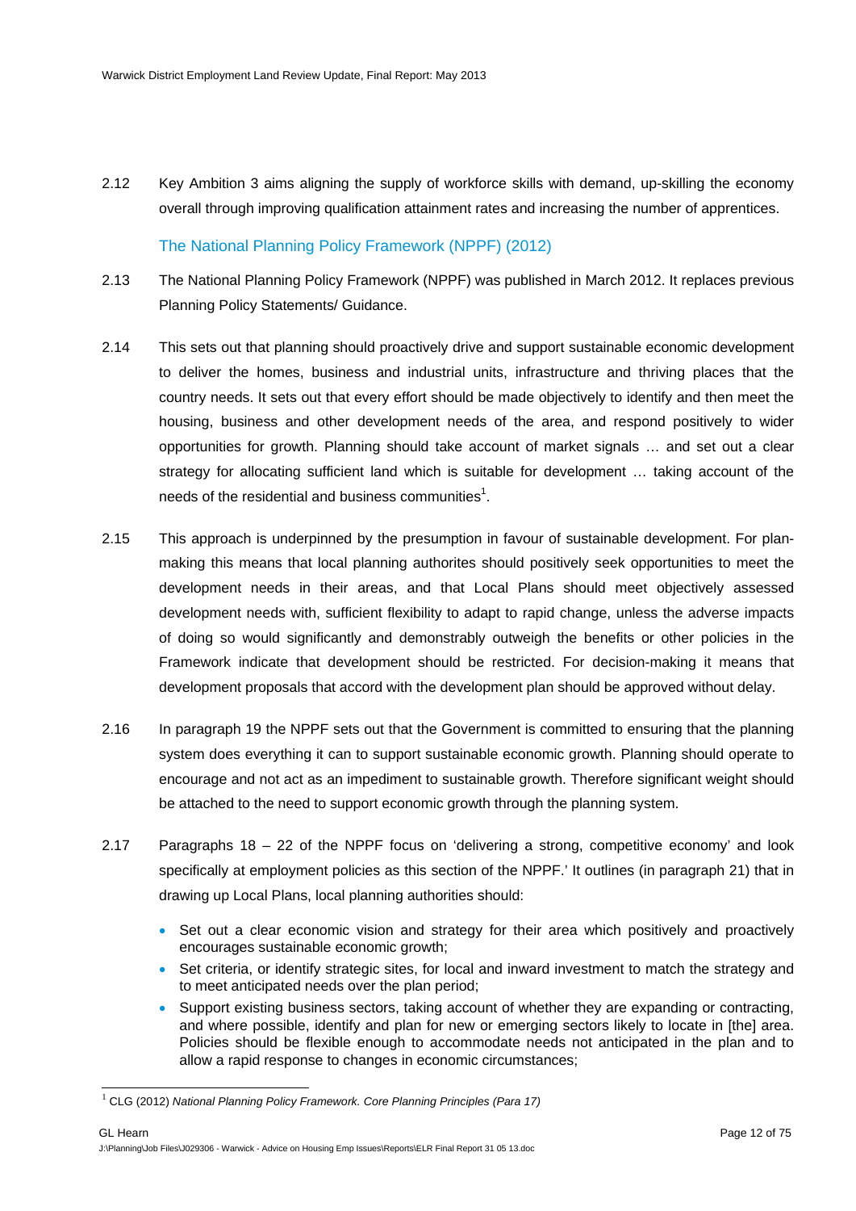2.12 Key Ambition 3 aims aligning the supply of workforce skills with demand, up-skilling the economy overall through improving qualification attainment rates and increasing the number of apprentices.

### The National Planning Policy Framework (NPPF) (2012)

2.13 The National Planning Policy Framework (NPPF) was published in March 2012. It replaces previous Planning Policy Statements/ Guidance.

2.14 This sets out that planning should proactively drive and support sustainable economic development to deliver the homes, business and industrial units, infrastructure and thriving places that the country needs. It sets out that every effort should be made objectively to identify and then meet the housing, business and other development needs of the area, and respond positively to wider opportunities for growth. Planning should take account of market signals … and set out a clear strategy for allocating sufficient land which is suitable for development … taking account of the needs of the residential and business communities[1].

2.15 This approach is underpinned by the presumption in favour of sustainable development. For plan-making this means that local planning authorites should positively seek opportunities to meet the development needs in their areas, and that Local Plans should meet objectively assessed development needs with, sufficient flexibility to adapt to rapid change, unless the adverse impacts of doing so would significantly and demonstrably outweigh the benefits or other policies in the Framework indicate that development should be restricted. For decision-making it means that development proposals that accord with the development plan should be approved without delay.

2.16 In paragraph 19 the NPPF sets out that the Government is committed to ensuring that the planning system does everything it can to support sustainable economic growth. Planning should operate to encourage and not act as an impediment to sustainable growth. Therefore significant weight should be attached to the need to support economic growth through the planning system.

2.17 Paragraphs 18 – 22 of the NPPF focus on 'delivering a strong, competitive economy' and look specifically at employment policies as this section of the NPPF.' It outlines (in paragraph 21) that in drawing up Local Plans, local planning authorities should:

- Set out a clear economic vision and strategy for their area which positively and proactively encourages sustainable economic growth;
- Set criteria, or identify strategic sites, for local and inward investment to match the strategy and to meet anticipated needs over the plan period;
- Support existing business sectors, taking account of whether they are expanding or contracting, and where possible, identify and plan for new or emerging sectors likely to locate in [the] area. Policies should be flexible enough to accommodate needs not anticipated in the plan and to allow a rapid response to changes in economic circumstances;

[1] CLG (2012) *National Planning Policy Framework. Core Planning Principles (Para 17)*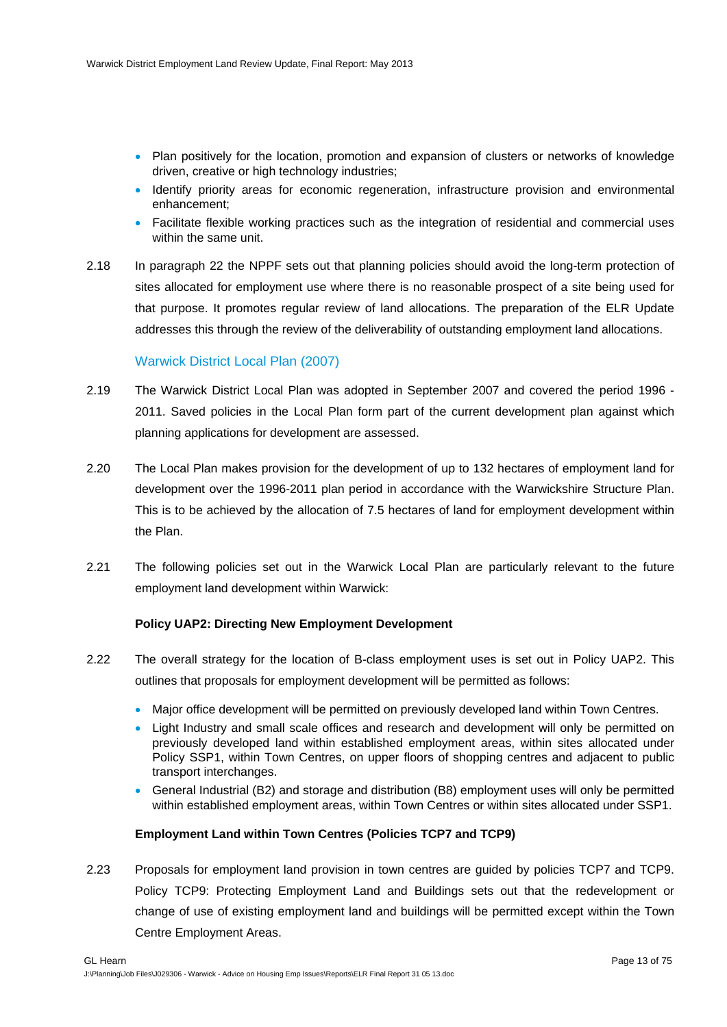- Plan positively for the location, promotion and expansion of clusters or networks of knowledge driven, creative or high technology industries;
- Identify priority areas for economic regeneration, infrastructure provision and environmental enhancement;
- Facilitate flexible working practices such as the integration of residential and commercial uses within the same unit.

2.18 In paragraph 22 the NPPF sets out that planning policies should avoid the long-term protection of sites allocated for employment use where there is no reasonable prospect of a site being used for that purpose. It promotes regular review of land allocations. The preparation of the ELR Update addresses this through the review of the deliverability of outstanding employment land allocations.

### Warwick District Local Plan (2007)

2.19 The Warwick District Local Plan was adopted in September 2007 and covered the period 1996 - 2011. Saved policies in the Local Plan form part of the current development plan against which planning applications for development are assessed.

2.20 The Local Plan makes provision for the development of up to 132 hectares of employment land for development over the 1996-2011 plan period in accordance with the Warwickshire Structure Plan. This is to be achieved by the allocation of 7.5 hectares of land for employment development within the Plan.

2.21 The following policies set out in the Warwick Local Plan are particularly relevant to the future employment land development within Warwick:

**Policy UAP2: Directing New Employment Development**

2.22 The overall strategy for the location of B-class employment uses is set out in Policy UAP2. This outlines that proposals for employment development will be permitted as follows:

- Major office development will be permitted on previously developed land within Town Centres.
- Light Industry and small scale offices and research and development will only be permitted on previously developed land within established employment areas, within sites allocated under Policy SSP1, within Town Centres, on upper floors of shopping centres and adjacent to public transport interchanges.
- General Industrial (B2) and storage and distribution (B8) employment uses will only be permitted within established employment areas, within Town Centres or within sites allocated under SSP1.

**Employment Land within Town Centres (Policies TCP7 and TCP9)**

2.23 Proposals for employment land provision in town centres are guided by policies TCP7 and TCP9. Policy TCP9: Protecting Employment Land and Buildings sets out that the redevelopment or change of use of existing employment land and buildings will be permitted except within the Town Centre Employment Areas.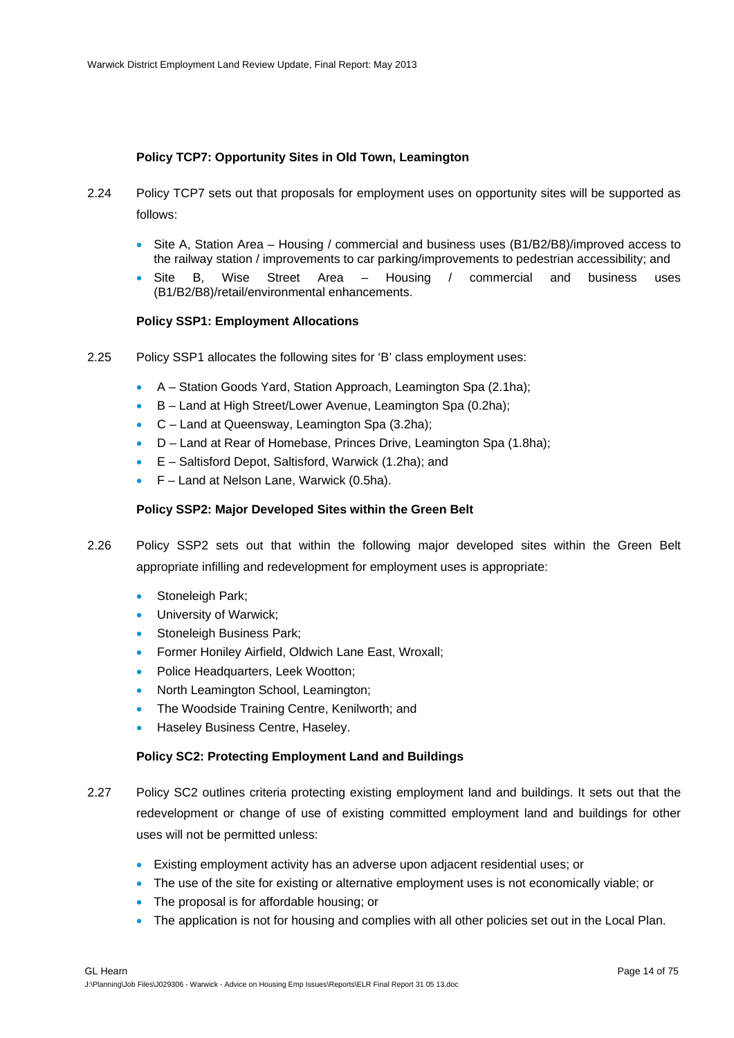**Policy TCP7: Opportunity Sites in Old Town, Leamington**

2.24 Policy TCP7 sets out that proposals for employment uses on opportunity sites will be supported as follows:

- Site A, Station Area – Housing / commercial and business uses (B1/B2/B8)/improved access to the railway station / improvements to car parking/improvements to pedestrian accessibility; and
- Site B, Wise Street Area – Housing / commercial and business uses (B1/B2/B8)/retail/environmental enhancements.

**Policy SSP1: Employment Allocations**

2.25 Policy SSP1 allocates the following sites for 'B' class employment uses:

- A – Station Goods Yard, Station Approach, Leamington Spa (2.1ha);
- B – Land at High Street/Lower Avenue, Leamington Spa (0.2ha);
- C – Land at Queensway, Leamington Spa (3.2ha);
- D – Land at Rear of Homebase, Princes Drive, Leamington Spa (1.8ha);
- E – Saltisford Depot, Saltisford, Warwick (1.2ha); and
- F – Land at Nelson Lane, Warwick (0.5ha).

**Policy SSP2: Major Developed Sites within the Green Belt**

2.26 Policy SSP2 sets out that within the following major developed sites within the Green Belt appropriate infilling and redevelopment for employment uses is appropriate:

- Stoneleigh Park;
- University of Warwick;
- Stoneleigh Business Park;
- Former Honiley Airfield, Oldwich Lane East, Wroxall;
- Police Headquarters, Leek Wootton;
- North Leamington School, Leamington;
- The Woodside Training Centre, Kenilworth; and
- Haseley Business Centre, Haseley.

**Policy SC2: Protecting Employment Land and Buildings**

2.27 Policy SC2 outlines criteria protecting existing employment land and buildings. It sets out that the redevelopment or change of use of existing committed employment land and buildings for other uses will not be permitted unless:

- Existing employment activity has an adverse upon adjacent residential uses; or
- The use of the site for existing or alternative employment uses is not economically viable; or
- The proposal is for affordable housing; or
- The application is not for housing and complies with all other policies set out in the Local Plan.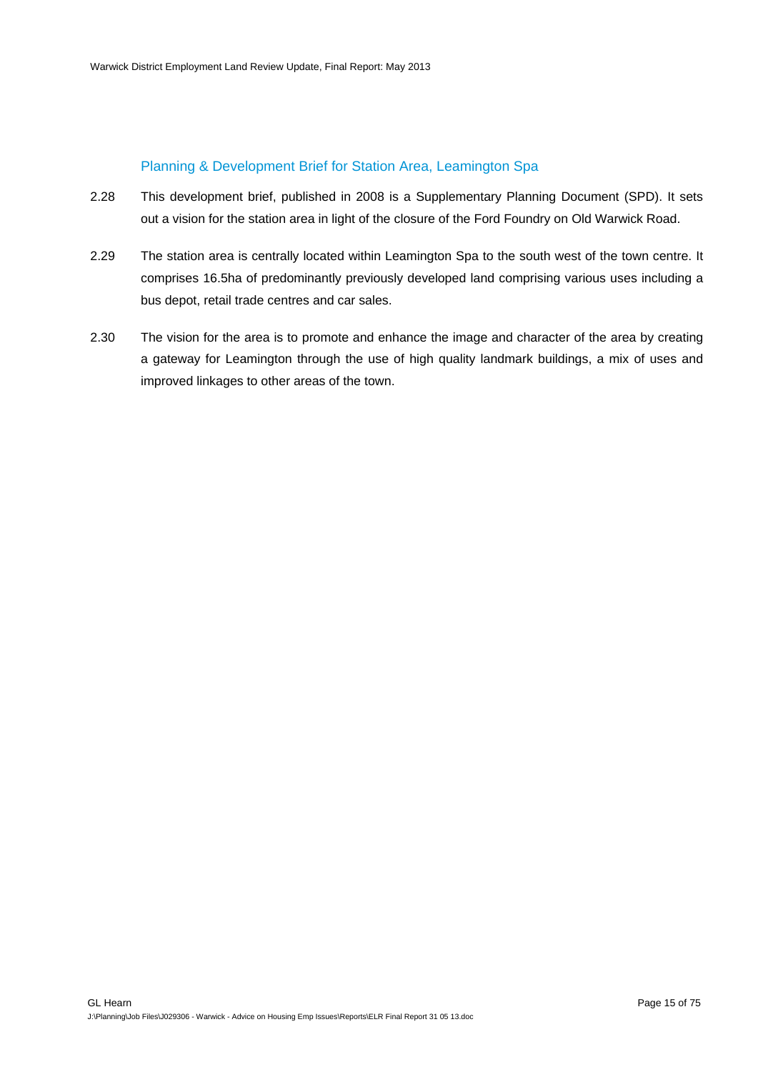### Planning & Development Brief for Station Area, Leamington Spa

2.28 This development brief, published in 2008 is a Supplementary Planning Document (SPD). It sets out a vision for the station area in light of the closure of the Ford Foundry on Old Warwick Road.

2.29 The station area is centrally located within Leamington Spa to the south west of the town centre. It comprises 16.5ha of predominantly previously developed land comprising various uses including a bus depot, retail trade centres and car sales.

2.30 The vision for the area is to promote and enhance the image and character of the area by creating a gateway for Leamington through the use of high quality landmark buildings, a mix of uses and improved linkages to other areas of the town.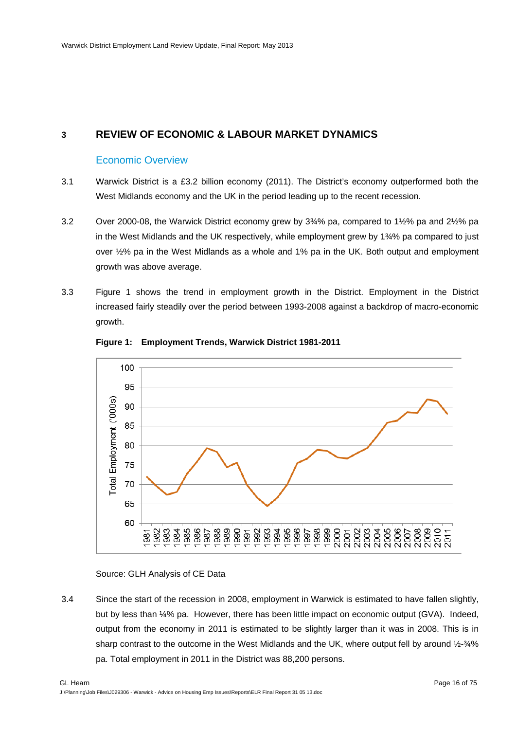## 3 REVIEW OF ECONOMIC & LABOUR MARKET DYNAMICS

### Economic Overview

3.1 Warwick District is a £3.2 billion economy (2011). The District's economy outperformed both the West Midlands economy and the UK in the period leading up to the recent recession.

3.2 Over 2000-08, the Warwick District economy grew by 3¾% pa, compared to 1½% pa and 2½% pa in the West Midlands and the UK respectively, while employment grew by 1¾% pa compared to just over ½% pa in the West Midlands as a whole and 1% pa in the UK. Both output and employment growth was above average.

3.3 Figure 1 shows the trend in employment growth in the District. Employment in the District increased fairly steadily over the period between 1993-2008 against a backdrop of macro-economic growth.

**Figure 1: Employment Trends, Warwick District 1981-2011**

Source: GLH Analysis of CE Data

3.4 Since the start of the recession in 2008, employment in Warwick is estimated to have fallen slightly, but by less than ¼% pa. However, there has been little impact on economic output (GVA). Indeed, output from the economy in 2011 is estimated to be slightly larger than it was in 2008. This is in sharp contrast to the outcome in the West Midlands and the UK, where output fell by around ½-¾% pa. Total employment in 2011 in the District was 88,200 persons.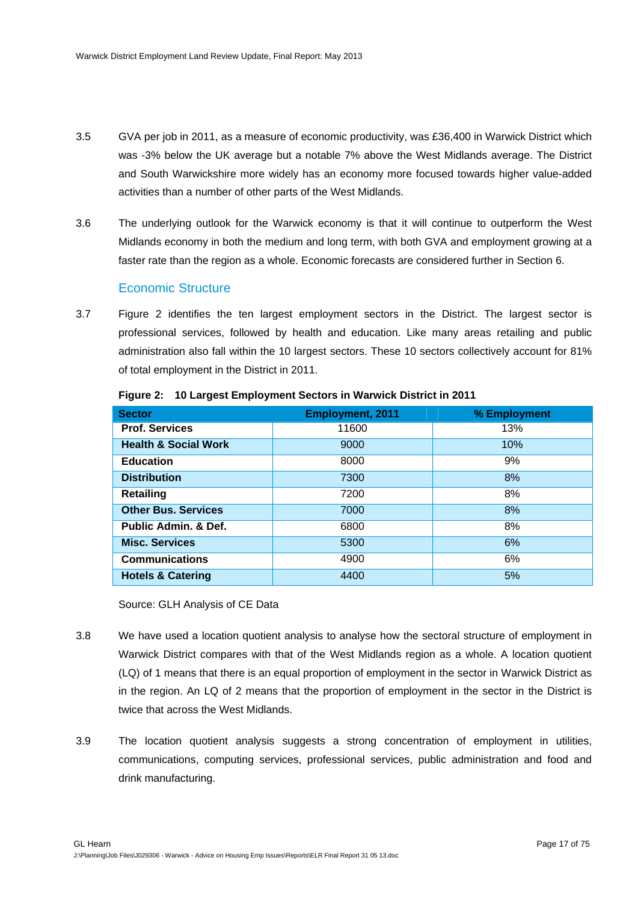3.5 GVA per job in 2011, as a measure of economic productivity, was £36,400 in Warwick District which was -3% below the UK average but a notable 7% above the West Midlands average. The District and South Warwickshire more widely has an economy more focused towards higher value-added activities than a number of other parts of the West Midlands.

3.6 The underlying outlook for the Warwick economy is that it will continue to outperform the West Midlands economy in both the medium and long term, with both GVA and employment growing at a faster rate than the region as a whole. Economic forecasts are considered further in Section 6.

## Economic Structure

3.7 Figure 2 identifies the ten largest employment sectors in the District. The largest sector is professional services, followed by health and education. Like many areas retailing and public administration also fall within the 10 largest sectors. These 10 sectors collectively account for 81% of total employment in the District in 2011.

**Figure 2: 10 Largest Employment Sectors in Warwick District in 2011**

| Sector | Employment, 2011 | % Employment |
|---|---|---|
| **Prof. Services** | 11600 | 13% |
| **Health & Social Work** | 9000 | 10% |
| **Education** | 8000 | 9% |
| **Distribution** | 7300 | 8% |
| **Retailing** | 7200 | 8% |
| **Other Bus. Services** | 7000 | 8% |
| **Public Admin. & Def.** | 6800 | 8% |
| **Misc. Services** | 5300 | 6% |
| **Communications** | 4900 | 6% |
| **Hotels & Catering** | 4400 | 5% |

Source: GLH Analysis of CE Data

3.8 We have used a location quotient analysis to analyse how the sectoral structure of employment in Warwick District compares with that of the West Midlands region as a whole. A location quotient (LQ) of 1 means that there is an equal proportion of employment in the sector in Warwick District as in the region. An LQ of 2 means that the proportion of employment in the sector in the District is twice that across the West Midlands.

3.9 The location quotient analysis suggests a strong concentration of employment in utilities, communications, computing services, professional services, public administration and food and drink manufacturing.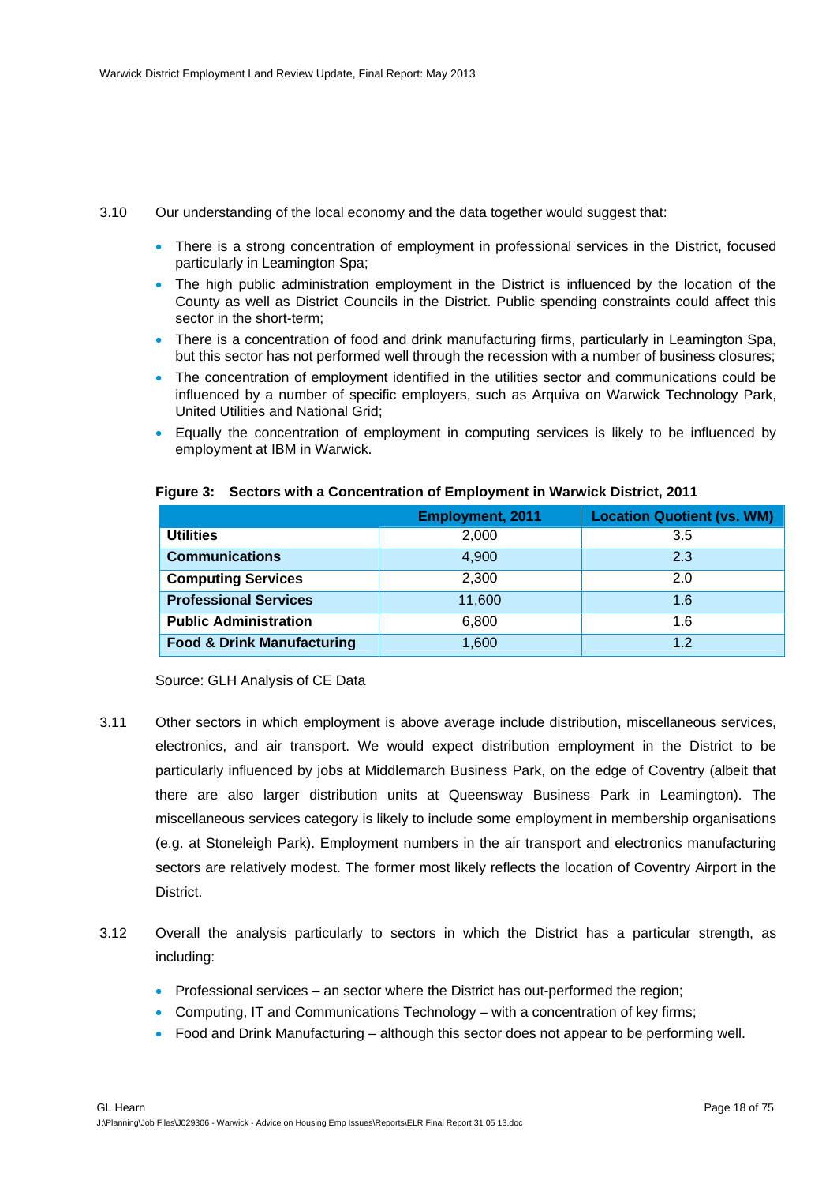3.10 Our understanding of the local economy and the data together would suggest that:

- There is a strong concentration of employment in professional services in the District, focused particularly in Leamington Spa;
- The high public administration employment in the District is influenced by the location of the County as well as District Councils in the District. Public spending constraints could affect this sector in the short-term;
- There is a concentration of food and drink manufacturing firms, particularly in Leamington Spa, but this sector has not performed well through the recession with a number of business closures;
- The concentration of employment identified in the utilities sector and communications could be influenced by a number of specific employers, such as Arquiva on Warwick Technology Park, United Utilities and National Grid;
- Equally the concentration of employment in computing services is likely to be influenced by employment at IBM in Warwick.

**Figure 3: Sectors with a Concentration of Employment in Warwick District, 2011**

| | Employment, 2011 | Location Quotient (vs. WM) |
|---|---|---|
| **Utilities** | 2,000 | 3.5 |
| **Communications** | 4,900 | 2.3 |
| **Computing Services** | 2,300 | 2.0 |
| **Professional Services** | 11,600 | 1.6 |
| **Public Administration** | 6,800 | 1.6 |
| **Food & Drink Manufacturing** | 1,600 | 1.2 |

Source: GLH Analysis of CE Data

3.11 Other sectors in which employment is above average include distribution, miscellaneous services, electronics, and air transport. We would expect distribution employment in the District to be particularly influenced by jobs at Middlemarch Business Park, on the edge of Coventry (albeit that there are also larger distribution units at Queensway Business Park in Leamington). The miscellaneous services category is likely to include some employment in membership organisations (e.g. at Stoneleigh Park). Employment numbers in the air transport and electronics manufacturing sectors are relatively modest. The former most likely reflects the location of Coventry Airport in the District.

3.12 Overall the analysis particularly to sectors in which the District has a particular strength, as including:

- Professional services – an sector where the District has out-performed the region;
- Computing, IT and Communications Technology – with a concentration of key firms;
- Food and Drink Manufacturing – although this sector does not appear to be performing well.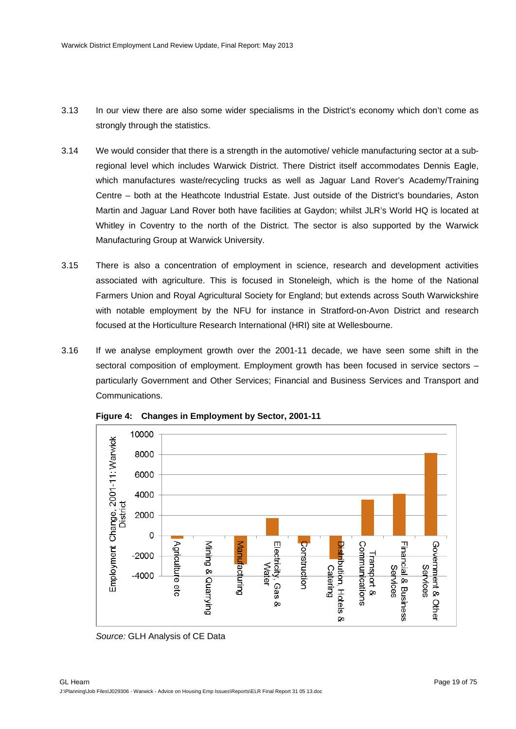3.13 In our view there are also some wider specialisms in the District's economy which don't come as strongly through the statistics.

3.14 We would consider that there is a strength in the automotive/ vehicle manufacturing sector at a sub-regional level which includes Warwick District. There District itself accommodates Dennis Eagle, which manufactures waste/recycling trucks as well as Jaguar Land Rover's Academy/Training Centre – both at the Heathcote Industrial Estate. Just outside of the District's boundaries, Aston Martin and Jaguar Land Rover both have facilities at Gaydon; whilst JLR's World HQ is located at Whitley in Coventry to the north of the District. The sector is also supported by the Warwick Manufacturing Group at Warwick University.

3.15 There is also a concentration of employment in science, research and development activities associated with agriculture. This is focused in Stoneleigh, which is the home of the National Farmers Union and Royal Agricultural Society for England; but extends across South Warwickshire with notable employment by the NFU for instance in Stratford-on-Avon District and research focused at the Horticulture Research International (HRI) site at Wellesbourne.

3.16 If we analyse employment growth over the 2001-11 decade, we have seen some shift in the sectoral composition of employment. Employment growth has been focused in service sectors – particularly Government and Other Services; Financial and Business Services and Transport and Communications.

**Figure 4: Changes in Employment by Sector, 2001-11**

*Source:* GLH Analysis of CE Data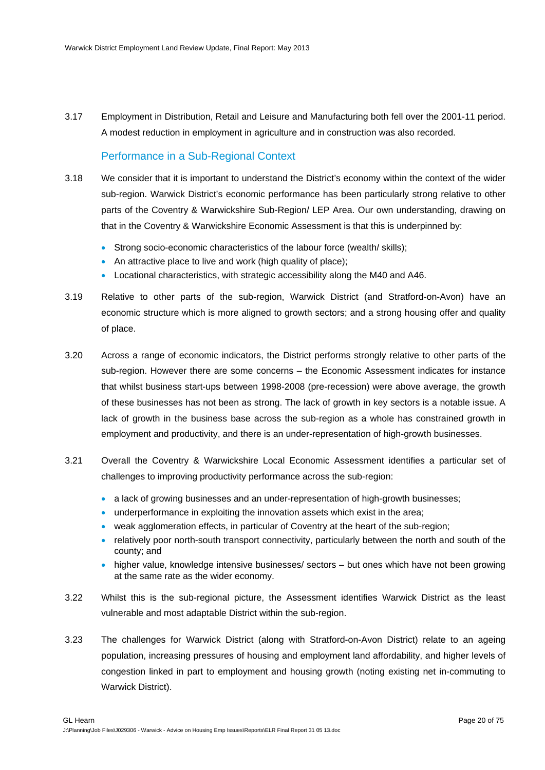3.17 Employment in Distribution, Retail and Leisure and Manufacturing both fell over the 2001-11 period. A modest reduction in employment in agriculture and in construction was also recorded.

## Performance in a Sub-Regional Context

3.18 We consider that it is important to understand the District's economy within the context of the wider sub-region. Warwick District's economic performance has been particularly strong relative to other parts of the Coventry & Warwickshire Sub-Region/ LEP Area. Our own understanding, drawing on that in the Coventry & Warwickshire Economic Assessment is that this is underpinned by:

- Strong socio-economic characteristics of the labour force (wealth/ skills);
- An attractive place to live and work (high quality of place);
- Locational characteristics, with strategic accessibility along the M40 and A46.

3.19 Relative to other parts of the sub-region, Warwick District (and Stratford-on-Avon) have an economic structure which is more aligned to growth sectors; and a strong housing offer and quality of place.

3.20 Across a range of economic indicators, the District performs strongly relative to other parts of the sub-region. However there are some concerns – the Economic Assessment indicates for instance that whilst business start-ups between 1998-2008 (pre-recession) were above average, the growth of these businesses has not been as strong. The lack of growth in key sectors is a notable issue. A lack of growth in the business base across the sub-region as a whole has constrained growth in employment and productivity, and there is an under-representation of high-growth businesses.

3.21 Overall the Coventry & Warwickshire Local Economic Assessment identifies a particular set of challenges to improving productivity performance across the sub-region:

- a lack of growing businesses and an under-representation of high-growth businesses;
- underperformance in exploiting the innovation assets which exist in the area;
- weak agglomeration effects, in particular of Coventry at the heart of the sub-region;
- relatively poor north-south transport connectivity, particularly between the north and south of the county; and
- higher value, knowledge intensive businesses/ sectors – but ones which have not been growing at the same rate as the wider economy.

3.22 Whilst this is the sub-regional picture, the Assessment identifies Warwick District as the least vulnerable and most adaptable District within the sub-region.

3.23 The challenges for Warwick District (along with Stratford-on-Avon District) relate to an ageing population, increasing pressures of housing and employment land affordability, and higher levels of congestion linked in part to employment and housing growth (noting existing net in-commuting to Warwick District).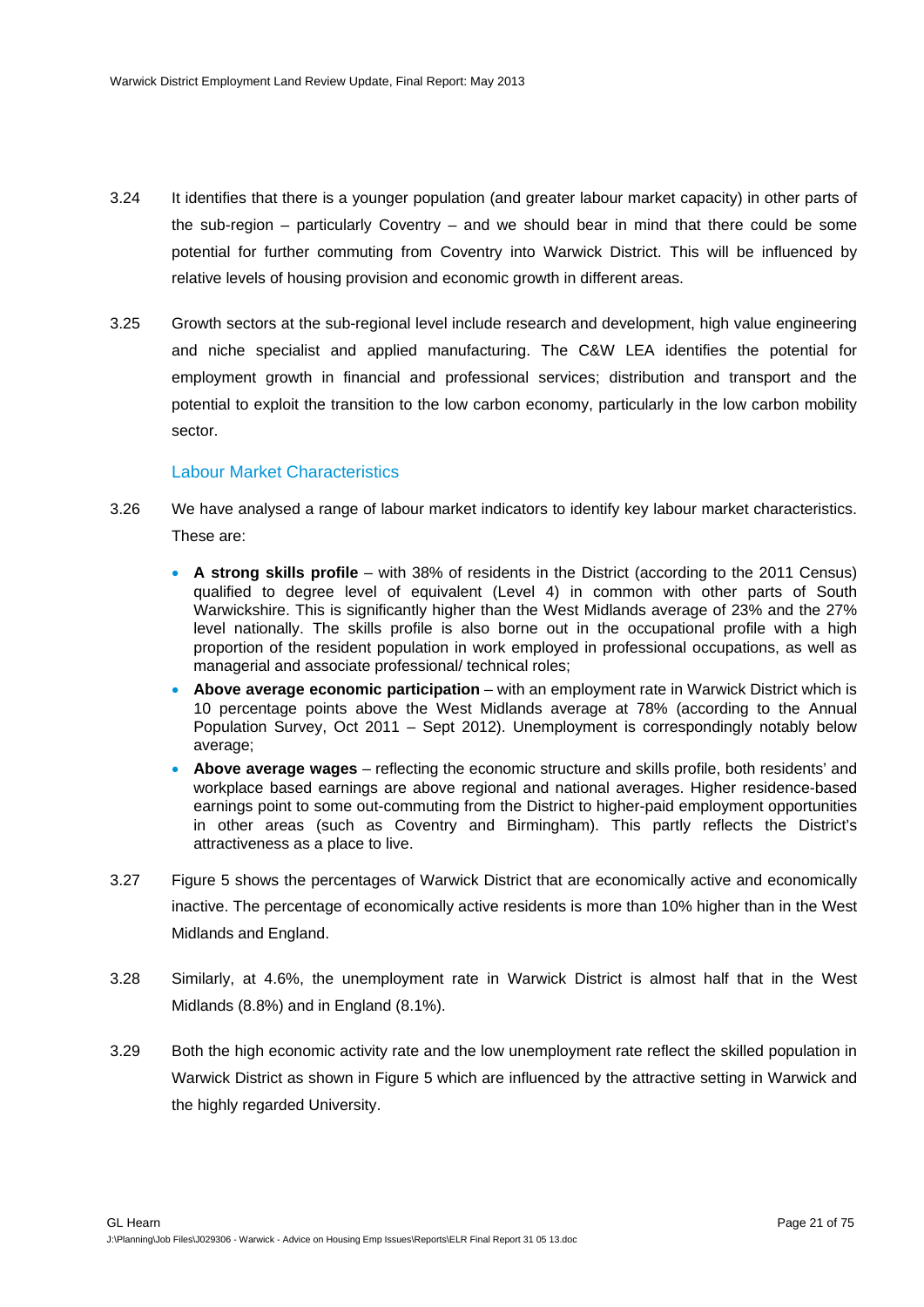3.24 It identifies that there is a younger population (and greater labour market capacity) in other parts of the sub-region – particularly Coventry – and we should bear in mind that there could be some potential for further commuting from Coventry into Warwick District. This will be influenced by relative levels of housing provision and economic growth in different areas.

3.25 Growth sectors at the sub-regional level include research and development, high value engineering and niche specialist and applied manufacturing. The C&W LEA identifies the potential for employment growth in financial and professional services; distribution and transport and the potential to exploit the transition to the low carbon economy, particularly in the low carbon mobility sector.

### Labour Market Characteristics

3.26 We have analysed a range of labour market indicators to identify key labour market characteristics. These are:

- **A strong skills profile** – with 38% of residents in the District (according to the 2011 Census) qualified to degree level of equivalent (Level 4) in common with other parts of South Warwickshire. This is significantly higher than the West Midlands average of 23% and the 27% level nationally. The skills profile is also borne out in the occupational profile with a high proportion of the resident population in work employed in professional occupations, as well as managerial and associate professional/ technical roles;
- **Above average economic participation** – with an employment rate in Warwick District which is 10 percentage points above the West Midlands average at 78% (according to the Annual Population Survey, Oct 2011 – Sept 2012). Unemployment is correspondingly notably below average;
- **Above average wages** – reflecting the economic structure and skills profile, both residents' and workplace based earnings are above regional and national averages. Higher residence-based earnings point to some out-commuting from the District to higher-paid employment opportunities in other areas (such as Coventry and Birmingham). This partly reflects the District's attractiveness as a place to live.

3.27 Figure 5 shows the percentages of Warwick District that are economically active and economically inactive. The percentage of economically active residents is more than 10% higher than in the West Midlands and England.

3.28 Similarly, at 4.6%, the unemployment rate in Warwick District is almost half that in the West Midlands (8.8%) and in England (8.1%).

3.29 Both the high economic activity rate and the low unemployment rate reflect the skilled population in Warwick District as shown in Figure 5 which are influenced by the attractive setting in Warwick and the highly regarded University.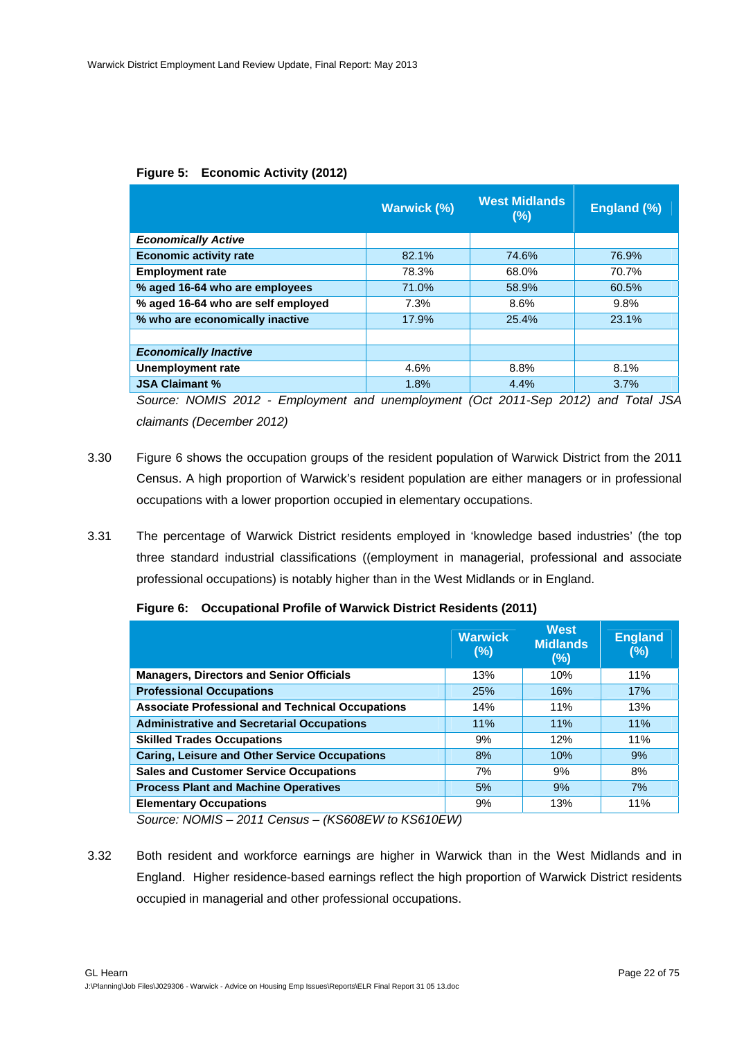**Figure 5: Economic Activity (2012)**

| | Warwick (%) | West Midlands (%) | England (%) |
|---|---|---|---|
| ***Economically Active*** | | | |
| **Economic activity rate** | 82.1% | 74.6% | 76.9% |
| **Employment rate** | 78.3% | 68.0% | 70.7% |
| **% aged 16-64 who are employees** | 71.0% | 58.9% | 60.5% |
| **% aged 16-64 who are self employed** | 7.3% | 8.6% | 9.8% |
| **% who are economically inactive** | 17.9% | 25.4% | 23.1% |
| | | | |
| ***Economically Inactive*** | | | |
| **Unemployment rate** | 4.6% | 8.8% | 8.1% |
| **JSA Claimant %** | 1.8% | 4.4% | 3.7% |

*Source: NOMIS 2012 - Employment and unemployment (Oct 2011-Sep 2012) and Total JSA claimants (December 2012)*

3.30 Figure 6 shows the occupation groups of the resident population of Warwick District from the 2011 Census. A high proportion of Warwick's resident population are either managers or in professional occupations with a lower proportion occupied in elementary occupations.

3.31 The percentage of Warwick District residents employed in 'knowledge based industries' (the top three standard industrial classifications ((employment in managerial, professional and associate professional occupations) is notably higher than in the West Midlands or in England.

**Figure 6: Occupational Profile of Warwick District Residents (2011)**

| | Warwick (%) | West Midlands (%) | England (%) |
|---|---|---|---|
| **Managers, Directors and Senior Officials** | 13% | 10% | 11% |
| **Professional Occupations** | 25% | 16% | 17% |
| **Associate Professional and Technical Occupations** | 14% | 11% | 13% |
| **Administrative and Secretarial Occupations** | 11% | 11% | 11% |
| **Skilled Trades Occupations** | 9% | 12% | 11% |
| **Caring, Leisure and Other Service Occupations** | 8% | 10% | 9% |
| **Sales and Customer Service Occupations** | 7% | 9% | 8% |
| **Process Plant and Machine Operatives** | 5% | 9% | 7% |
| **Elementary Occupations** | 9% | 13% | 11% |

*Source: NOMIS – 2011 Census – (KS608EW to KS610EW)*

3.32 Both resident and workforce earnings are higher in Warwick than in the West Midlands and in England. Higher residence-based earnings reflect the high proportion of Warwick District residents occupied in managerial and other professional occupations.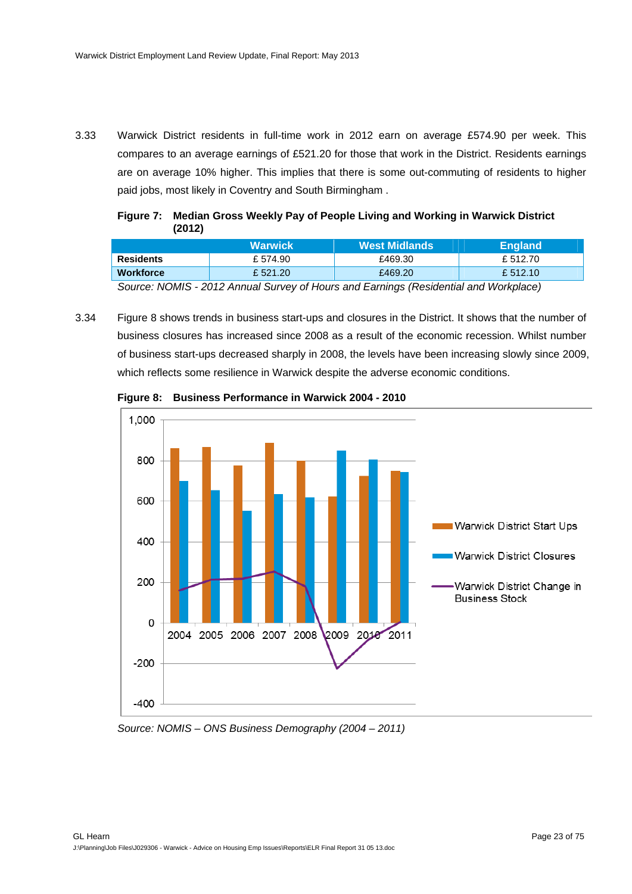3.33 Warwick District residents in full-time work in 2012 earn on average £574.90 per week. This compares to an average earnings of £521.20 for those that work in the District. Residents earnings are on average 10% higher. This implies that there is some out-commuting of residents to higher paid jobs, most likely in Coventry and South Birmingham .

**Figure 7: Median Gross Weekly Pay of People Living and Working in Warwick District (2012)**

| | Warwick | West Midlands | England |
|---|---|---|---|
| **Residents** | £ 574.90 | £469.30 | £ 512.70 |
| **Workforce** | £ 521.20 | £469.20 | £ 512.10 |

*Source: NOMIS - 2012 Annual Survey of Hours and Earnings (Residential and Workplace)*

3.34 Figure 8 shows trends in business start-ups and closures in the District. It shows that the number of business closures has increased since 2008 as a result of the economic recession. Whilst number of business start-ups decreased sharply in 2008, the levels have been increasing slowly since 2009, which reflects some resilience in Warwick despite the adverse economic conditions.

**Figure 8: Business Performance in Warwick 2004 - 2010**

*Source: NOMIS – ONS Business Demography (2004 – 2011)*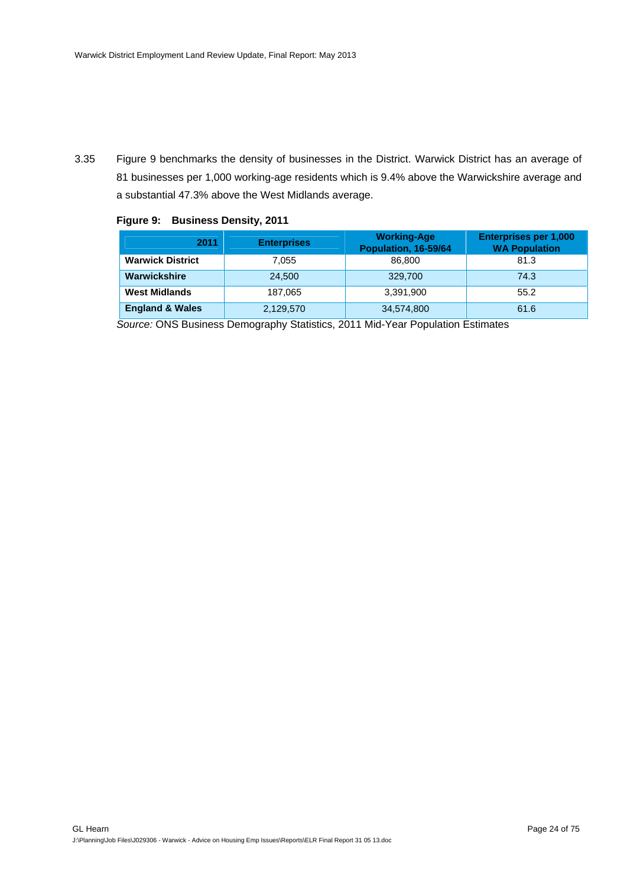3.35 Figure 9 benchmarks the density of businesses in the District. Warwick District has an average of 81 businesses per 1,000 working-age residents which is 9.4% above the Warwickshire average and a substantial 47.3% above the West Midlands average.

**Figure 9: Business Density, 2011**

| 2011 | Enterprises | Working-Age Population, 16-59/64 | Enterprises per 1,000 WA Population |
|---|---|---|---|
| **Warwick District** | 7,055 | 86,800 | 81.3 |
| **Warwickshire** | 24,500 | 329,700 | 74.3 |
| **West Midlands** | 187,065 | 3,391,900 | 55.2 |
| **England & Wales** | 2,129,570 | 34,574,800 | 61.6 |

*Source:* ONS Business Demography Statistics, 2011 Mid-Year Population Estimates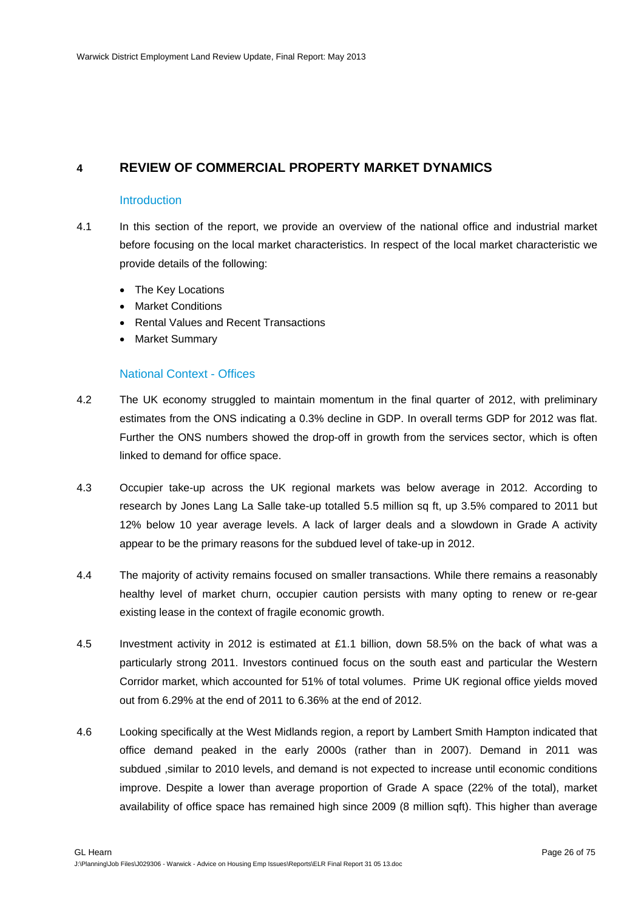## 4 REVIEW OF COMMERCIAL PROPERTY MARKET DYNAMICS

### Introduction

4.1 In this section of the report, we provide an overview of the national office and industrial market before focusing on the local market characteristics. In respect of the local market characteristic we provide details of the following:

- The Key Locations
- Market Conditions
- Rental Values and Recent Transactions
- Market Summary

### National Context - Offices

4.2 The UK economy struggled to maintain momentum in the final quarter of 2012, with preliminary estimates from the ONS indicating a 0.3% decline in GDP. In overall terms GDP for 2012 was flat. Further the ONS numbers showed the drop-off in growth from the services sector, which is often linked to demand for office space.

4.3 Occupier take-up across the UK regional markets was below average in 2012. According to research by Jones Lang La Salle take-up totalled 5.5 million sq ft, up 3.5% compared to 2011 but 12% below 10 year average levels. A lack of larger deals and a slowdown in Grade A activity appear to be the primary reasons for the subdued level of take-up in 2012.

4.4 The majority of activity remains focused on smaller transactions. While there remains a reasonably healthy level of market churn, occupier caution persists with many opting to renew or re-gear existing lease in the context of fragile economic growth.

4.5 Investment activity in 2012 is estimated at £1.1 billion, down 58.5% on the back of what was a particularly strong 2011. Investors continued focus on the south east and particular the Western Corridor market, which accounted for 51% of total volumes. Prime UK regional office yields moved out from 6.29% at the end of 2011 to 6.36% at the end of 2012.

4.6 Looking specifically at the West Midlands region, a report by Lambert Smith Hampton indicated that office demand peaked in the early 2000s (rather than in 2007). Demand in 2011 was subdued ,similar to 2010 levels, and demand is not expected to increase until economic conditions improve. Despite a lower than average proportion of Grade A space (22% of the total), market availability of office space has remained high since 2009 (8 million sqft). This higher than average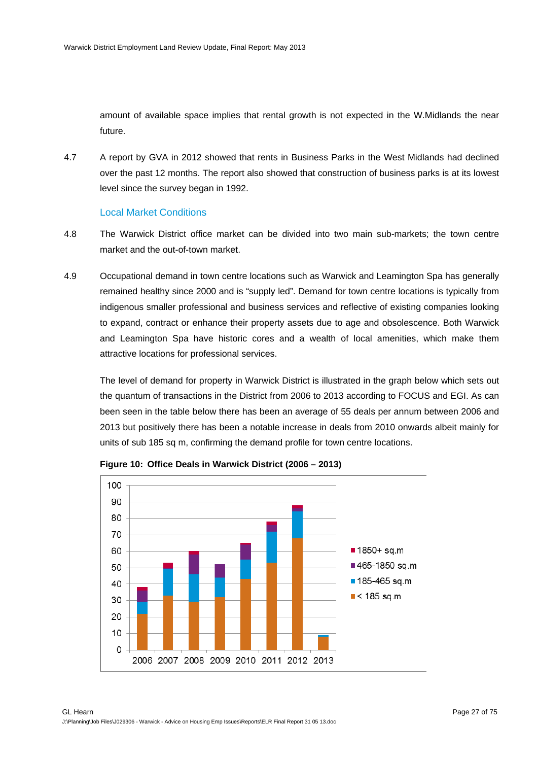amount of available space implies that rental growth is not expected in the W.Midlands the near future.

4.7 A report by GVA in 2012 showed that rents in Business Parks in the West Midlands had declined over the past 12 months. The report also showed that construction of business parks is at its lowest level since the survey began in 1992.

### Local Market Conditions

4.8 The Warwick District office market can be divided into two main sub-markets; the town centre market and the out-of-town market.

4.9 Occupational demand in town centre locations such as Warwick and Leamington Spa has generally remained healthy since 2000 and is "supply led". Demand for town centre locations is typically from indigenous smaller professional and business services and reflective of existing companies looking to expand, contract or enhance their property assets due to age and obsolescence. Both Warwick and Leamington Spa have historic cores and a wealth of local amenities, which make them attractive locations for professional services.

The level of demand for property in Warwick District is illustrated in the graph below which sets out the quantum of transactions in the District from 2006 to 2013 according to FOCUS and EGI. As can been seen in the table below there has been an average of 55 deals per annum between 2006 and 2013 but positively there has been a notable increase in deals from 2010 onwards albeit mainly for units of sub 185 sq m, confirming the demand profile for town centre locations.

**Figure 10: Office Deals in Warwick District (2006 – 2013)**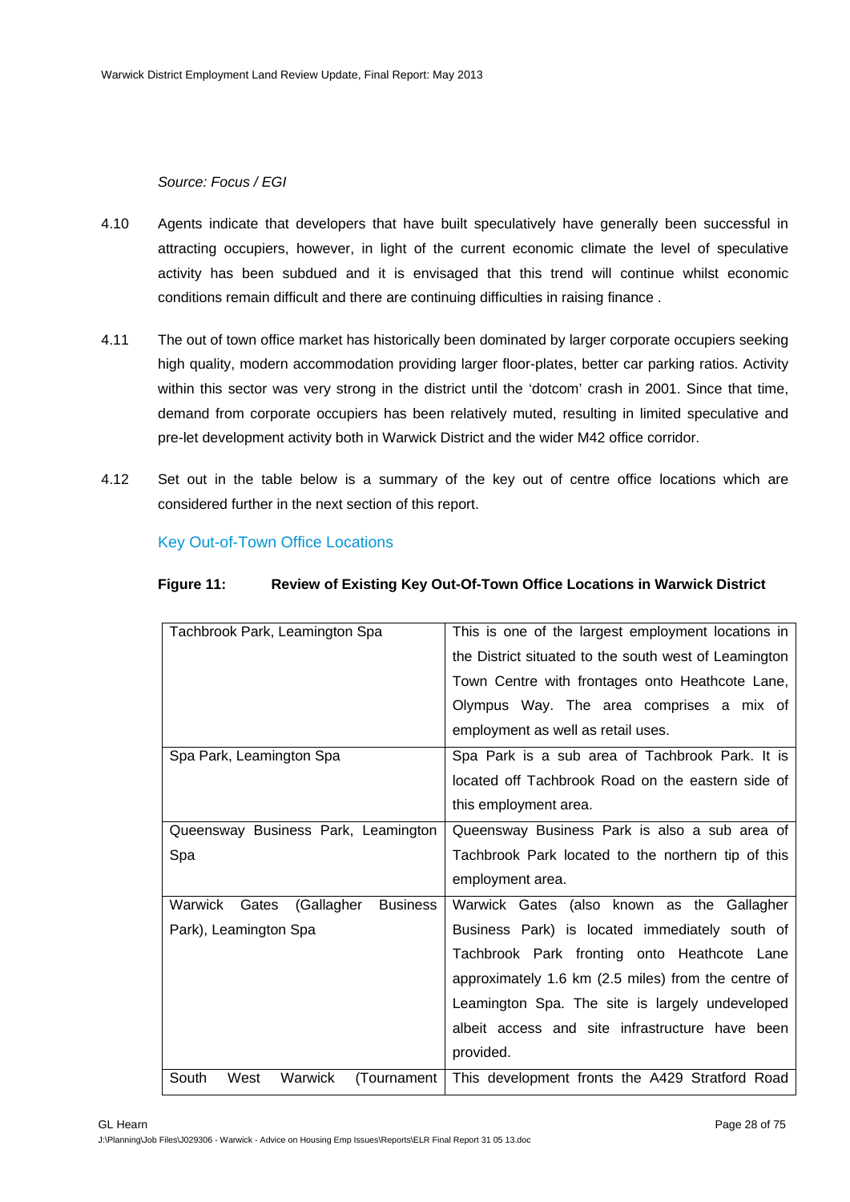*Source: Focus / EGI*

4.10 Agents indicate that developers that have built speculatively have generally been successful in attracting occupiers, however, in light of the current economic climate the level of speculative activity has been subdued and it is envisaged that this trend will continue whilst economic conditions remain difficult and there are continuing difficulties in raising finance .

4.11 The out of town office market has historically been dominated by larger corporate occupiers seeking high quality, modern accommodation providing larger floor-plates, better car parking ratios. Activity within this sector was very strong in the district until the 'dotcom' crash in 2001. Since that time, demand from corporate occupiers has been relatively muted, resulting in limited speculative and pre-let development activity both in Warwick District and the wider M42 office corridor.

4.12 Set out in the table below is a summary of the key out of centre office locations which are considered further in the next section of this report.

### Key Out-of-Town Office Locations

**Figure 11: Review of Existing Key Out-Of-Town Office Locations in Warwick District**

| | |
|---|---|
| Tachbrook Park, Leamington Spa | This is one of the largest employment locations in the District situated to the south west of Leamington Town Centre with frontages onto Heathcote Lane, Olympus Way. The area comprises a mix of employment as well as retail uses. |
| Spa Park, Leamington Spa | Spa Park is a sub area of Tachbrook Park. It is located off Tachbrook Road on the eastern side of this employment area. |
| Queensway Business Park, Leamington Spa | Queensway Business Park is also a sub area of Tachbrook Park located to the northern tip of this employment area. |
| Warwick Gates (Gallagher Business Park), Leamington Spa | Warwick Gates (also known as the Gallagher Business Park) is located immediately south of Tachbrook Park fronting onto Heathcote Lane approximately 1.6 km (2.5 miles) from the centre of Leamington Spa. The site is largely undeveloped albeit access and site infrastructure have been provided. |
| South West Warwick (Tournament | This development fronts the A429 Stratford Road |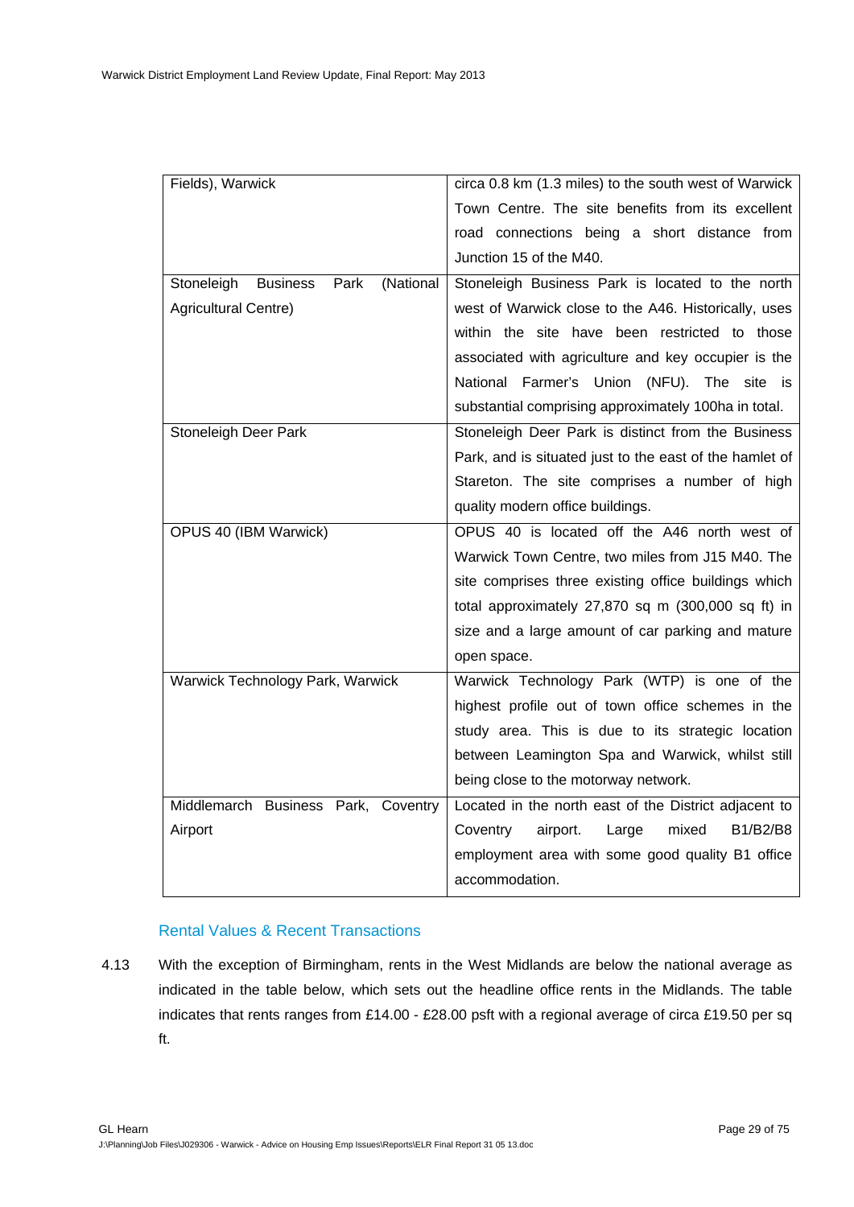| | |
|---|---|
| Fields), Warwick | circa 0.8 km (1.3 miles) to the south west of Warwick Town Centre. The site benefits from its excellent road connections being a short distance from Junction 15 of the M40. |
| Stoneleigh Business Park (National Agricultural Centre) | Stoneleigh Business Park is located to the north west of Warwick close to the A46. Historically, uses within the site have been restricted to those associated with agriculture and key occupier is the National Farmer's Union (NFU). The site is substantial comprising approximately 100ha in total. |
| Stoneleigh Deer Park | Stoneleigh Deer Park is distinct from the Business Park, and is situated just to the east of the hamlet of Stareton. The site comprises a number of high quality modern office buildings. |
| OPUS 40 (IBM Warwick) | OPUS 40 is located off the A46 north west of Warwick Town Centre, two miles from J15 M40. The site comprises three existing office buildings which total approximately 27,870 sq m (300,000 sq ft) in size and a large amount of car parking and mature open space. |
| Warwick Technology Park, Warwick | Warwick Technology Park (WTP) is one of the highest profile out of town office schemes in the study area. This is due to its strategic location between Leamington Spa and Warwick, whilst still being close to the motorway network. |
| Middlemarch Business Park, Coventry Airport | Located in the north east of the District adjacent to Coventry airport. Large mixed B1/B2/B8 employment area with some good quality B1 office accommodation. |

### Rental Values & Recent Transactions

4.13 With the exception of Birmingham, rents in the West Midlands are below the national average as indicated in the table below, which sets out the headline office rents in the Midlands. The table indicates that rents ranges from £14.00 - £28.00 psft with a regional average of circa £19.50 per sq ft.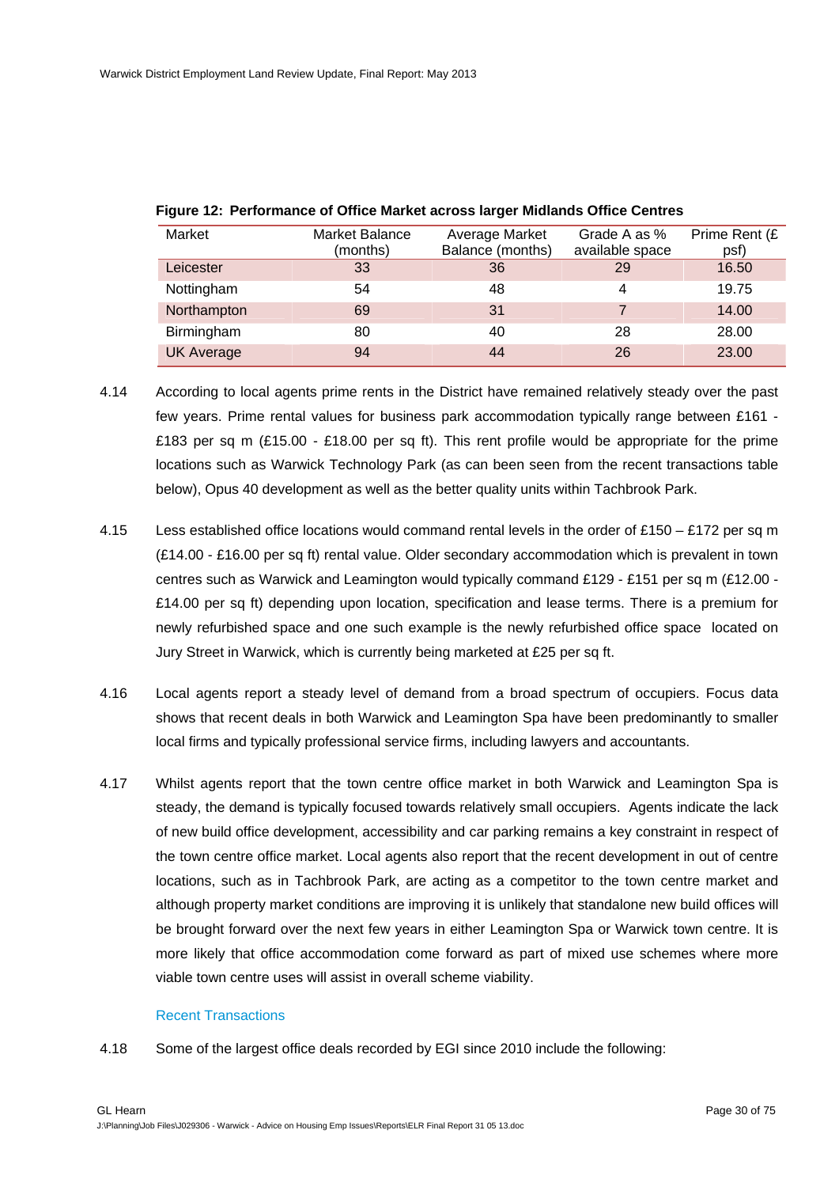**Figure 12: Performance of Office Market across larger Midlands Office Centres**

| Market | Market Balance (months) | Average Market Balance (months) | Grade A as % available space | Prime Rent (£ psf) |
|---|---|---|---|---|
| Leicester | 33 | 36 | 29 | 16.50 |
| Nottingham | 54 | 48 | 4 | 19.75 |
| Northampton | 69 | 31 | 7 | 14.00 |
| Birmingham | 80 | 40 | 28 | 28.00 |
| UK Average | 94 | 44 | 26 | 23.00 |

4.14 According to local agents prime rents in the District have remained relatively steady over the past few years. Prime rental values for business park accommodation typically range between £161 - £183 per sq m (£15.00 - £18.00 per sq ft). This rent profile would be appropriate for the prime locations such as Warwick Technology Park (as can been seen from the recent transactions table below), Opus 40 development as well as the better quality units within Tachbrook Park.

4.15 Less established office locations would command rental levels in the order of £150 – £172 per sq m (£14.00 - £16.00 per sq ft) rental value. Older secondary accommodation which is prevalent in town centres such as Warwick and Leamington would typically command £129 - £151 per sq m (£12.00 - £14.00 per sq ft) depending upon location, specification and lease terms. There is a premium for newly refurbished space and one such example is the newly refurbished office space located on Jury Street in Warwick, which is currently being marketed at £25 per sq ft.

4.16 Local agents report a steady level of demand from a broad spectrum of occupiers. Focus data shows that recent deals in both Warwick and Leamington Spa have been predominantly to smaller local firms and typically professional service firms, including lawyers and accountants.

4.17 Whilst agents report that the town centre office market in both Warwick and Leamington Spa is steady, the demand is typically focused towards relatively small occupiers. Agents indicate the lack of new build office development, accessibility and car parking remains a key constraint in respect of the town centre office market. Local agents also report that the recent development in out of centre locations, such as in Tachbrook Park, are acting as a competitor to the town centre market and although property market conditions are improving it is unlikely that standalone new build offices will be brought forward over the next few years in either Leamington Spa or Warwick town centre. It is more likely that office accommodation come forward as part of mixed use schemes where more viable town centre uses will assist in overall scheme viability.

### Recent Transactions

4.18 Some of the largest office deals recorded by EGI since 2010 include the following: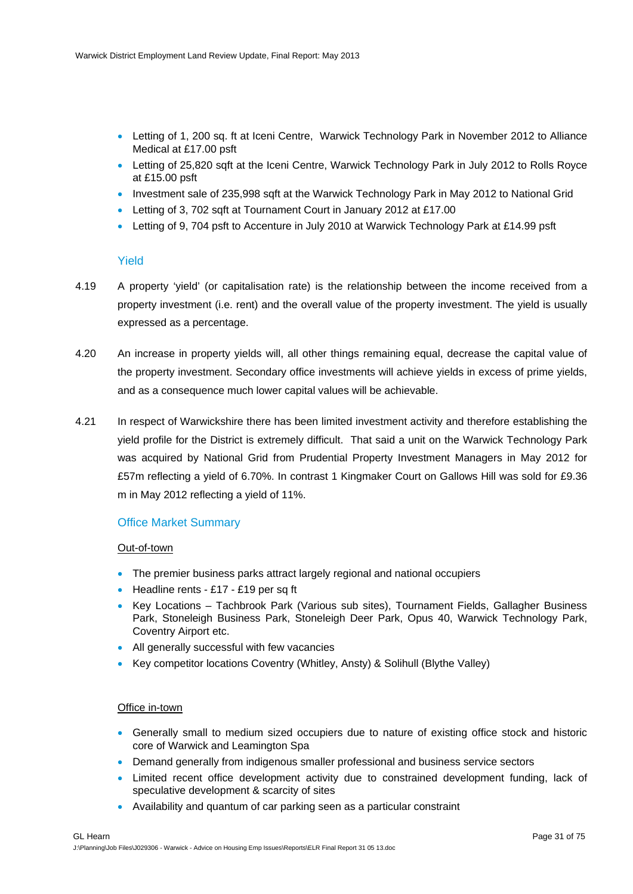- Letting of 1, 200 sq. ft at Iceni Centre, Warwick Technology Park in November 2012 to Alliance Medical at £17.00 psft
- Letting of 25,820 sqft at the Iceni Centre, Warwick Technology Park in July 2012 to Rolls Royce at £15.00 psft
- Investment sale of 235,998 sqft at the Warwick Technology Park in May 2012 to National Grid
- Letting of 3, 702 sqft at Tournament Court in January 2012 at £17.00
- Letting of 9, 704 psft to Accenture in July 2010 at Warwick Technology Park at £14.99 psft

### Yield

4.19 A property 'yield' (or capitalisation rate) is the relationship between the income received from a property investment (i.e. rent) and the overall value of the property investment. The yield is usually expressed as a percentage.

4.20 An increase in property yields will, all other things remaining equal, decrease the capital value of the property investment. Secondary office investments will achieve yields in excess of prime yields, and as a consequence much lower capital values will be achievable.

4.21 In respect of Warwickshire there has been limited investment activity and therefore establishing the yield profile for the District is extremely difficult. That said a unit on the Warwick Technology Park was acquired by National Grid from Prudential Property Investment Managers in May 2012 for £57m reflecting a yield of 6.70%. In contrast 1 Kingmaker Court on Gallows Hill was sold for £9.36 m in May 2012 reflecting a yield of 11%.

### Office Market Summary

Out-of-town

- The premier business parks attract largely regional and national occupiers
- Headline rents - £17 - £19 per sq ft
- Key Locations – Tachbrook Park (Various sub sites), Tournament Fields, Gallagher Business Park, Stoneleigh Business Park, Stoneleigh Deer Park, Opus 40, Warwick Technology Park, Coventry Airport etc.
- All generally successful with few vacancies
- Key competitor locations Coventry (Whitley, Ansty) & Solihull (Blythe Valley)

Office in-town

- Generally small to medium sized occupiers due to nature of existing office stock and historic core of Warwick and Leamington Spa
- Demand generally from indigenous smaller professional and business service sectors
- Limited recent office development activity due to constrained development funding, lack of speculative development & scarcity of sites
- Availability and quantum of car parking seen as a particular constraint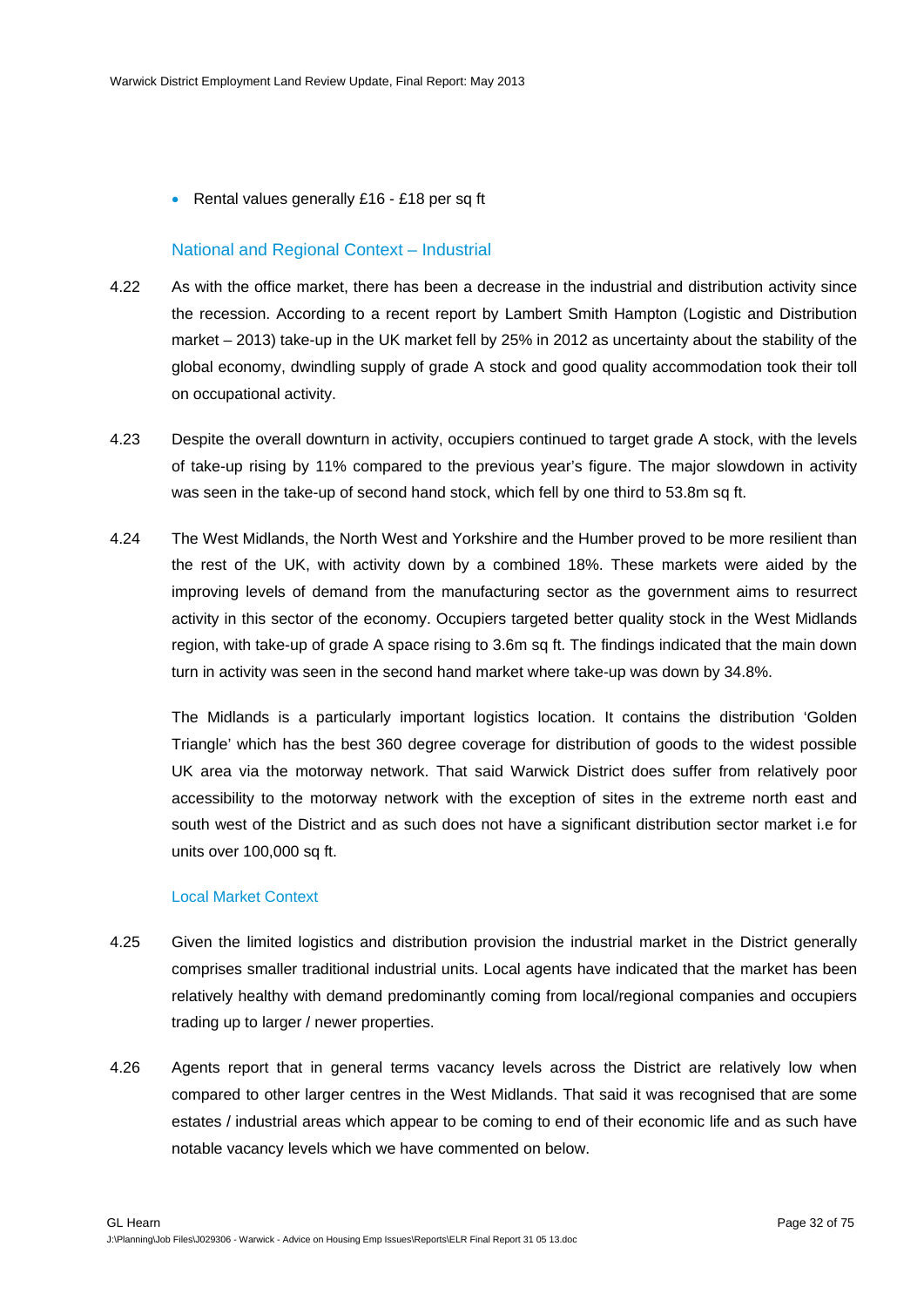- Rental values generally £16 - £18 per sq ft

### National and Regional Context – Industrial

4.22 As with the office market, there has been a decrease in the industrial and distribution activity since the recession. According to a recent report by Lambert Smith Hampton (Logistic and Distribution market – 2013) take-up in the UK market fell by 25% in 2012 as uncertainty about the stability of the global economy, dwindling supply of grade A stock and good quality accommodation took their toll on occupational activity.

4.23 Despite the overall downturn in activity, occupiers continued to target grade A stock, with the levels of take-up rising by 11% compared to the previous year's figure. The major slowdown in activity was seen in the take-up of second hand stock, which fell by one third to 53.8m sq ft.

4.24 The West Midlands, the North West and Yorkshire and the Humber proved to be more resilient than the rest of the UK, with activity down by a combined 18%. These markets were aided by the improving levels of demand from the manufacturing sector as the government aims to resurrect activity in this sector of the economy. Occupiers targeted better quality stock in the West Midlands region, with take-up of grade A space rising to 3.6m sq ft. The findings indicated that the main down turn in activity was seen in the second hand market where take-up was down by 34.8%.

The Midlands is a particularly important logistics location. It contains the distribution 'Golden Triangle' which has the best 360 degree coverage for distribution of goods to the widest possible UK area via the motorway network. That said Warwick District does suffer from relatively poor accessibility to the motorway network with the exception of sites in the extreme north east and south west of the District and as such does not have a significant distribution sector market i.e for units over 100,000 sq ft.

### Local Market Context

4.25 Given the limited logistics and distribution provision the industrial market in the District generally comprises smaller traditional industrial units. Local agents have indicated that the market has been relatively healthy with demand predominantly coming from local/regional companies and occupiers trading up to larger / newer properties.

4.26 Agents report that in general terms vacancy levels across the District are relatively low when compared to other larger centres in the West Midlands. That said it was recognised that are some estates / industrial areas which appear to be coming to end of their economic life and as such have notable vacancy levels which we have commented on below.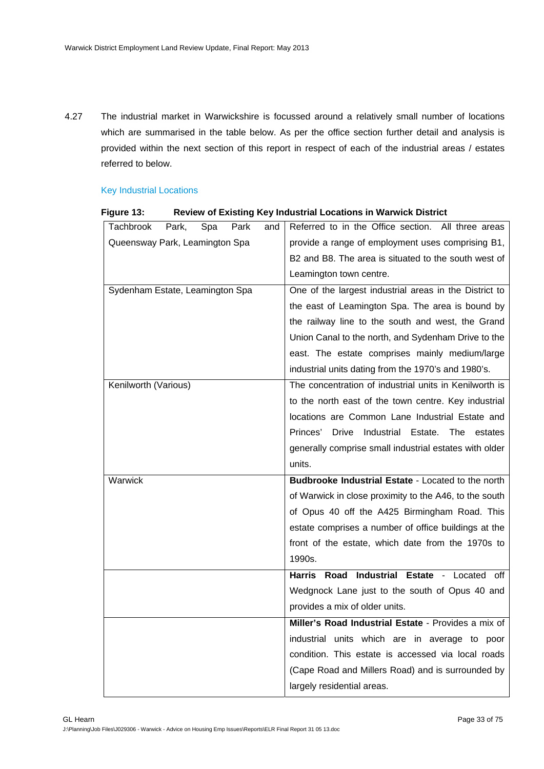4.27 The industrial market in Warwickshire is focussed around a relatively small number of locations which are summarised in the table below. As per the office section further detail and analysis is provided within the next section of this report in respect of each of the industrial areas / estates referred to below.

### Key Industrial Locations

**Figure 13: Review of Existing Key Industrial Locations in Warwick District**

| | |
|---|---|
| Tachbrook Park, Spa Park and Queensway Park, Leamington Spa | Referred to in the Office section. All three areas provide a range of employment uses comprising B1, B2 and B8. The area is situated to the south west of Leamington town centre. |
| Sydenham Estate, Leamington Spa | One of the largest industrial areas in the District to the east of Leamington Spa. The area is bound by the railway line to the south and west, the Grand Union Canal to the north, and Sydenham Drive to the east. The estate comprises mainly medium/large industrial units dating from the 1970's and 1980's. |
| Kenilworth (Various) | The concentration of industrial units in Kenilworth is to the north east of the town centre. Key industrial locations are Common Lane Industrial Estate and Princes' Drive Industrial Estate. The estates generally comprise small industrial estates with older units. |
| Warwick | **Budbrooke Industrial Estate** - Located to the north of Warwick in close proximity to the A46, to the south of Opus 40 off the A425 Birmingham Road. This estate comprises a number of office buildings at the front of the estate, which date from the 1970s to 1990s. |
| | **Harris Road Industrial Estate** - Located off Wedgnock Lane just to the south of Opus 40 and provides a mix of older units. |
| | **Miller's Road Industrial Estate** - Provides a mix of industrial units which are in average to poor condition. This estate is accessed via local roads (Cape Road and Millers Road) and is surrounded by largely residential areas. |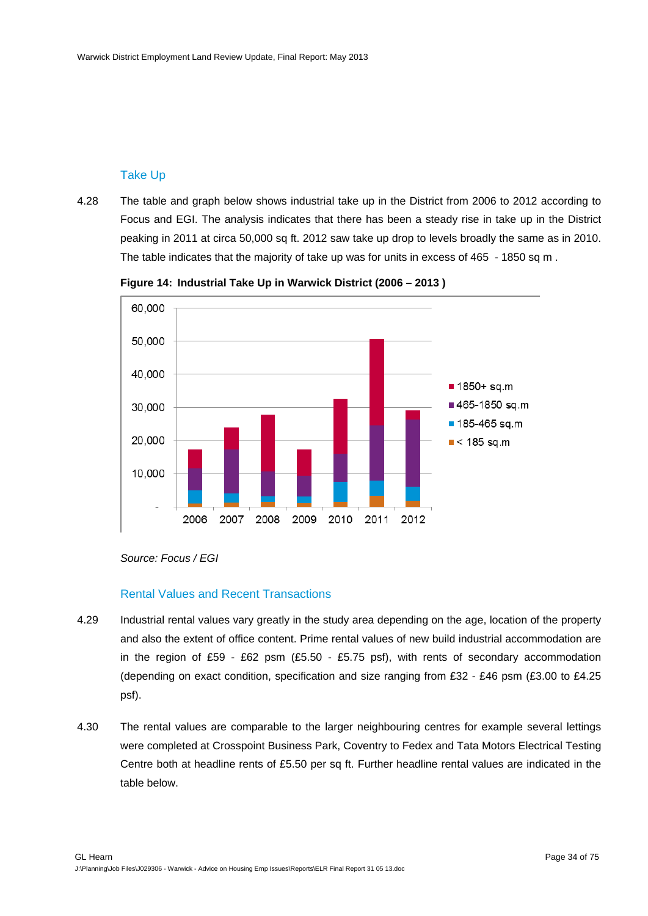### Take Up

4.28 The table and graph below shows industrial take up in the District from 2006 to 2012 according to Focus and EGI. The analysis indicates that there has been a steady rise in take up in the District peaking in 2011 at circa 50,000 sq ft. 2012 saw take up drop to levels broadly the same as in 2010. The table indicates that the majority of take up was for units in excess of 465 - 1850 sq m .

**Figure 14: Industrial Take Up in Warwick District (2006 – 2013 )**

*Source: Focus / EGI*

### Rental Values and Recent Transactions

4.29 Industrial rental values vary greatly in the study area depending on the age, location of the property and also the extent of office content. Prime rental values of new build industrial accommodation are in the region of £59 - £62 psm (£5.50 - £5.75 psf), with rents of secondary accommodation (depending on exact condition, specification and size ranging from £32 - £46 psm (£3.00 to £4.25 psf).

4.30 The rental values are comparable to the larger neighbouring centres for example several lettings were completed at Crosspoint Business Park, Coventry to Fedex and Tata Motors Electrical Testing Centre both at headline rents of £5.50 per sq ft. Further headline rental values are indicated in the table below.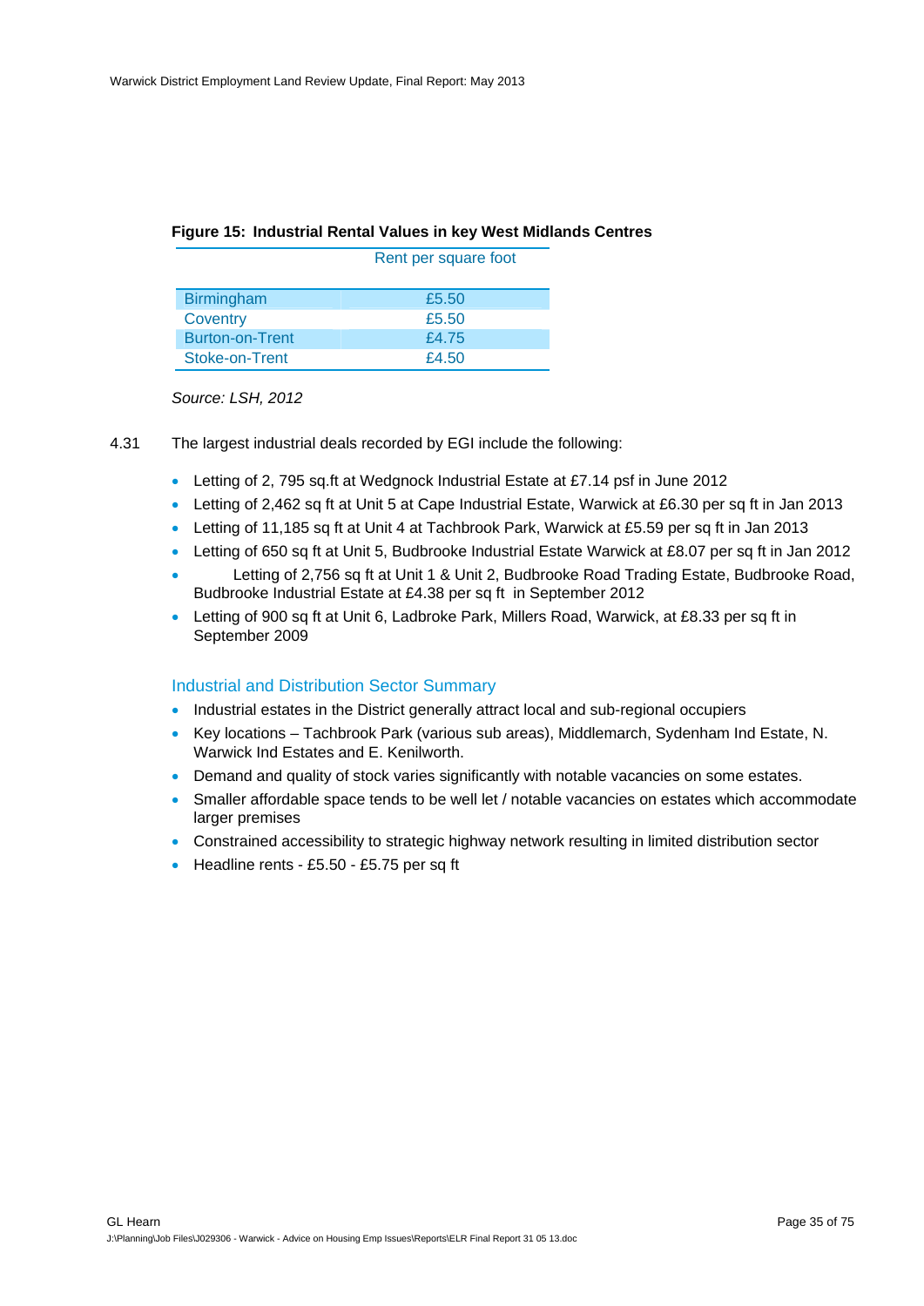**Figure 15: Industrial Rental Values in key West Midlands Centres**

| | Rent per square foot |
|---|---|
| Birmingham | £5.50 |
| Coventry | £5.50 |
| Burton-on-Trent | £4.75 |
| Stoke-on-Trent | £4.50 |

*Source: LSH, 2012*

4.31 The largest industrial deals recorded by EGI include the following:

- Letting of 2, 795 sq.ft at Wedgnock Industrial Estate at £7.14 psf in June 2012
- Letting of 2,462 sq ft at Unit 5 at Cape Industrial Estate, Warwick at £6.30 per sq ft in Jan 2013
- Letting of 11,185 sq ft at Unit 4 at Tachbrook Park, Warwick at £5.59 per sq ft in Jan 2013
- Letting of 650 sq ft at Unit 5, Budbrooke Industrial Estate Warwick at £8.07 per sq ft in Jan 2012
- Letting of 2,756 sq ft at Unit 1 & Unit 2, Budbrooke Road Trading Estate, Budbrooke Road, Budbrooke Industrial Estate at £4.38 per sq ft in September 2012
- Letting of 900 sq ft at Unit 6, Ladbroke Park, Millers Road, Warwick, at £8.33 per sq ft in September 2009

### Industrial and Distribution Sector Summary

- Industrial estates in the District generally attract local and sub-regional occupiers
- Key locations – Tachbrook Park (various sub areas), Middlemarch, Sydenham Ind Estate, N. Warwick Ind Estates and E. Kenilworth.
- Demand and quality of stock varies significantly with notable vacancies on some estates.
- Smaller affordable space tends to be well let / notable vacancies on estates which accommodate larger premises
- Constrained accessibility to strategic highway network resulting in limited distribution sector
- Headline rents - £5.50 - £5.75 per sq ft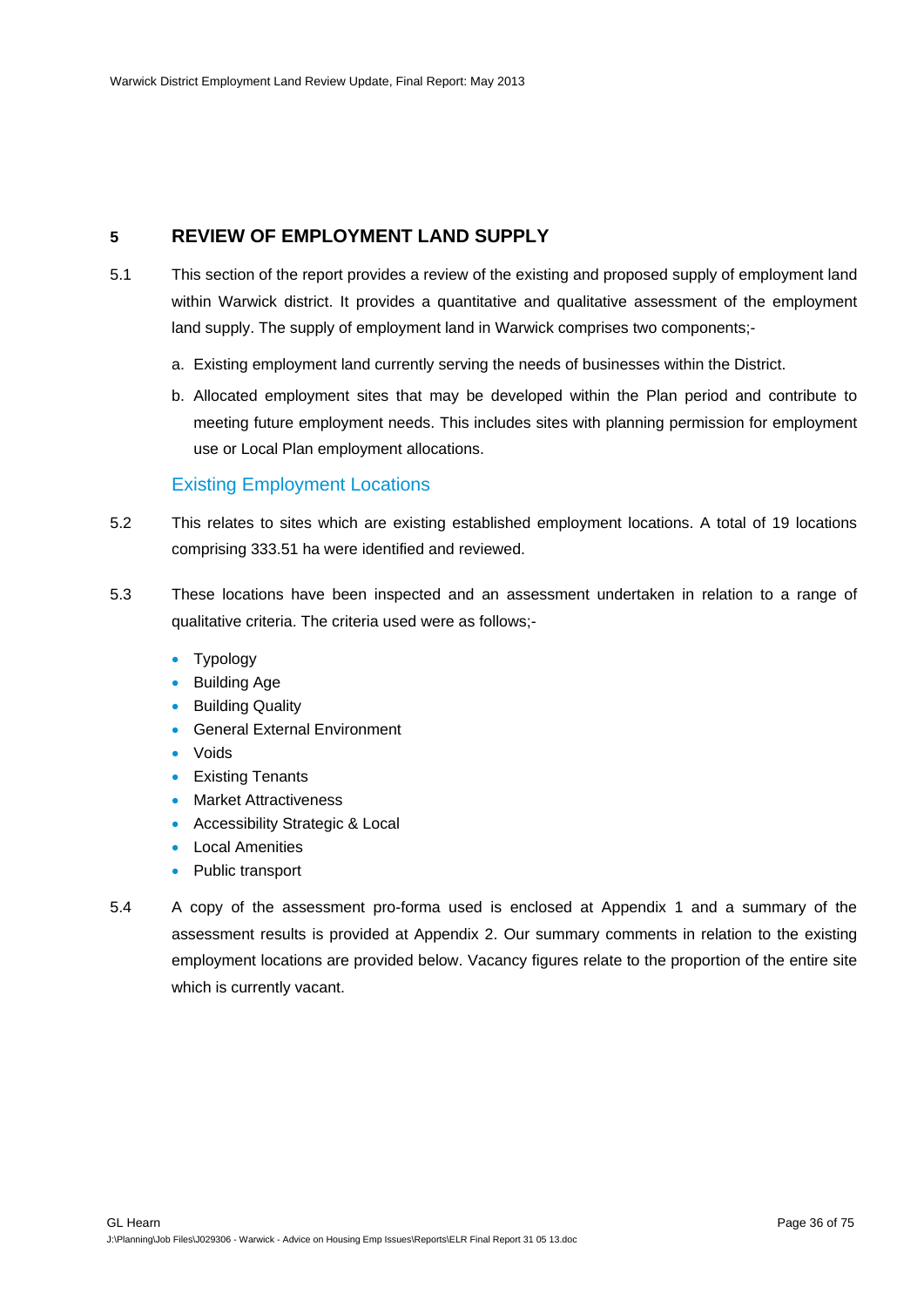## 5 REVIEW OF EMPLOYMENT LAND SUPPLY

5.1 This section of the report provides a review of the existing and proposed supply of employment land within Warwick district. It provides a quantitative and qualitative assessment of the employment land supply. The supply of employment land in Warwick comprises two components;-

a. Existing employment land currently serving the needs of businesses within the District.

b. Allocated employment sites that may be developed within the Plan period and contribute to meeting future employment needs. This includes sites with planning permission for employment use or Local Plan employment allocations.

### Existing Employment Locations

5.2 This relates to sites which are existing established employment locations. A total of 19 locations comprising 333.51 ha were identified and reviewed.

5.3 These locations have been inspected and an assessment undertaken in relation to a range of qualitative criteria. The criteria used were as follows;-

- Typology
- Building Age
- Building Quality
- General External Environment
- Voids
- Existing Tenants
- Market Attractiveness
- Accessibility Strategic & Local
- Local Amenities
- Public transport

5.4 A copy of the assessment pro-forma used is enclosed at Appendix 1 and a summary of the assessment results is provided at Appendix 2. Our summary comments in relation to the existing employment locations are provided below. Vacancy figures relate to the proportion of the entire site which is currently vacant.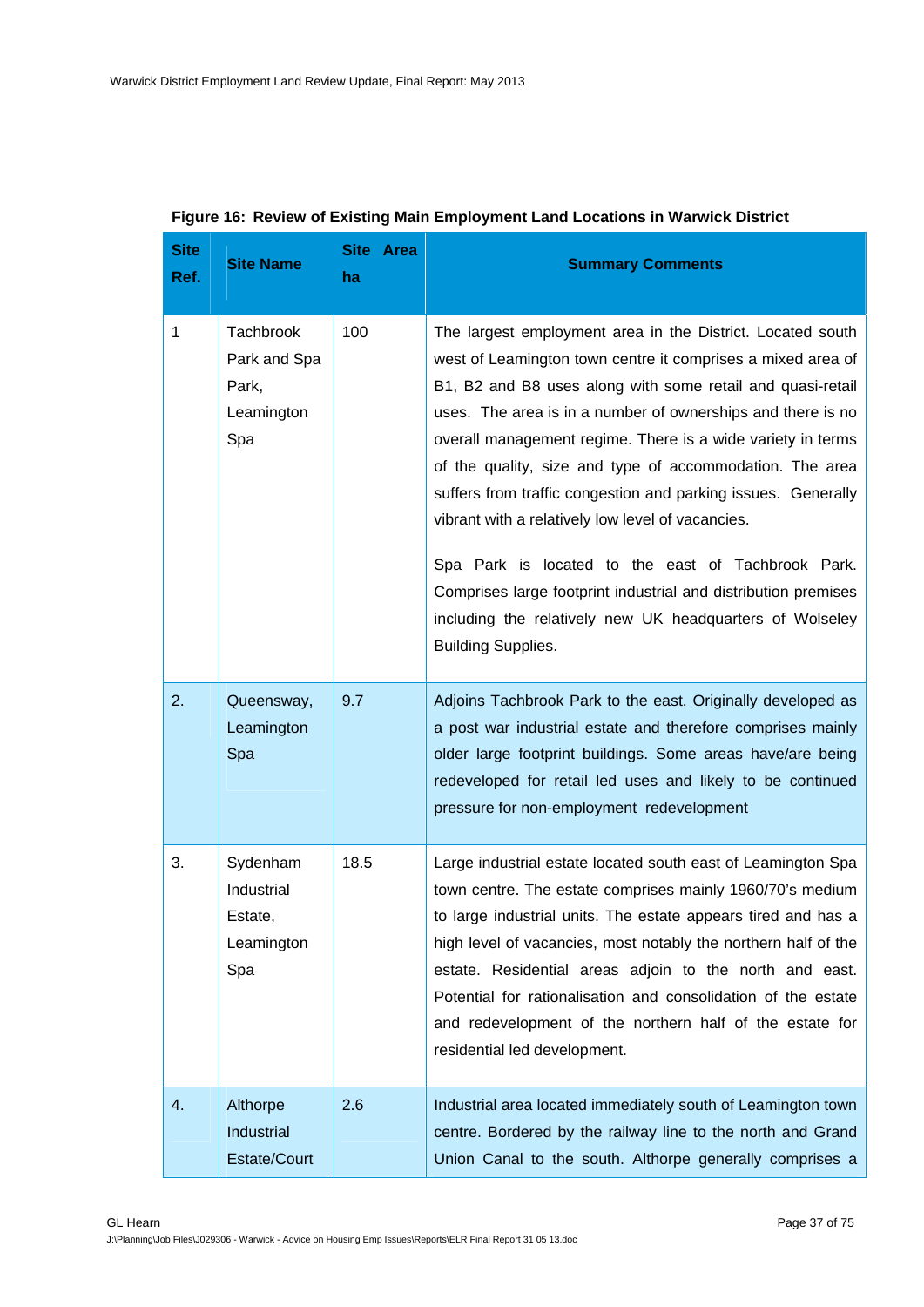**Figure 16: Review of Existing Main Employment Land Locations in Warwick District**

| Site Ref. | Site Name | Site Area ha | Summary Comments |
|---|---|---|---|
| 1 | Tachbrook Park and Spa Park, Leamington Spa | 100 | The largest employment area in the District. Located south west of Leamington town centre it comprises a mixed area of B1, B2 and B8 uses along with some retail and quasi-retail uses. The area is in a number of ownerships and there is no overall management regime. There is a wide variety in terms of the quality, size and type of accommodation. The area suffers from traffic congestion and parking issues. Generally vibrant with a relatively low level of vacancies.<br><br>Spa Park is located to the east of Tachbrook Park. Comprises large footprint industrial and distribution premises including the relatively new UK headquarters of Wolseley Building Supplies. |
| 2. | Queensway, Leamington Spa | 9.7 | Adjoins Tachbrook Park to the east. Originally developed as a post war industrial estate and therefore comprises mainly older large footprint buildings. Some areas have/are being redeveloped for retail led uses and likely to be continued pressure for non-employment redevelopment |
| 3. | Sydenham Industrial Estate, Leamington Spa | 18.5 | Large industrial estate located south east of Leamington Spa town centre. The estate comprises mainly 1960/70's medium to large industrial units. The estate appears tired and has a high level of vacancies, most notably the northern half of the estate. Residential areas adjoin to the north and east. Potential for rationalisation and consolidation of the estate and redevelopment of the northern half of the estate for residential led development. |
| 4. | Althorpe Industrial Estate/Court | 2.6 | Industrial area located immediately south of Leamington town centre. Bordered by the railway line to the north and Grand Union Canal to the south. Althorpe generally comprises a |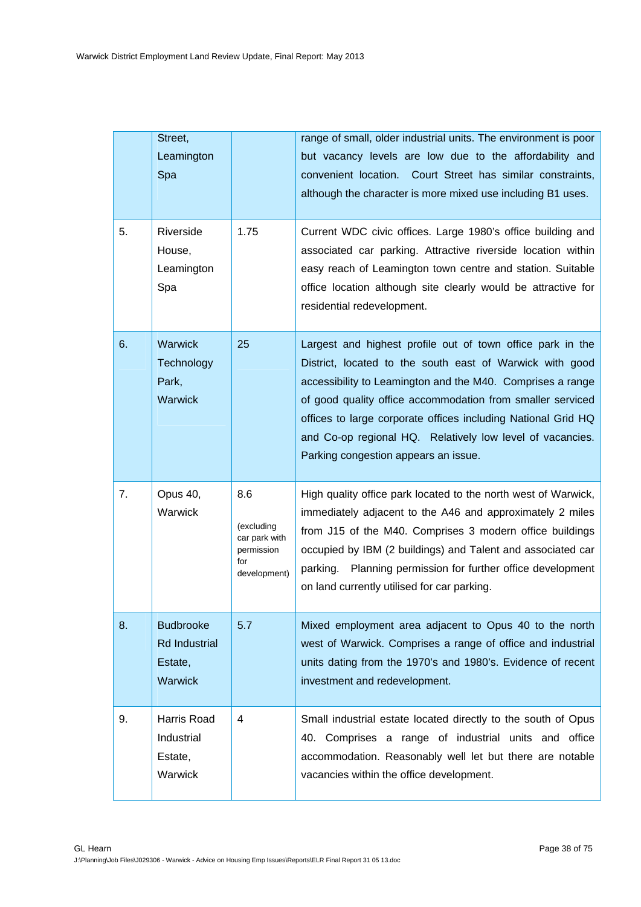| | | | |
|---|---|---|---|
| | Street, Leamington Spa | | range of small, older industrial units. The environment is poor but vacancy levels are low due to the affordability and convenient location. Court Street has similar constraints, although the character is more mixed use including B1 uses. |
| 5. | Riverside House, Leamington Spa | 1.75 | Current WDC civic offices. Large 1980's office building and associated car parking. Attractive riverside location within easy reach of Leamington town centre and station. Suitable office location although site clearly would be attractive for residential redevelopment. |
| 6. | Warwick Technology Park, Warwick | 25 | Largest and highest profile out of town office park in the District, located to the south east of Warwick with good accessibility to Leamington and the M40. Comprises a range of good quality office accommodation from smaller serviced offices to large corporate offices including National Grid HQ and Co-op regional HQ. Relatively low level of vacancies. Parking congestion appears an issue. |
| 7. | Opus 40, Warwick | 8.6 (excluding car park with permission for development) | High quality office park located to the north west of Warwick, immediately adjacent to the A46 and approximately 2 miles from J15 of the M40. Comprises 3 modern office buildings occupied by IBM (2 buildings) and Talent and associated car parking. Planning permission for further office development on land currently utilised for car parking. |
| 8. | Budbrooke Rd Industrial Estate, Warwick | 5.7 | Mixed employment area adjacent to Opus 40 to the north west of Warwick. Comprises a range of office and industrial units dating from the 1970's and 1980's. Evidence of recent investment and redevelopment. |
| 9. | Harris Road Industrial Estate, Warwick | 4 | Small industrial estate located directly to the south of Opus 40. Comprises a range of industrial units and office accommodation. Reasonably well let but there are notable vacancies within the office development. |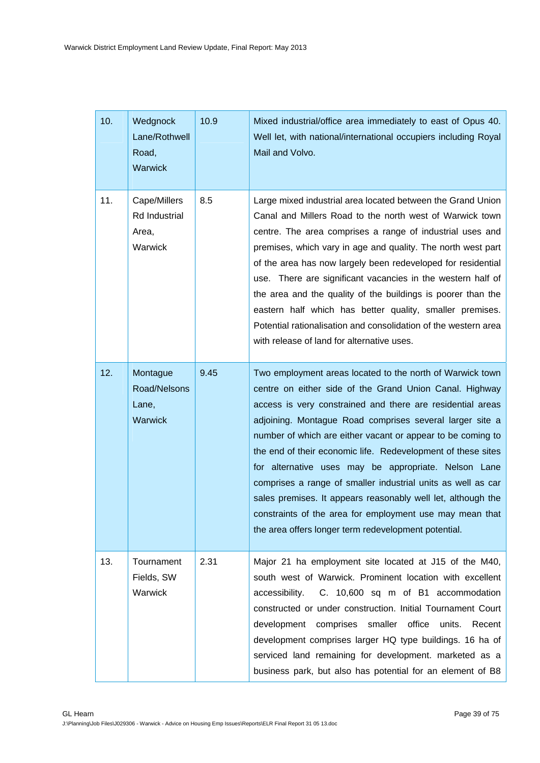| | | | |
|---|---|---|---|
| 10. | Wedgnock Lane/Rothwell Road, Warwick | 10.9 | Mixed industrial/office area immediately to east of Opus 40. Well let, with national/international occupiers including Royal Mail and Volvo. |
| 11. | Cape/Millers Rd Industrial Area, Warwick | 8.5 | Large mixed industrial area located between the Grand Union Canal and Millers Road to the north west of Warwick town centre. The area comprises a range of industrial uses and premises, which vary in age and quality. The north west part of the area has now largely been redeveloped for residential use. There are significant vacancies in the western half of the area and the quality of the buildings is poorer than the eastern half which has better quality, smaller premises. Potential rationalisation and consolidation of the western area with release of land for alternative uses. |
| 12. | Montague Road/Nelsons Lane, Warwick | 9.45 | Two employment areas located to the north of Warwick town centre on either side of the Grand Union Canal. Highway access is very constrained and there are residential areas adjoining. Montague Road comprises several larger site a number of which are either vacant or appear to be coming to the end of their economic life. Redevelopment of these sites for alternative uses may be appropriate. Nelson Lane comprises a range of smaller industrial units as well as car sales premises. It appears reasonably well let, although the constraints of the area for employment use may mean that the area offers longer term redevelopment potential. |
| 13. | Tournament Fields, SW Warwick | 2.31 | Major 21 ha employment site located at J15 of the M40, south west of Warwick. Prominent location with excellent accessibility. C. 10,600 sq m of B1 accommodation constructed or under construction. Initial Tournament Court development comprises smaller office units. Recent development comprises larger HQ type buildings. 16 ha of serviced land remaining for development. marketed as a business park, but also has potential for an element of B8 |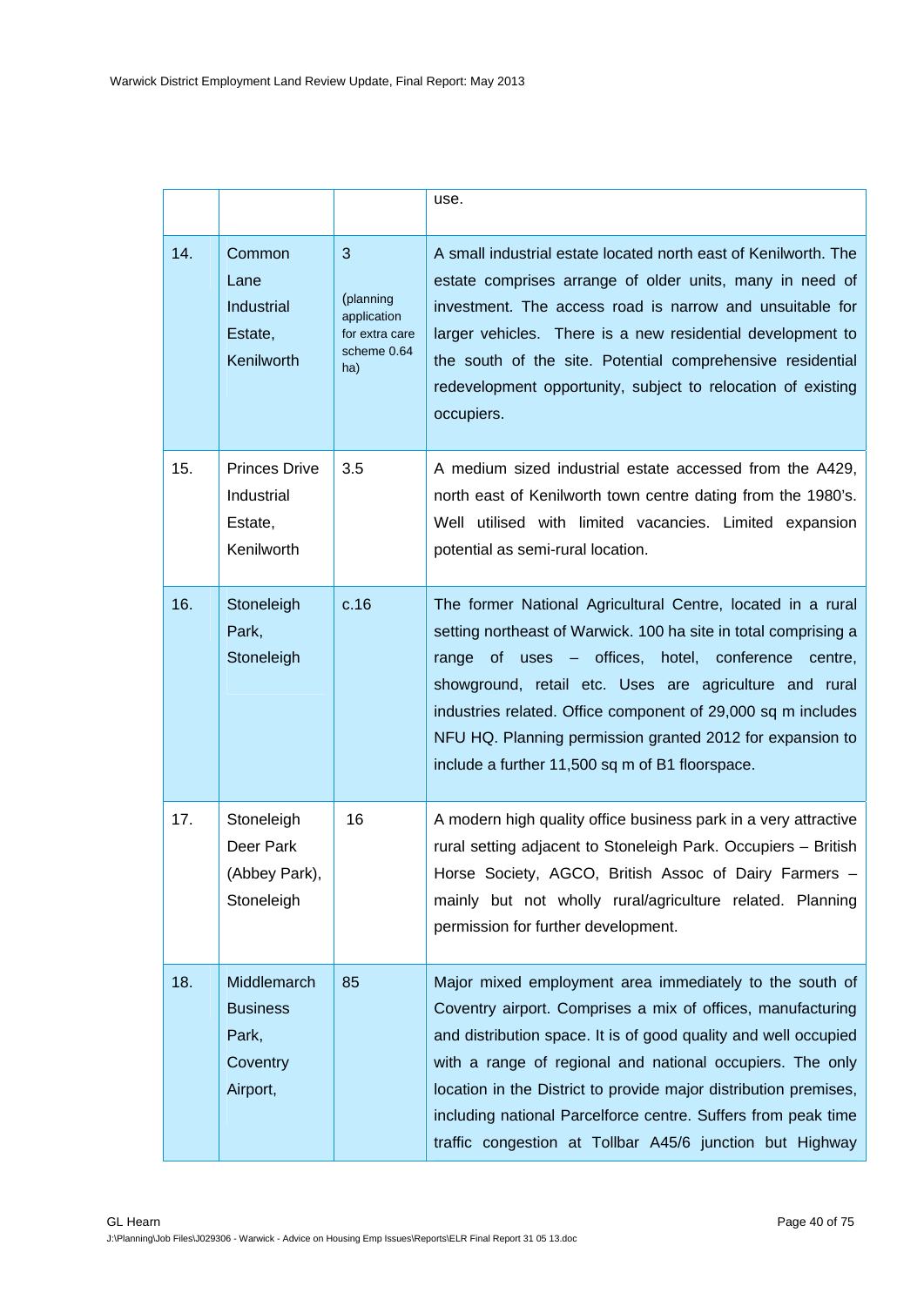| | | | use. |
|---|---|---|---|
| 14. | Common Lane Industrial Estate, Kenilworth | 3 (planning application for extra care scheme 0.64 ha) | A small industrial estate located north east of Kenilworth. The estate comprises arrange of older units, many in need of investment. The access road is narrow and unsuitable for larger vehicles. There is a new residential development to the south of the site. Potential comprehensive residential redevelopment opportunity, subject to relocation of existing occupiers. |
| 15. | Princes Drive Industrial Estate, Kenilworth | 3.5 | A medium sized industrial estate accessed from the A429, north east of Kenilworth town centre dating from the 1980's. Well utilised with limited vacancies. Limited expansion potential as semi-rural location. |
| 16. | Stoneleigh Park, Stoneleigh | c.16 | The former National Agricultural Centre, located in a rural setting northeast of Warwick. 100 ha site in total comprising a range of uses – offices, hotel, conference centre, showground, retail etc. Uses are agriculture and rural industries related. Office component of 29,000 sq m includes NFU HQ. Planning permission granted 2012 for expansion to include a further 11,500 sq m of B1 floorspace. |
| 17. | Stoneleigh Deer Park (Abbey Park), Stoneleigh | 16 | A modern high quality office business park in a very attractive rural setting adjacent to Stoneleigh Park. Occupiers – British Horse Society, AGCO, British Assoc of Dairy Farmers – mainly but not wholly rural/agriculture related. Planning permission for further development. |
| 18. | Middlemarch Business Park, Coventry Airport, | 85 | Major mixed employment area immediately to the south of Coventry airport. Comprises a mix of offices, manufacturing and distribution space. It is of good quality and well occupied with a range of regional and national occupiers. The only location in the District to provide major distribution premises, including national Parcelforce centre. Suffers from peak time traffic congestion at Tollbar A45/6 junction but Highway |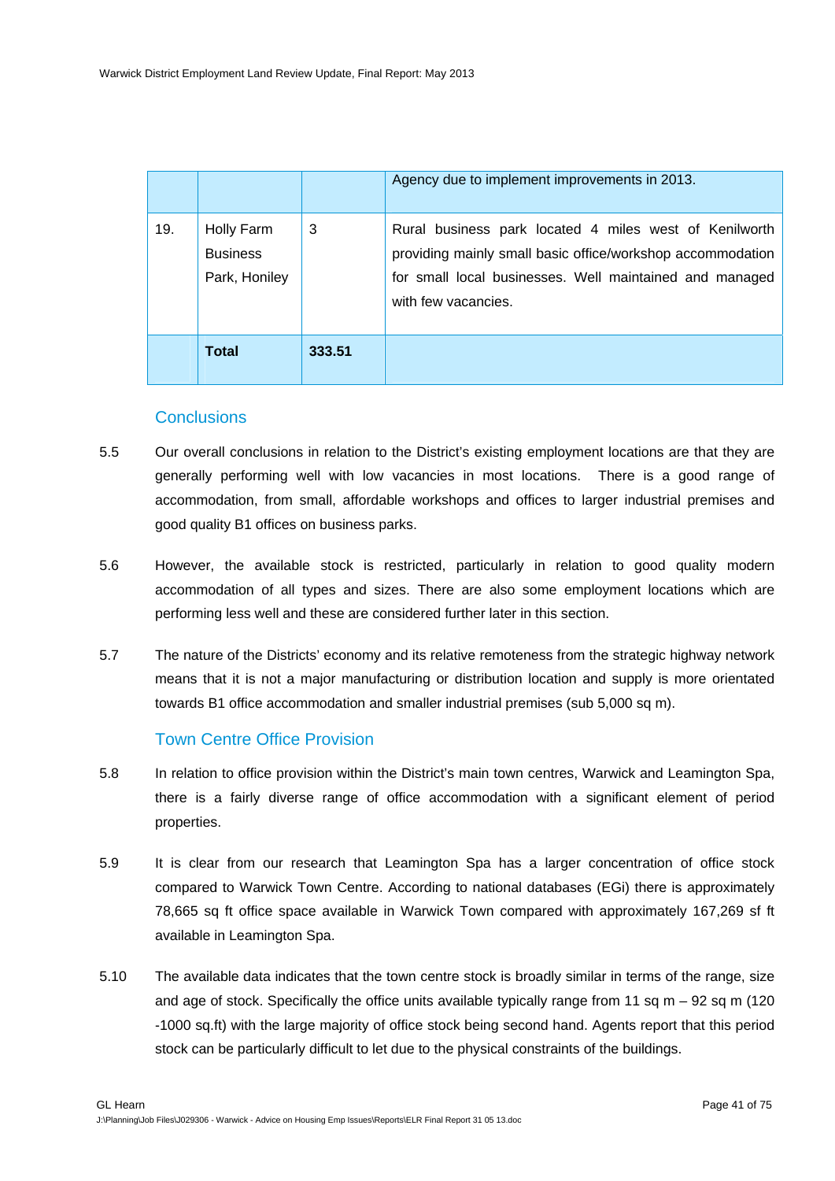| | | | |
|---|---|---|---|
| | | | Agency due to implement improvements in 2013. |
| 19. | Holly Farm Business Park, Honiley | 3 | Rural business park located 4 miles west of Kenilworth providing mainly small basic office/workshop accommodation for small local businesses. Well maintained and managed with few vacancies. |
| | **Total** | **333.51** | |

## Conclusions

5.5 Our overall conclusions in relation to the District's existing employment locations are that they are generally performing well with low vacancies in most locations. There is a good range of accommodation, from small, affordable workshops and offices to larger industrial premises and good quality B1 offices on business parks.

5.6 However, the available stock is restricted, particularly in relation to good quality modern accommodation of all types and sizes. There are also some employment locations which are performing less well and these are considered further later in this section.

5.7 The nature of the Districts' economy and its relative remoteness from the strategic highway network means that it is not a major manufacturing or distribution location and supply is more orientated towards B1 office accommodation and smaller industrial premises (sub 5,000 sq m).

## Town Centre Office Provision

5.8 In relation to office provision within the District's main town centres, Warwick and Leamington Spa, there is a fairly diverse range of office accommodation with a significant element of period properties.

5.9 It is clear from our research that Leamington Spa has a larger concentration of office stock compared to Warwick Town Centre. According to national databases (EGi) there is approximately 78,665 sq ft office space available in Warwick Town compared with approximately 167,269 sf ft available in Leamington Spa.

5.10 The available data indicates that the town centre stock is broadly similar in terms of the range, size and age of stock. Specifically the office units available typically range from 11 sq m – 92 sq m (120 -1000 sq.ft) with the large majority of office stock being second hand. Agents report that this period stock can be particularly difficult to let due to the physical constraints of the buildings.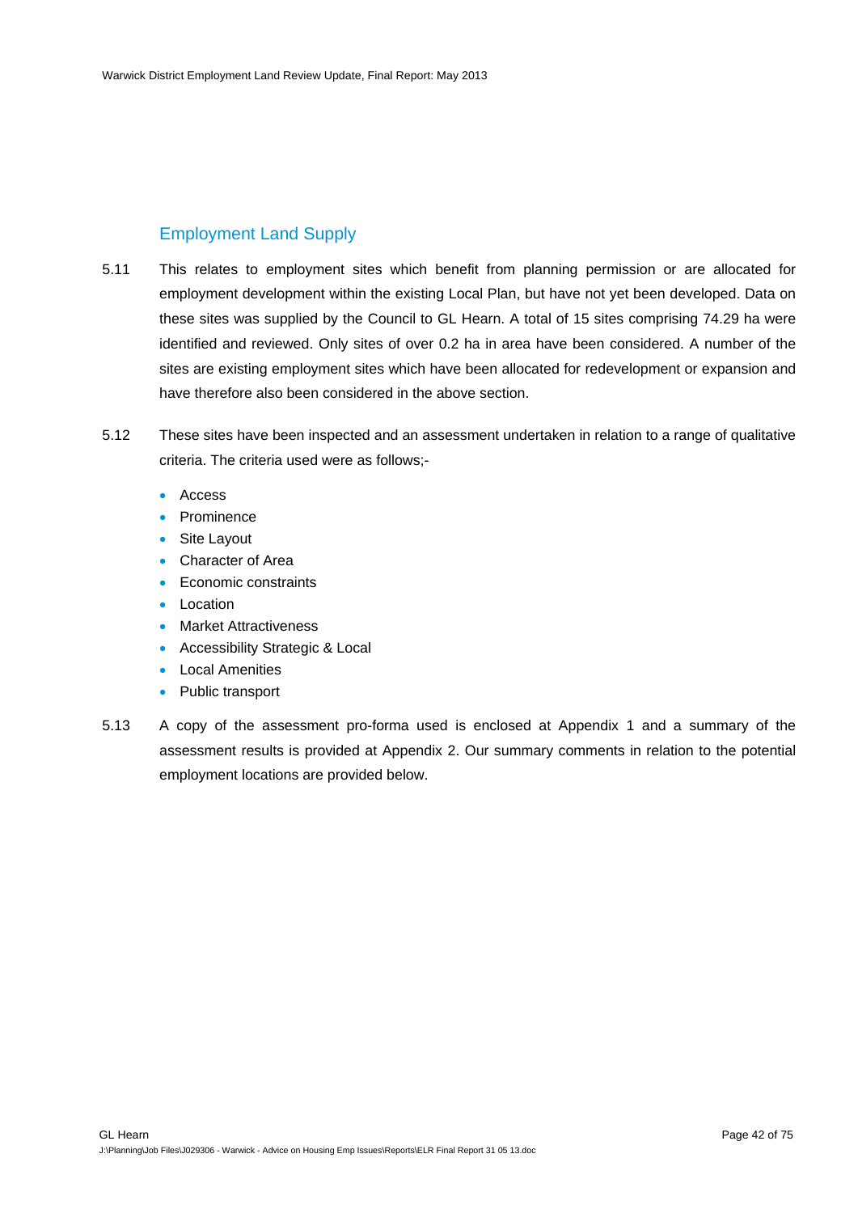## Employment Land Supply

5.11 This relates to employment sites which benefit from planning permission or are allocated for employment development within the existing Local Plan, but have not yet been developed. Data on these sites was supplied by the Council to GL Hearn. A total of 15 sites comprising 74.29 ha were identified and reviewed. Only sites of over 0.2 ha in area have been considered. A number of the sites are existing employment sites which have been allocated for redevelopment or expansion and have therefore also been considered in the above section.

5.12 These sites have been inspected and an assessment undertaken in relation to a range of qualitative criteria. The criteria used were as follows;-

- Access
- Prominence
- Site Layout
- Character of Area
- Economic constraints
- Location
- Market Attractiveness
- Accessibility Strategic & Local
- Local Amenities
- Public transport

5.13 A copy of the assessment pro-forma used is enclosed at Appendix 1 and a summary of the assessment results is provided at Appendix 2. Our summary comments in relation to the potential employment locations are provided below.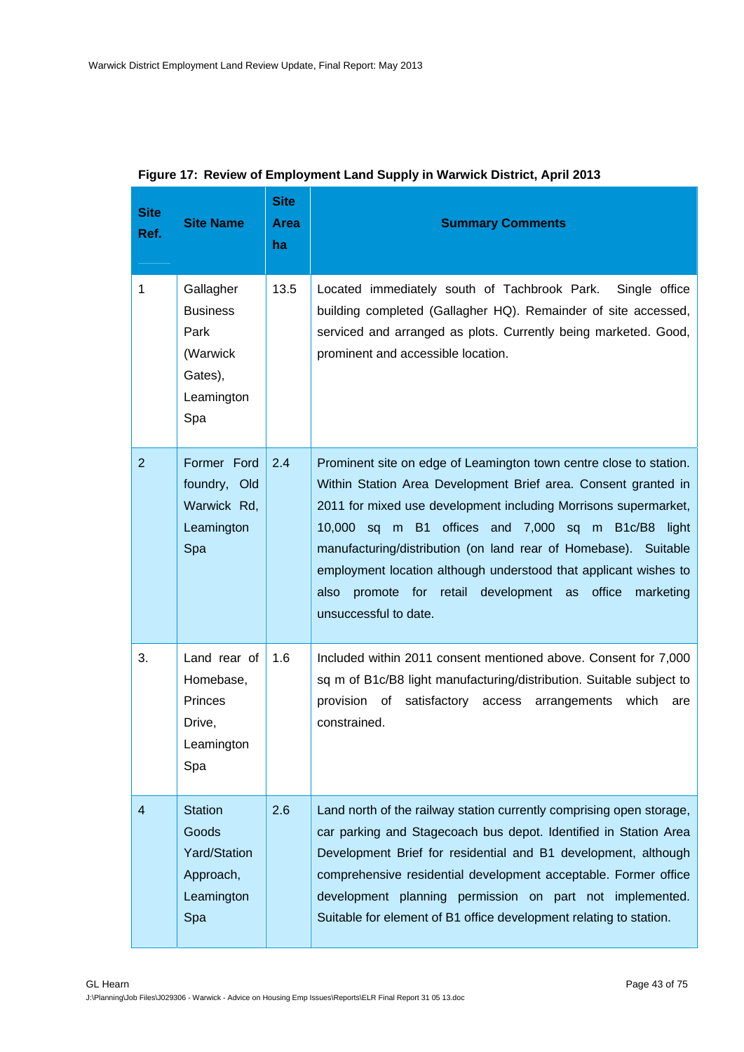**Figure 17: Review of Employment Land Supply in Warwick District, April 2013**

| Site Ref. | Site Name | Site Area ha | Summary Comments |
|---|---|---|---|
| 1 | Gallagher Business Park (Warwick Gates), Leamington Spa | 13.5 | Located immediately south of Tachbrook Park. Single office building completed (Gallagher HQ). Remainder of site accessed, serviced and arranged as plots. Currently being marketed. Good, prominent and accessible location. |
| 2 | Former Ford foundry, Old Warwick Rd, Leamington Spa | 2.4 | Prominent site on edge of Leamington town centre close to station. Within Station Area Development Brief area. Consent granted in 2011 for mixed use development including Morrisons supermarket, 10,000 sq m B1 offices and 7,000 sq m B1c/B8 light manufacturing/distribution (on land rear of Homebase). Suitable employment location although understood that applicant wishes to also promote for retail development as office marketing unsuccessful to date. |
| 3. | Land rear of Homebase, Princes Drive, Leamington Spa | 1.6 | Included within 2011 consent mentioned above. Consent for 7,000 sq m of B1c/B8 light manufacturing/distribution. Suitable subject to provision of satisfactory access arrangements which are constrained. |
| 4 | Station Goods Yard/Station Approach, Leamington Spa | 2.6 | Land north of the railway station currently comprising open storage, car parking and Stagecoach bus depot. Identified in Station Area Development Brief for residential and B1 development, although comprehensive residential development acceptable. Former office development planning permission on part not implemented. Suitable for element of B1 office development relating to station. |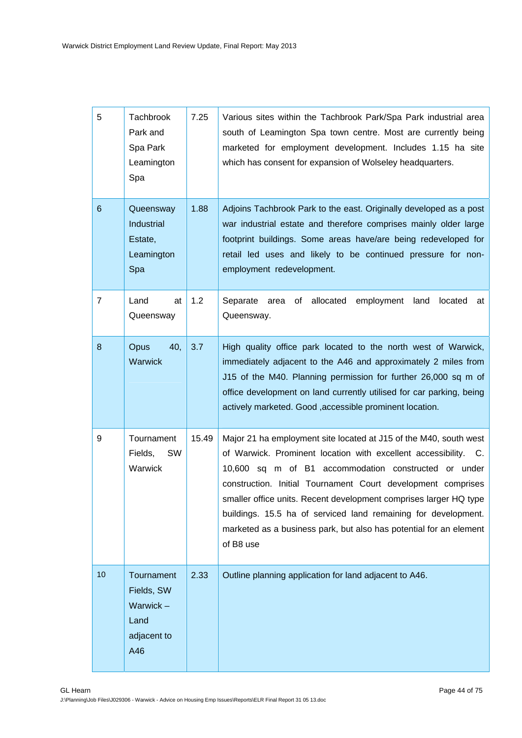| 5 | Tachbrook Park and Spa Park Leamington Spa | 7.25 | Various sites within the Tachbrook Park/Spa Park industrial area south of Leamington Spa town centre. Most are currently being marketed for employment development. Includes 1.15 ha site which has consent for expansion of Wolseley headquarters. |
|---|---|---|---|
| 6 | Queensway Industrial Estate, Leamington Spa | 1.88 | Adjoins Tachbrook Park to the east. Originally developed as a post war industrial estate and therefore comprises mainly older large footprint buildings. Some areas have/are being redeveloped for retail led uses and likely to be continued pressure for non-employment redevelopment. |
| 7 | Land at Queensway | 1.2 | Separate area of allocated employment land located at Queensway. |
| 8 | Opus 40, Warwick | 3.7 | High quality office park located to the north west of Warwick, immediately adjacent to the A46 and approximately 2 miles from J15 of the M40. Planning permission for further 26,000 sq m of office development on land currently utilised for car parking, being actively marketed. Good ,accessible prominent location. |
| 9 | Tournament Fields, SW Warwick | 15.49 | Major 21 ha employment site located at J15 of the M40, south west of Warwick. Prominent location with excellent accessibility. C. 10,600 sq m of B1 accommodation constructed or under construction. Initial Tournament Court development comprises smaller office units. Recent development comprises larger HQ type buildings. 15.5 ha of serviced land remaining for development. marketed as a business park, but also has potential for an element of B8 use |
| 10 | Tournament Fields, SW Warwick – Land adjacent to A46 | 2.33 | Outline planning application for land adjacent to A46. |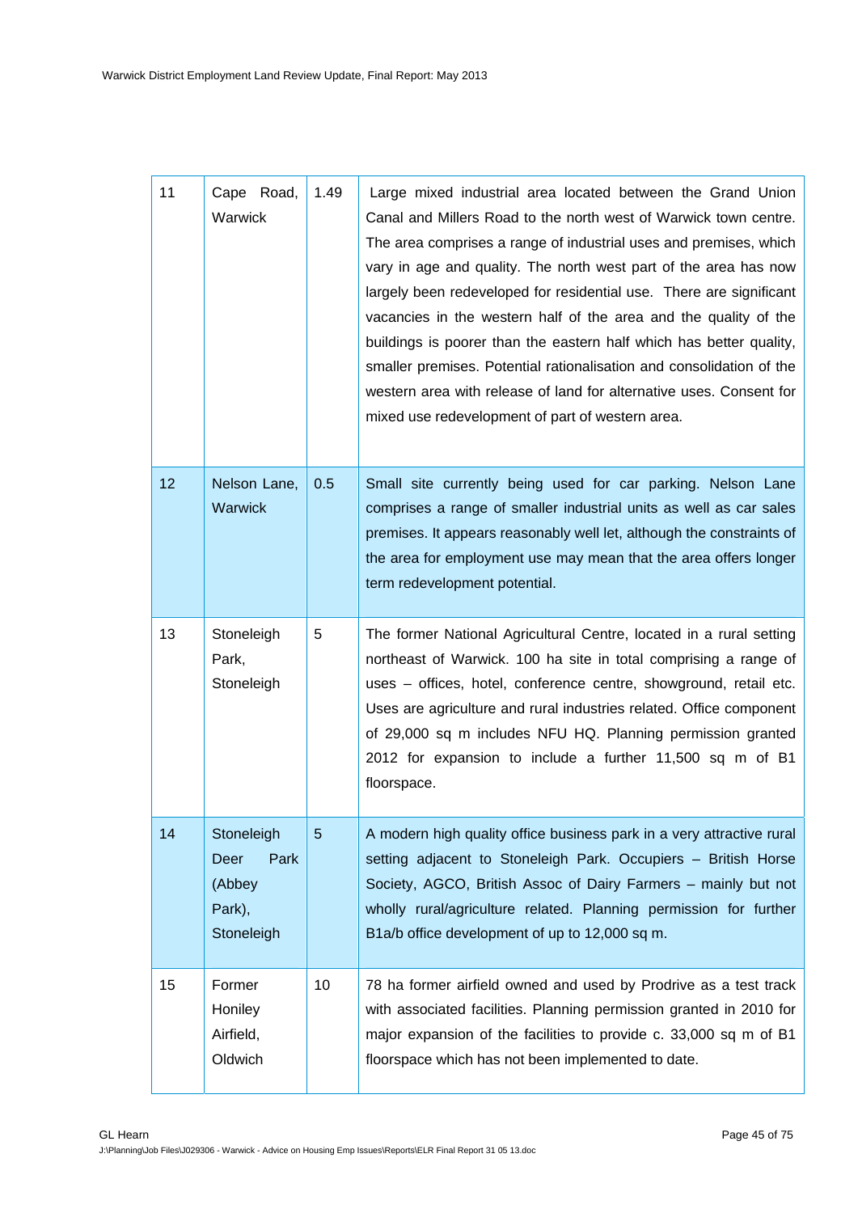| 11 | Cape Road, Warwick | 1.49 | Large mixed industrial area located between the Grand Union Canal and Millers Road to the north west of Warwick town centre. The area comprises a range of industrial uses and premises, which vary in age and quality. The north west part of the area has now largely been redeveloped for residential use. There are significant vacancies in the western half of the area and the quality of the buildings is poorer than the eastern half which has better quality, smaller premises. Potential rationalisation and consolidation of the western area with release of land for alternative uses. Consent for mixed use redevelopment of part of western area. |
|---|---|---|---|
| 12 | Nelson Lane, Warwick | 0.5 | Small site currently being used for car parking. Nelson Lane comprises a range of smaller industrial units as well as car sales premises. It appears reasonably well let, although the constraints of the area for employment use may mean that the area offers longer term redevelopment potential. |
| 13 | Stoneleigh Park, Stoneleigh | 5 | The former National Agricultural Centre, located in a rural setting northeast of Warwick. 100 ha site in total comprising a range of uses – offices, hotel, conference centre, showground, retail etc. Uses are agriculture and rural industries related. Office component of 29,000 sq m includes NFU HQ. Planning permission granted 2012 for expansion to include a further 11,500 sq m of B1 floorspace. |
| 14 | Stoneleigh Deer Park (Abbey Park), Stoneleigh | 5 | A modern high quality office business park in a very attractive rural setting adjacent to Stoneleigh Park. Occupiers – British Horse Society, AGCO, British Assoc of Dairy Farmers – mainly but not wholly rural/agriculture related. Planning permission for further B1a/b office development of up to 12,000 sq m. |
| 15 | Former Honiley Airfield, Oldwich | 10 | 78 ha former airfield owned and used by Prodrive as a test track with associated facilities. Planning permission granted in 2010 for major expansion of the facilities to provide c. 33,000 sq m of B1 floorspace which has not been implemented to date. |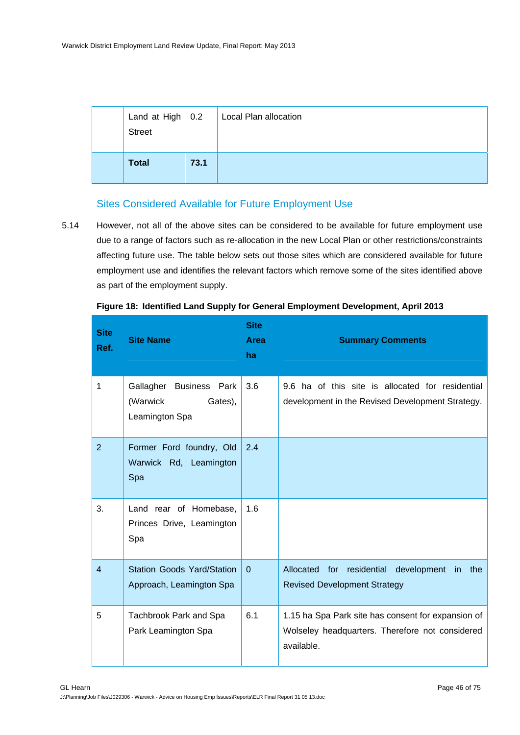| | Land at High Street | 0.2 | Local Plan allocation |
|---|---|---|---|
| | **Total** | **73.1** | |

## Sites Considered Available for Future Employment Use

5.14 However, not all of the above sites can be considered to be available for future employment use due to a range of factors such as re-allocation in the new Local Plan or other restrictions/constraints affecting future use. The table below sets out those sites which are considered available for future employment use and identifies the relevant factors which remove some of the sites identified above as part of the employment supply.

**Figure 18: Identified Land Supply for General Employment Development, April 2013**

| Site Ref. | Site Name | Site Area ha | Summary Comments |
|---|---|---|---|
| 1 | Gallagher Business Park (Warwick Gates), Leamington Spa | 3.6 | 9.6 ha of this site is allocated for residential development in the Revised Development Strategy. |
| 2 | Former Ford foundry, Old Warwick Rd, Leamington Spa | 2.4 | |
| 3. | Land rear of Homebase, Princes Drive, Leamington Spa | 1.6 | |
| 4 | Station Goods Yard/Station Approach, Leamington Spa | 0 | Allocated for residential development in the Revised Development Strategy |
| 5 | Tachbrook Park and Spa Park Leamington Spa | 6.1 | 1.15 ha Spa Park site has consent for expansion of Wolseley headquarters. Therefore not considered available. |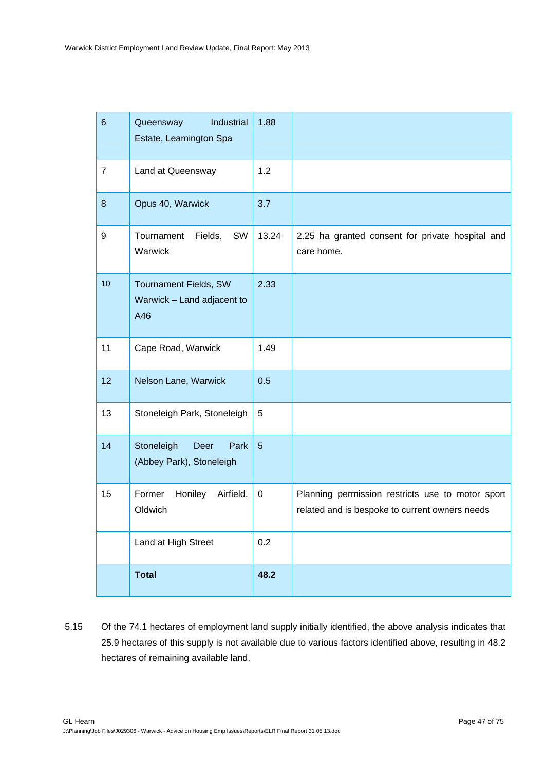| 6 | Queensway Industrial Estate, Leamington Spa | 1.88 | |
|---|---|---|---|
| 7 | Land at Queensway | 1.2 | |
| 8 | Opus 40, Warwick | 3.7 | |
| 9 | Tournament Fields, SW Warwick | 13.24 | 2.25 ha granted consent for private hospital and care home. |
| 10 | Tournament Fields, SW Warwick – Land adjacent to A46 | 2.33 | |
| 11 | Cape Road, Warwick | 1.49 | |
| 12 | Nelson Lane, Warwick | 0.5 | |
| 13 | Stoneleigh Park, Stoneleigh | 5 | |
| 14 | Stoneleigh Deer Park (Abbey Park), Stoneleigh | 5 | |
| 15 | Former Honiley Airfield, Oldwich | 0 | Planning permission restricts use to motor sport related and is bespoke to current owners needs |
| | Land at High Street | 0.2 | |
| | **Total** | **48.2** | |

5.15 Of the 74.1 hectares of employment land supply initially identified, the above analysis indicates that 25.9 hectares of this supply is not available due to various factors identified above, resulting in 48.2 hectares of remaining available land.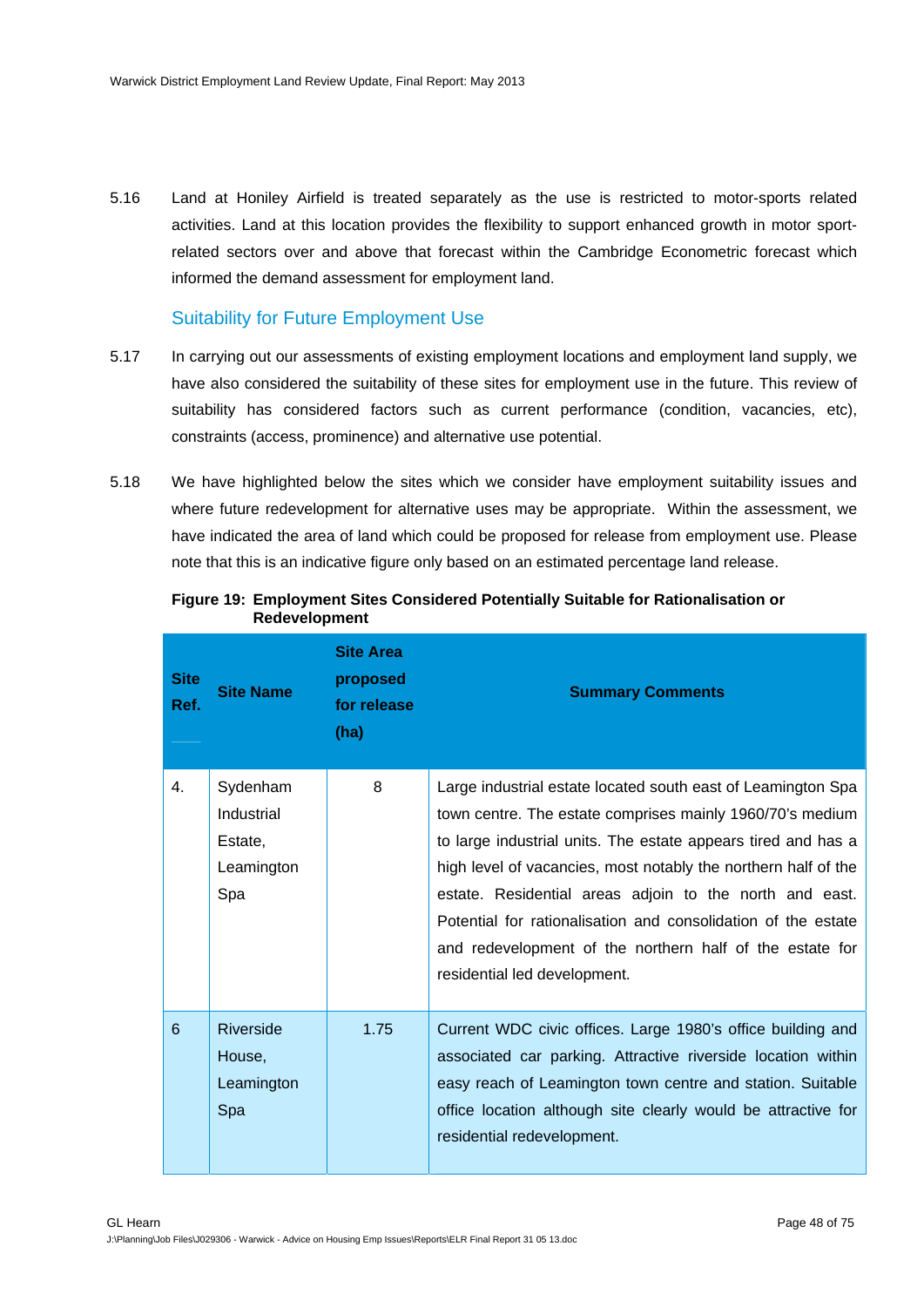5.16 Land at Honiley Airfield is treated separately as the use is restricted to motor-sports related activities. Land at this location provides the flexibility to support enhanced growth in motor sport-related sectors over and above that forecast within the Cambridge Econometric forecast which informed the demand assessment for employment land.

### Suitability for Future Employment Use

5.17 In carrying out our assessments of existing employment locations and employment land supply, we have also considered the suitability of these sites for employment use in the future. This review of suitability has considered factors such as current performance (condition, vacancies, etc), constraints (access, prominence) and alternative use potential.

5.18 We have highlighted below the sites which we consider have employment suitability issues and where future redevelopment for alternative uses may be appropriate. Within the assessment, we have indicated the area of land which could be proposed for release from employment use. Please note that this is an indicative figure only based on an estimated percentage land release.

**Figure 19: Employment Sites Considered Potentially Suitable for Rationalisation or Redevelopment**

| Site Ref. | Site Name | Site Area proposed for release (ha) | Summary Comments |
|---|---|---|---|
| 4. | Sydenham Industrial Estate, Leamington Spa | 8 | Large industrial estate located south east of Leamington Spa town centre. The estate comprises mainly 1960/70's medium to large industrial units. The estate appears tired and has a high level of vacancies, most notably the northern half of the estate. Residential areas adjoin to the north and east. Potential for rationalisation and consolidation of the estate and redevelopment of the northern half of the estate for residential led development. |
| 6 | Riverside House, Leamington Spa | 1.75 | Current WDC civic offices. Large 1980's office building and associated car parking. Attractive riverside location within easy reach of Leamington town centre and station. Suitable office location although site clearly would be attractive for residential redevelopment. |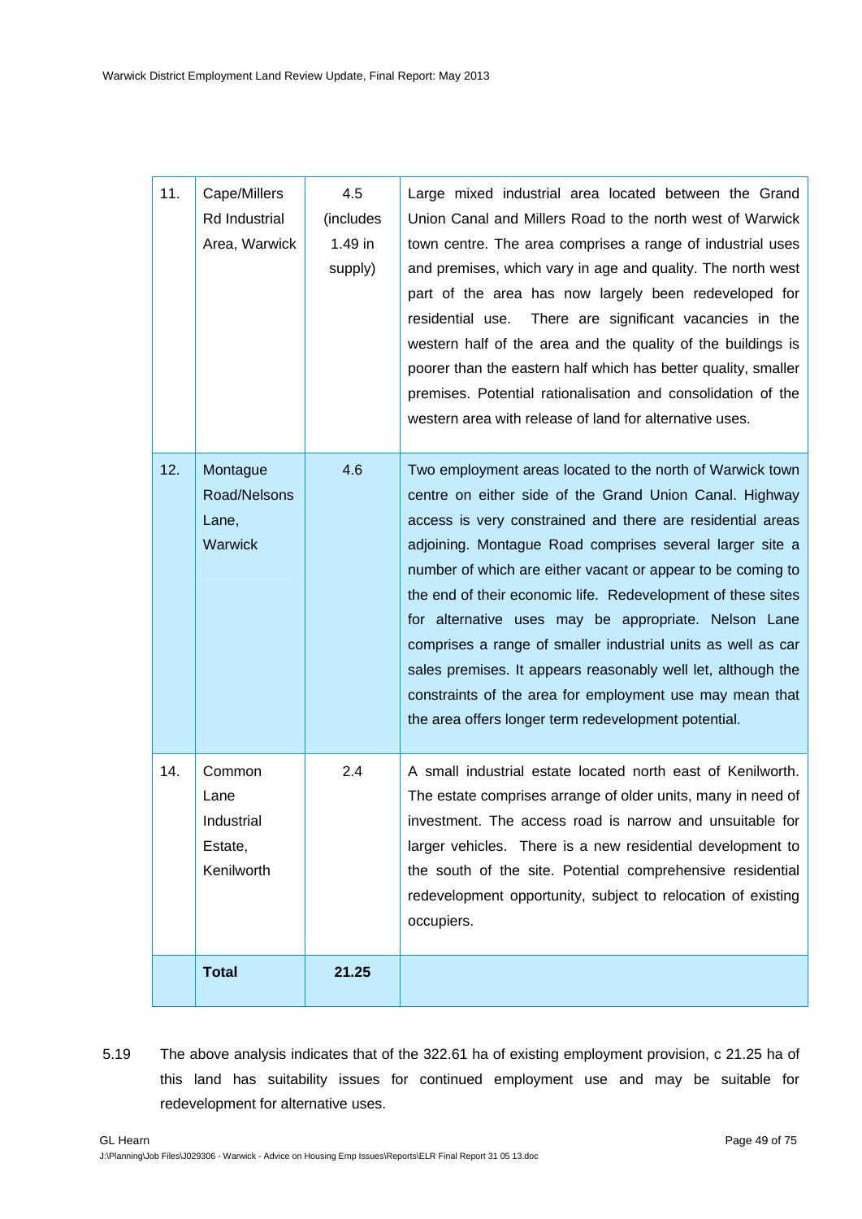| 11. | Cape/Millers Rd Industrial Area, Warwick | 4.5 (includes 1.49 in supply) | Large mixed industrial area located between the Grand Union Canal and Millers Road to the north west of Warwick town centre. The area comprises a range of industrial uses and premises, which vary in age and quality. The north west part of the area has now largely been redeveloped for residential use. There are significant vacancies in the western half of the area and the quality of the buildings is poorer than the eastern half which has better quality, smaller premises. Potential rationalisation and consolidation of the western area with release of land for alternative uses. |
|---|---|---|---|
| 12. | Montague Road/Nelsons Lane, Warwick | 4.6 | Two employment areas located to the north of Warwick town centre on either side of the Grand Union Canal. Highway access is very constrained and there are residential areas adjoining. Montague Road comprises several larger site a number of which are either vacant or appear to be coming to the end of their economic life. Redevelopment of these sites for alternative uses may be appropriate. Nelson Lane comprises a range of smaller industrial units as well as car sales premises. It appears reasonably well let, although the constraints of the area for employment use may mean that the area offers longer term redevelopment potential. |
| 14. | Common Lane Industrial Estate, Kenilworth | 2.4 | A small industrial estate located north east of Kenilworth. The estate comprises arrange of older units, many in need of investment. The access road is narrow and unsuitable for larger vehicles. There is a new residential development to the south of the site. Potential comprehensive residential redevelopment opportunity, subject to relocation of existing occupiers. |
| | **Total** | **21.25** | |

5.19 The above analysis indicates that of the 322.61 ha of existing employment provision, c 21.25 ha of this land has suitability issues for continued employment use and may be suitable for redevelopment for alternative uses.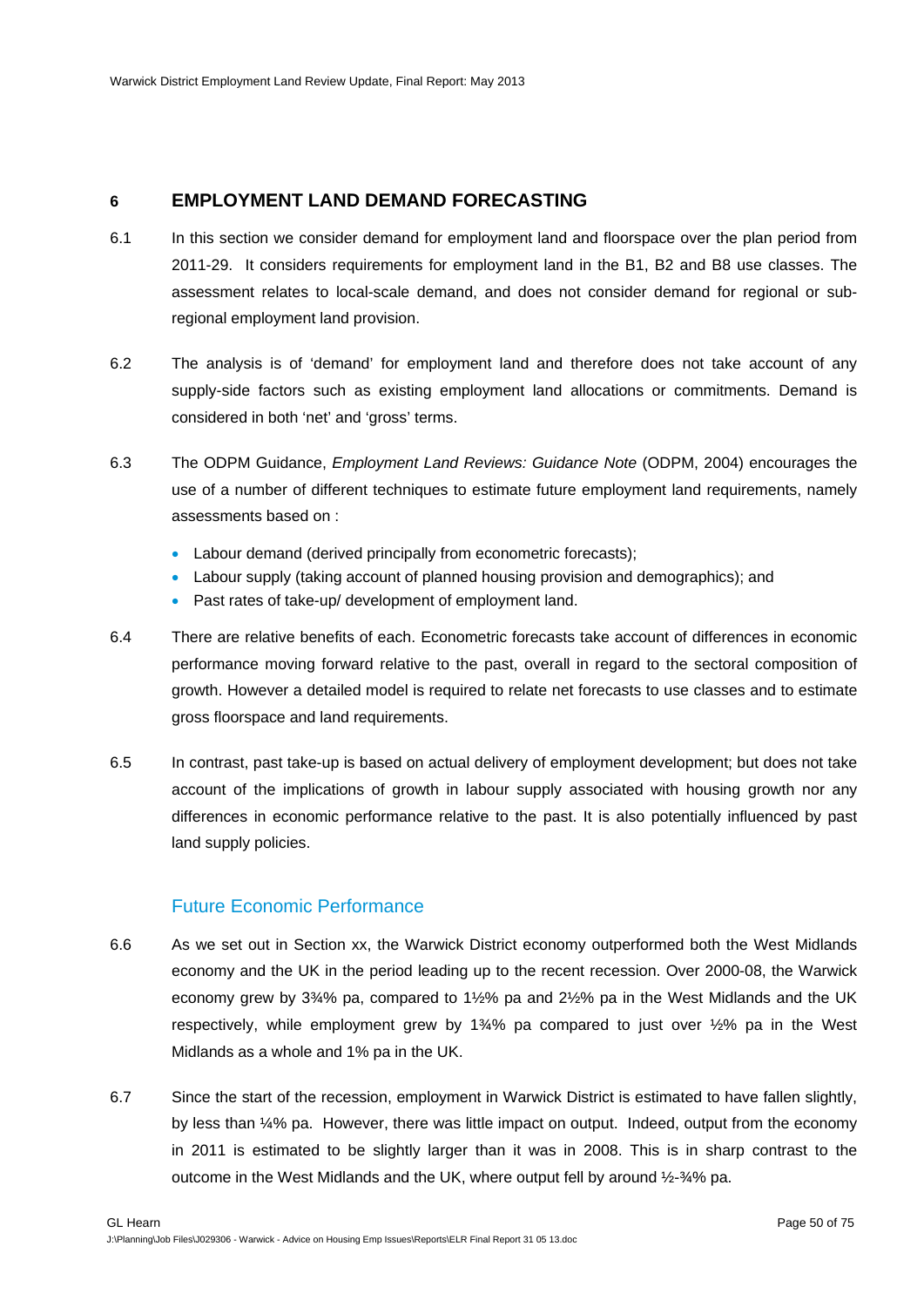## 6 EMPLOYMENT LAND DEMAND FORECASTING

6.1 In this section we consider demand for employment land and floorspace over the plan period from 2011-29. It considers requirements for employment land in the B1, B2 and B8 use classes. The assessment relates to local-scale demand, and does not consider demand for regional or sub-regional employment land provision.

6.2 The analysis is of 'demand' for employment land and therefore does not take account of any supply-side factors such as existing employment land allocations or commitments. Demand is considered in both 'net' and 'gross' terms.

6.3 The ODPM Guidance, *Employment Land Reviews: Guidance Note* (ODPM, 2004) encourages the use of a number of different techniques to estimate future employment land requirements, namely assessments based on :

- Labour demand (derived principally from econometric forecasts);
- Labour supply (taking account of planned housing provision and demographics); and
- Past rates of take-up/ development of employment land.

6.4 There are relative benefits of each. Econometric forecasts take account of differences in economic performance moving forward relative to the past, overall in regard to the sectoral composition of growth. However a detailed model is required to relate net forecasts to use classes and to estimate gross floorspace and land requirements.

6.5 In contrast, past take-up is based on actual delivery of employment development; but does not take account of the implications of growth in labour supply associated with housing growth nor any differences in economic performance relative to the past. It is also potentially influenced by past land supply policies.

### Future Economic Performance

6.6 As we set out in Section xx, the Warwick District economy outperformed both the West Midlands economy and the UK in the period leading up to the recent recession. Over 2000-08, the Warwick economy grew by 3¾% pa, compared to 1½% pa and 2½% pa in the West Midlands and the UK respectively, while employment grew by 1¾% pa compared to just over ½% pa in the West Midlands as a whole and 1% pa in the UK.

6.7 Since the start of the recession, employment in Warwick District is estimated to have fallen slightly, by less than ¼% pa. However, there was little impact on output. Indeed, output from the economy in 2011 is estimated to be slightly larger than it was in 2008. This is in sharp contrast to the outcome in the West Midlands and the UK, where output fell by around ½-¾% pa.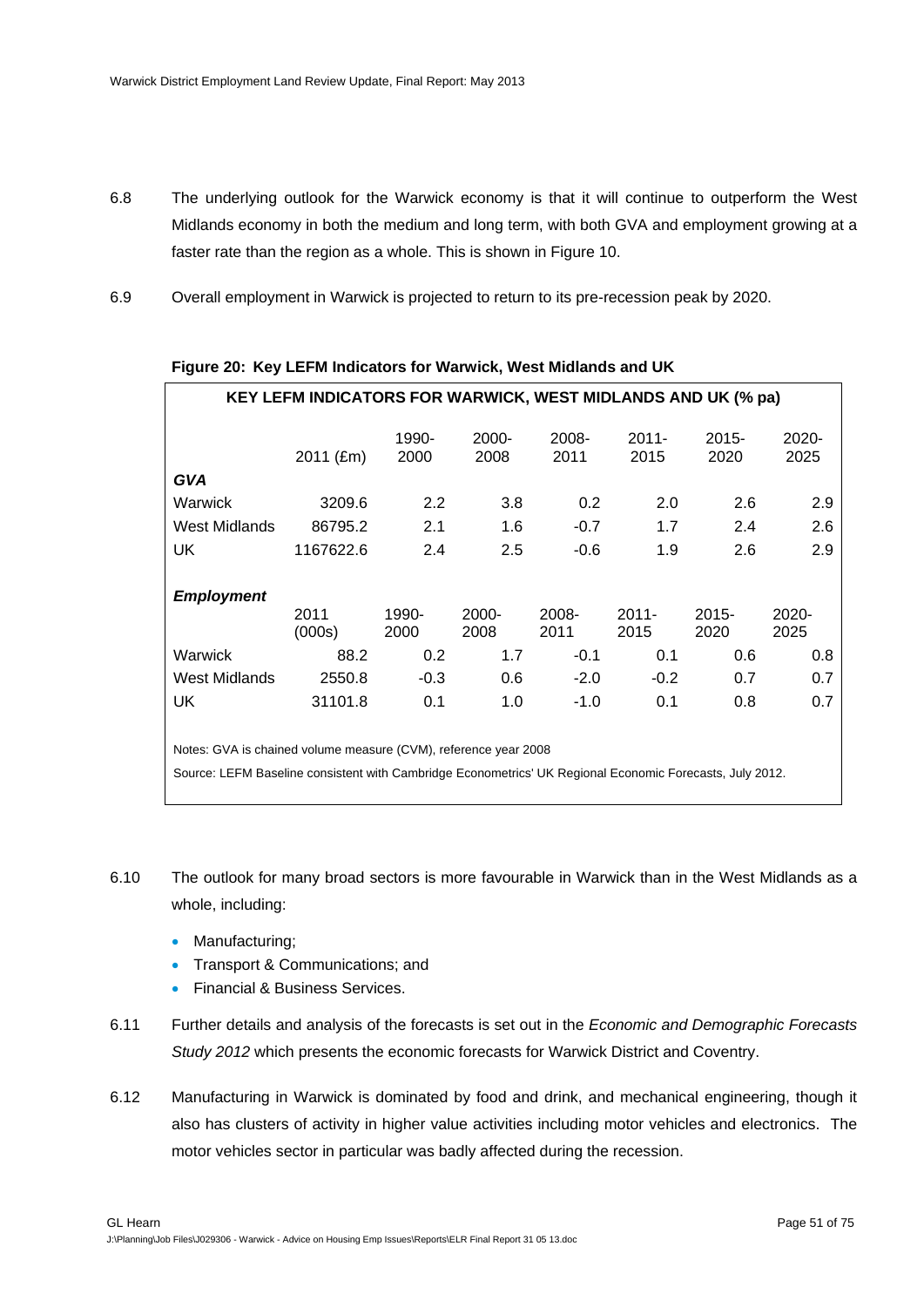6.8 The underlying outlook for the Warwick economy is that it will continue to outperform the West Midlands economy in both the medium and long term, with both GVA and employment growing at a faster rate than the region as a whole. This is shown in Figure 10.

6.9 Overall employment in Warwick is projected to return to its pre-recession peak by 2020.

**Figure 20: Key LEFM Indicators for Warwick, West Midlands and UK**

| KEY LEFM INDICATORS FOR WARWICK, WEST MIDLANDS AND UK (% pa) | | | | | | | |
|---|---|---|---|---|---|---|---|
| | 2011 (£m) | 1990-2000 | 2000-2008 | 2008-2011 | 2011-2015 | 2015-2020 | 2020-2025 |
| ***GVA*** | | | | | | | |
| Warwick | 3209.6 | 2.2 | 3.8 | 0.2 | 2.0 | 2.6 | 2.9 |
| West Midlands | 86795.2 | 2.1 | 1.6 | -0.7 | 1.7 | 2.4 | 2.6 |
| UK | 1167622.6 | 2.4 | 2.5 | -0.6 | 1.9 | 2.6 | 2.9 |
| ***Employment*** | | | | | | | |
| | 2011 (000s) | 1990-2000 | 2000-2008 | 2008-2011 | 2011-2015 | 2015-2020 | 2020-2025 |
| Warwick | 88.2 | 0.2 | 1.7 | -0.1 | 0.1 | 0.6 | 0.8 |
| West Midlands | 2550.8 | -0.3 | 0.6 | -2.0 | -0.2 | 0.7 | 0.7 |
| UK | 31101.8 | 0.1 | 1.0 | -1.0 | 0.1 | 0.8 | 0.7 |

Notes: GVA is chained volume measure (CVM), reference year 2008

Source: LEFM Baseline consistent with Cambridge Econometrics' UK Regional Economic Forecasts, July 2012.

6.10 The outlook for many broad sectors is more favourable in Warwick than in the West Midlands as a whole, including:

- Manufacturing;
- Transport & Communications; and
- Financial & Business Services.

6.11 Further details and analysis of the forecasts is set out in the *Economic and Demographic Forecasts Study 2012* which presents the economic forecasts for Warwick District and Coventry.

6.12 Manufacturing in Warwick is dominated by food and drink, and mechanical engineering, though it also has clusters of activity in higher value activities including motor vehicles and electronics. The motor vehicles sector in particular was badly affected during the recession.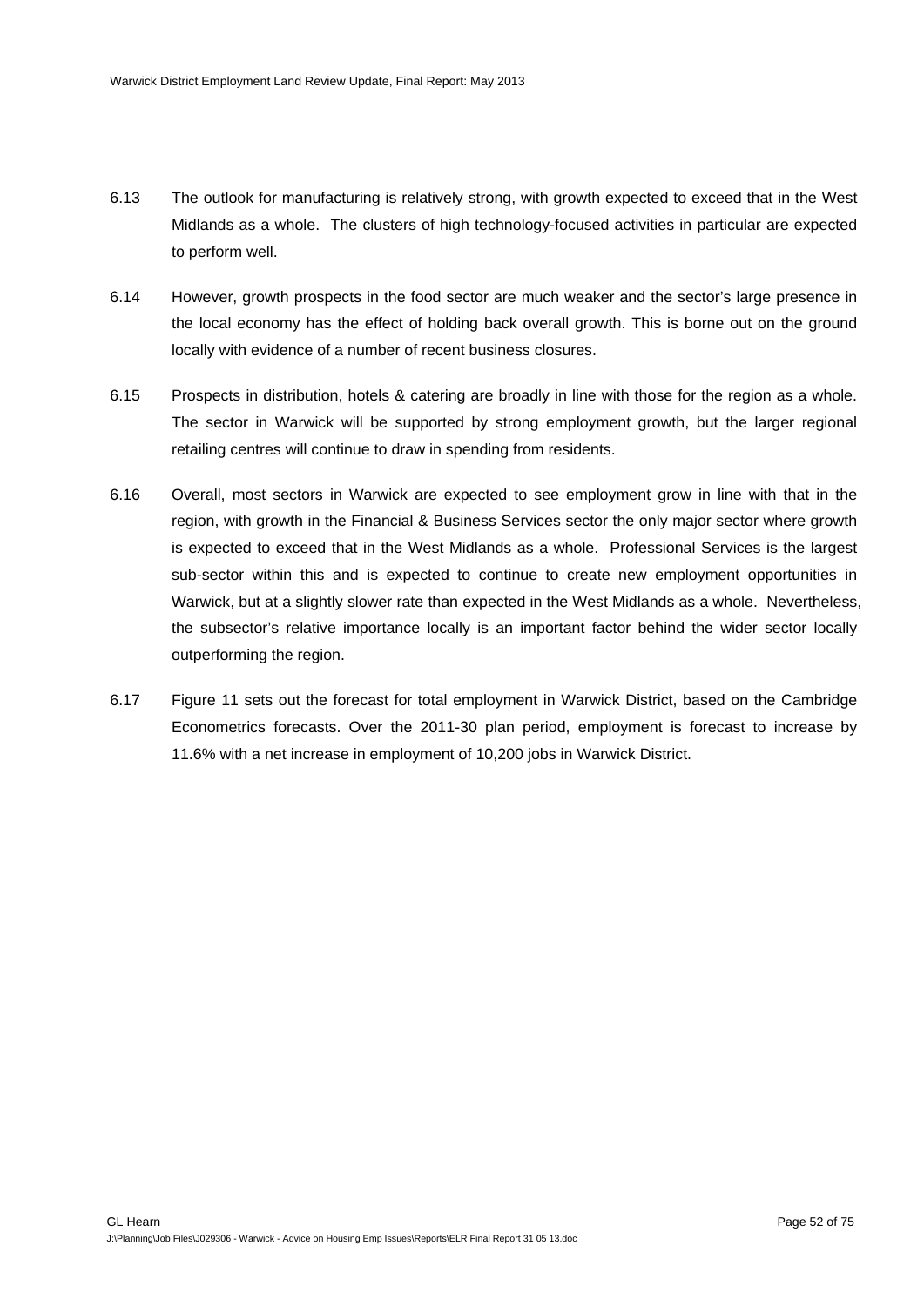6.13 The outlook for manufacturing is relatively strong, with growth expected to exceed that in the West Midlands as a whole. The clusters of high technology-focused activities in particular are expected to perform well.

6.14 However, growth prospects in the food sector are much weaker and the sector's large presence in the local economy has the effect of holding back overall growth. This is borne out on the ground locally with evidence of a number of recent business closures.

6.15 Prospects in distribution, hotels & catering are broadly in line with those for the region as a whole. The sector in Warwick will be supported by strong employment growth, but the larger regional retailing centres will continue to draw in spending from residents.

6.16 Overall, most sectors in Warwick are expected to see employment grow in line with that in the region, with growth in the Financial & Business Services sector the only major sector where growth is expected to exceed that in the West Midlands as a whole. Professional Services is the largest sub-sector within this and is expected to continue to create new employment opportunities in Warwick, but at a slightly slower rate than expected in the West Midlands as a whole. Nevertheless, the subsector's relative importance locally is an important factor behind the wider sector locally outperforming the region.

6.17 Figure 11 sets out the forecast for total employment in Warwick District, based on the Cambridge Econometrics forecasts. Over the 2011-30 plan period, employment is forecast to increase by 11.6% with a net increase in employment of 10,200 jobs in Warwick District.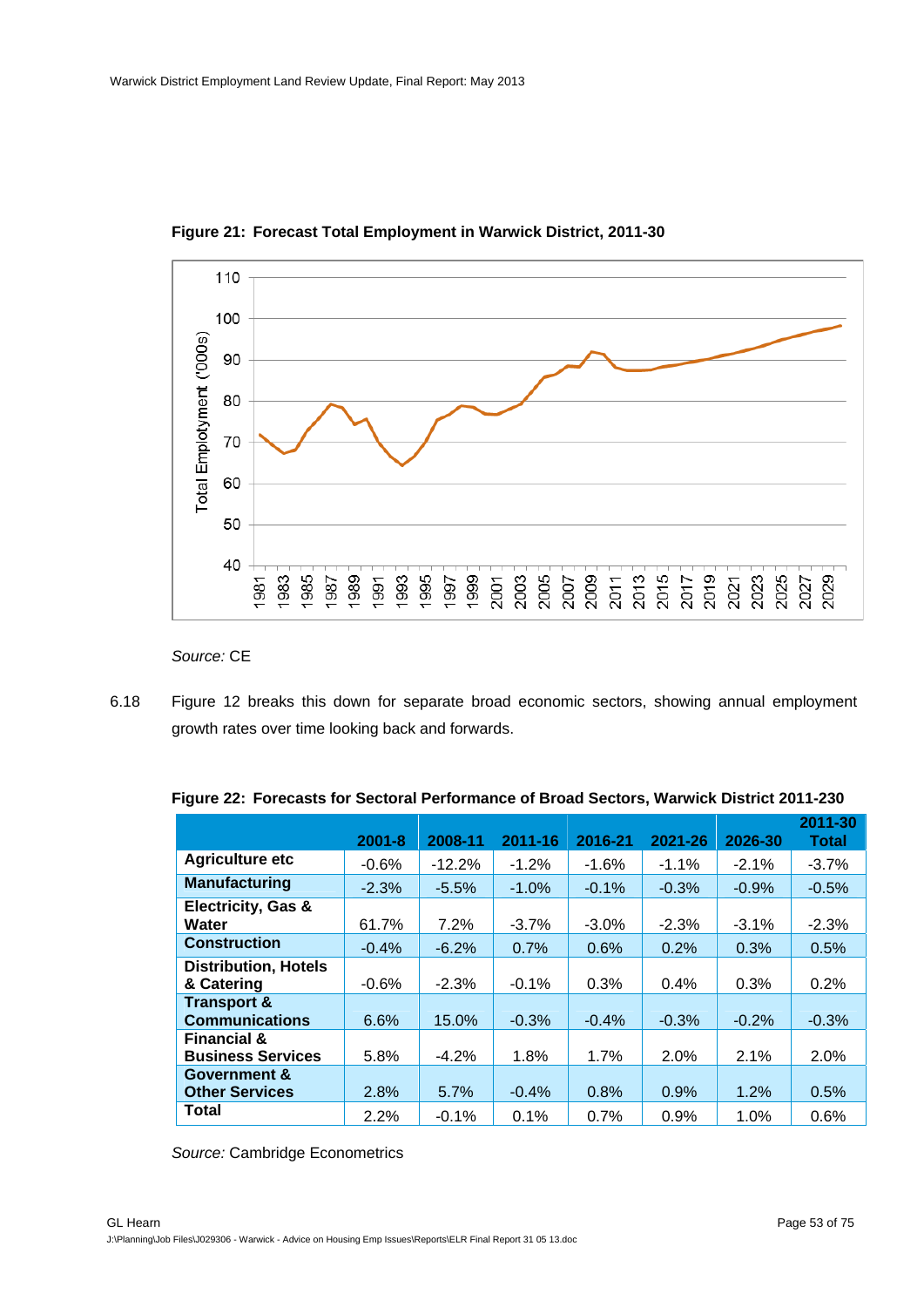**Figure 21: Forecast Total Employment in Warwick District, 2011-30**

*Source:* CE

6.18 Figure 12 breaks this down for separate broad economic sectors, showing annual employment growth rates over time looking back and forwards.

**Figure 22: Forecasts for Sectoral Performance of Broad Sectors, Warwick District 2011-230**

| | 2001-8 | 2008-11 | 2011-16 | 2016-21 | 2021-26 | 2026-30 | 2011-30 Total |
|---|---|---|---|---|---|---|---|
| **Agriculture etc** | -0.6% | -12.2% | -1.2% | -1.6% | -1.1% | -2.1% | -3.7% |
| **Manufacturing** | -2.3% | -5.5% | -1.0% | -0.1% | -0.3% | -0.9% | -0.5% |
| **Electricity, Gas & Water** | 61.7% | 7.2% | -3.7% | -3.0% | -2.3% | -3.1% | -2.3% |
| **Construction** | -0.4% | -6.2% | 0.7% | 0.6% | 0.2% | 0.3% | 0.5% |
| **Distribution, Hotels & Catering** | -0.6% | -2.3% | -0.1% | 0.3% | 0.4% | 0.3% | 0.2% |
| **Transport & Communications** | 6.6% | 15.0% | -0.3% | -0.4% | -0.3% | -0.2% | -0.3% |
| **Financial & Business Services** | 5.8% | -4.2% | 1.8% | 1.7% | 2.0% | 2.1% | 2.0% |
| **Government & Other Services** | 2.8% | 5.7% | -0.4% | 0.8% | 0.9% | 1.2% | 0.5% |
| **Total** | 2.2% | -0.1% | 0.1% | 0.7% | 0.9% | 1.0% | 0.6% |

*Source:* Cambridge Econometrics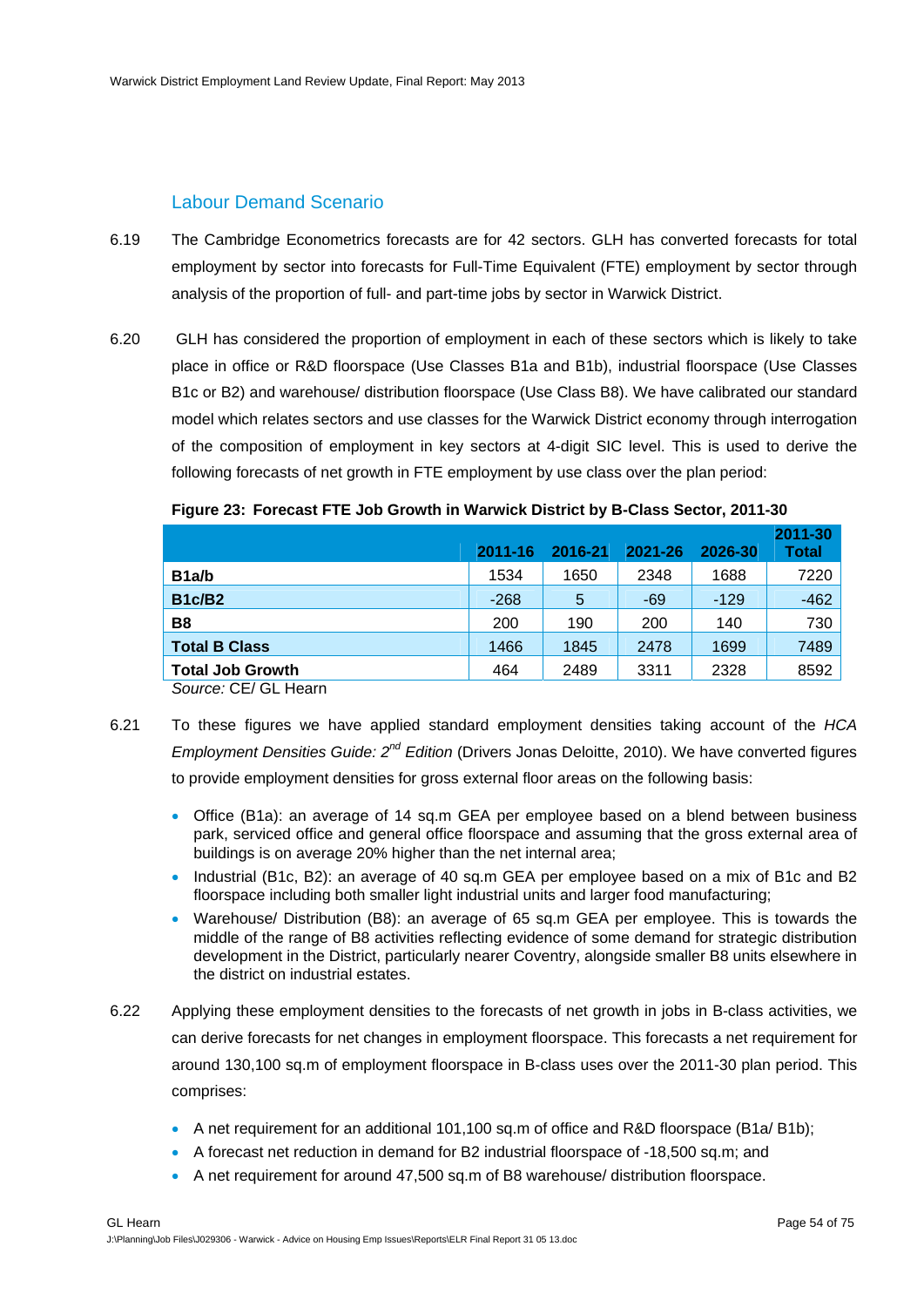## Labour Demand Scenario

6.19 The Cambridge Econometrics forecasts are for 42 sectors. GLH has converted forecasts for total employment by sector into forecasts for Full-Time Equivalent (FTE) employment by sector through analysis of the proportion of full- and part-time jobs by sector in Warwick District.

6.20 GLH has considered the proportion of employment in each of these sectors which is likely to take place in office or R&D floorspace (Use Classes B1a and B1b), industrial floorspace (Use Classes B1c or B2) and warehouse/ distribution floorspace (Use Class B8). We have calibrated our standard model which relates sectors and use classes for the Warwick District economy through interrogation of the composition of employment in key sectors at 4-digit SIC level. This is used to derive the following forecasts of net growth in FTE employment by use class over the plan period:

**Figure 23: Forecast FTE Job Growth in Warwick District by B-Class Sector, 2011-30**

| | 2011-16 | 2016-21 | 2021-26 | 2026-30 | 2011-30 Total |
|---|---|---|---|---|---|
| **B1a/b** | 1534 | 1650 | 2348 | 1688 | 7220 |
| **B1c/B2** | -268 | 5 | -69 | -129 | -462 |
| **B8** | 200 | 190 | 200 | 140 | 730 |
| **Total B Class** | 1466 | 1845 | 2478 | 1699 | 7489 |
| **Total Job Growth** | 464 | 2489 | 3311 | 2328 | 8592 |

*Source:* CE/ GL Hearn

6.21 To these figures we have applied standard employment densities taking account of the *HCA Employment Densities Guide: 2nd Edition* (Drivers Jonas Deloitte, 2010). We have converted figures to provide employment densities for gross external floor areas on the following basis:

- Office (B1a): an average of 14 sq.m GEA per employee based on a blend between business park, serviced office and general office floorspace and assuming that the gross external area of buildings is on average 20% higher than the net internal area;
- Industrial (B1c, B2): an average of 40 sq.m GEA per employee based on a mix of B1c and B2 floorspace including both smaller light industrial units and larger food manufacturing;
- Warehouse/ Distribution (B8): an average of 65 sq.m GEA per employee. This is towards the middle of the range of B8 activities reflecting evidence of some demand for strategic distribution development in the District, particularly nearer Coventry, alongside smaller B8 units elsewhere in the district on industrial estates.

6.22 Applying these employment densities to the forecasts of net growth in jobs in B-class activities, we can derive forecasts for net changes in employment floorspace. This forecasts a net requirement for around 130,100 sq.m of employment floorspace in B-class uses over the 2011-30 plan period. This comprises:

- A net requirement for an additional 101,100 sq.m of office and R&D floorspace (B1a/ B1b);
- A forecast net reduction in demand for B2 industrial floorspace of -18,500 sq.m; and
- A net requirement for around 47,500 sq.m of B8 warehouse/ distribution floorspace.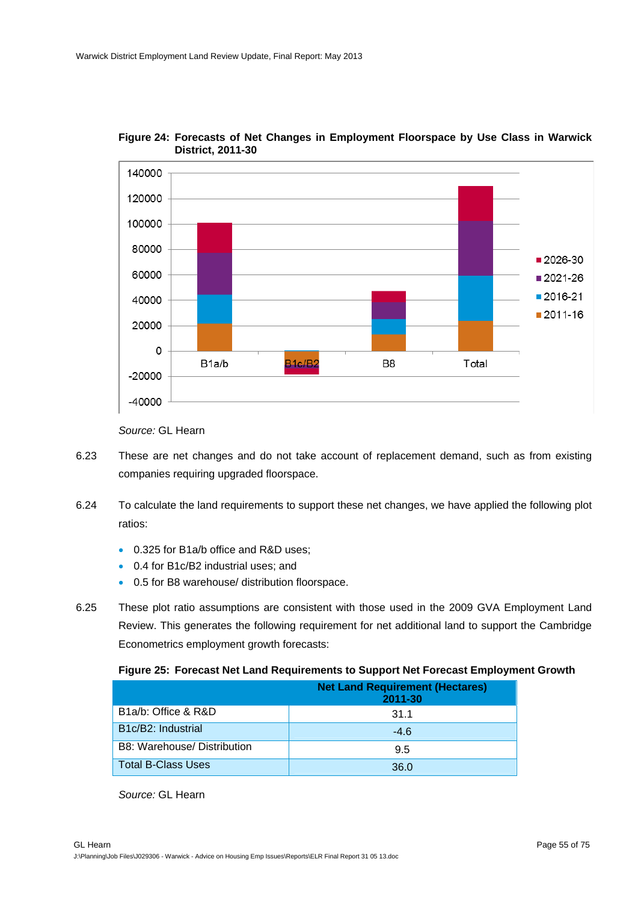**Figure 24: Forecasts of Net Changes in Employment Floorspace by Use Class in Warwick District, 2011-30**

*Source:* GL Hearn

6.23 These are net changes and do not take account of replacement demand, such as from existing companies requiring upgraded floorspace.

6.24 To calculate the land requirements to support these net changes, we have applied the following plot ratios:

- 0.325 for B1a/b office and R&D uses;
- 0.4 for B1c/B2 industrial uses; and
- 0.5 for B8 warehouse/ distribution floorspace.

6.25 These plot ratio assumptions are consistent with those used in the 2009 GVA Employment Land Review. This generates the following requirement for net additional land to support the Cambridge Econometrics employment growth forecasts:

**Figure 25: Forecast Net Land Requirements to Support Net Forecast Employment Growth**

| | Net Land Requirement (Hectares) 2011-30 |
|---|---|
| B1a/b: Office & R&D | 31.1 |
| B1c/B2: Industrial | -4.6 |
| B8: Warehouse/ Distribution | 9.5 |
| Total B-Class Uses | 36.0 |

*Source:* GL Hearn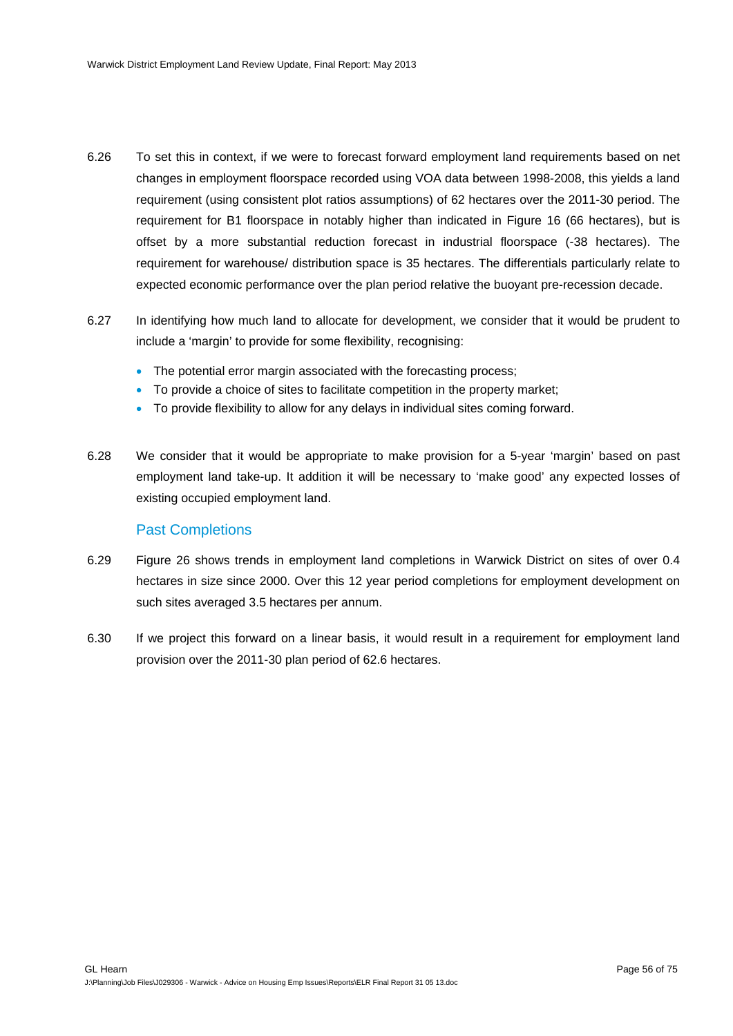6.26 To set this in context, if we were to forecast forward employment land requirements based on net changes in employment floorspace recorded using VOA data between 1998-2008, this yields a land requirement (using consistent plot ratios assumptions) of 62 hectares over the 2011-30 period. The requirement for B1 floorspace in notably higher than indicated in Figure 16 (66 hectares), but is offset by a more substantial reduction forecast in industrial floorspace (-38 hectares). The requirement for warehouse/ distribution space is 35 hectares. The differentials particularly relate to expected economic performance over the plan period relative the buoyant pre-recession decade.

6.27 In identifying how much land to allocate for development, we consider that it would be prudent to include a 'margin' to provide for some flexibility, recognising:

- The potential error margin associated with the forecasting process;
- To provide a choice of sites to facilitate competition in the property market;
- To provide flexibility to allow for any delays in individual sites coming forward.

6.28 We consider that it would be appropriate to make provision for a 5-year 'margin' based on past employment land take-up. It addition it will be necessary to 'make good' any expected losses of existing occupied employment land.

### Past Completions

6.29 Figure 26 shows trends in employment land completions in Warwick District on sites of over 0.4 hectares in size since 2000. Over this 12 year period completions for employment development on such sites averaged 3.5 hectares per annum.

6.30 If we project this forward on a linear basis, it would result in a requirement for employment land provision over the 2011-30 plan period of 62.6 hectares.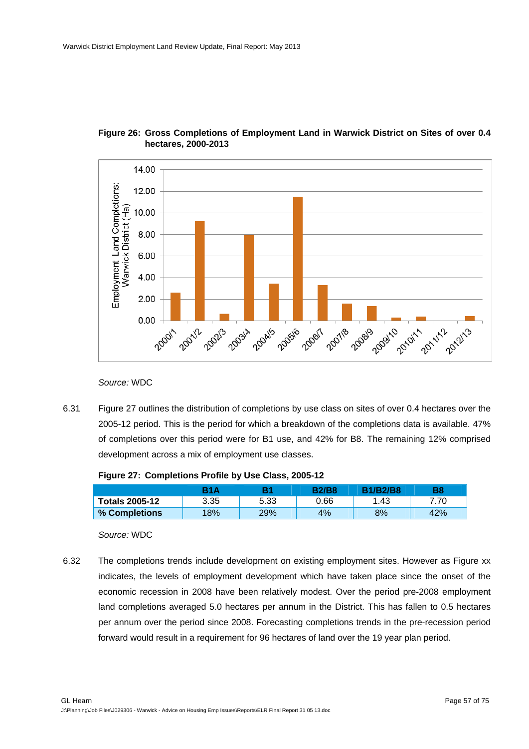**Figure 26: Gross Completions of Employment Land in Warwick District on Sites of over 0.4 hectares, 2000-2013**

*Source:* WDC

6.31 Figure 27 outlines the distribution of completions by use class on sites of over 0.4 hectares over the 2005-12 period. This is the period for which a breakdown of the completions data is available. 47% of completions over this period were for B1 use, and 42% for B8. The remaining 12% comprised development across a mix of employment use classes.

**Figure 27: Completions Profile by Use Class, 2005-12**

| | B1A | B1 | B2/B8 | B1/B2/B8 | B8 |
|---|---|---|---|---|---|
| **Totals 2005-12** | 3.35 | 5.33 | 0.66 | 1.43 | 7.70 |
| **% Completions** | 18% | 29% | 4% | 8% | 42% |

*Source:* WDC

6.32 The completions trends include development on existing employment sites. However as Figure xx indicates, the levels of employment development which have taken place since the onset of the economic recession in 2008 have been relatively modest. Over the period pre-2008 employment land completions averaged 5.0 hectares per annum in the District. This has fallen to 0.5 hectares per annum over the period since 2008. Forecasting completions trends in the pre-recession period forward would result in a requirement for 96 hectares of land over the 19 year plan period.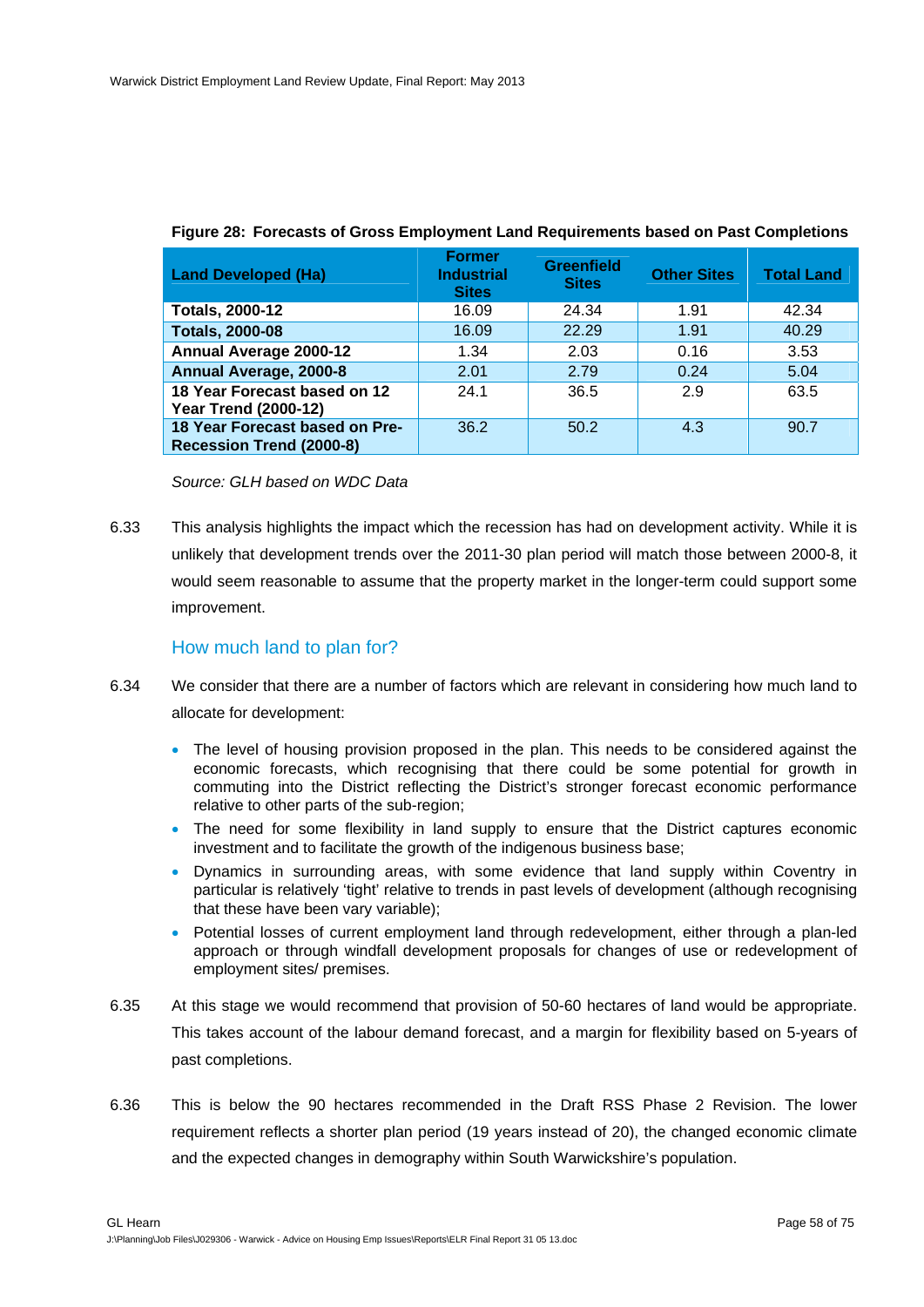**Figure 28: Forecasts of Gross Employment Land Requirements based on Past Completions**

| Land Developed (Ha) | Former Industrial Sites | Greenfield Sites | Other Sites | Total Land |
|---|---|---|---|---|
| **Totals, 2000-12** | 16.09 | 24.34 | 1.91 | 42.34 |
| **Totals, 2000-08** | 16.09 | 22.29 | 1.91 | 40.29 |
| **Annual Average 2000-12** | 1.34 | 2.03 | 0.16 | 3.53 |
| **Annual Average, 2000-8** | 2.01 | 2.79 | 0.24 | 5.04 |
| **18 Year Forecast based on 12 Year Trend (2000-12)** | 24.1 | 36.5 | 2.9 | 63.5 |
| **18 Year Forecast based on Pre-Recession Trend (2000-8)** | 36.2 | 50.2 | 4.3 | 90.7 |

*Source: GLH based on WDC Data*

6.33 This analysis highlights the impact which the recession has had on development activity. While it is unlikely that development trends over the 2011-30 plan period will match those between 2000-8, it would seem reasonable to assume that the property market in the longer-term could support some improvement.

## How much land to plan for?

6.34 We consider that there are a number of factors which are relevant in considering how much land to allocate for development:

- The level of housing provision proposed in the plan. This needs to be considered against the economic forecasts, which recognising that there could be some potential for growth in commuting into the District reflecting the District's stronger forecast economic performance relative to other parts of the sub-region;
- The need for some flexibility in land supply to ensure that the District captures economic investment and to facilitate the growth of the indigenous business base;
- Dynamics in surrounding areas, with some evidence that land supply within Coventry in particular is relatively 'tight' relative to trends in past levels of development (although recognising that these have been vary variable);
- Potential losses of current employment land through redevelopment, either through a plan-led approach or through windfall development proposals for changes of use or redevelopment of employment sites/ premises.

6.35 At this stage we would recommend that provision of 50-60 hectares of land would be appropriate. This takes account of the labour demand forecast, and a margin for flexibility based on 5-years of past completions.

6.36 This is below the 90 hectares recommended in the Draft RSS Phase 2 Revision. The lower requirement reflects a shorter plan period (19 years instead of 20), the changed economic climate and the expected changes in demography within South Warwickshire's population.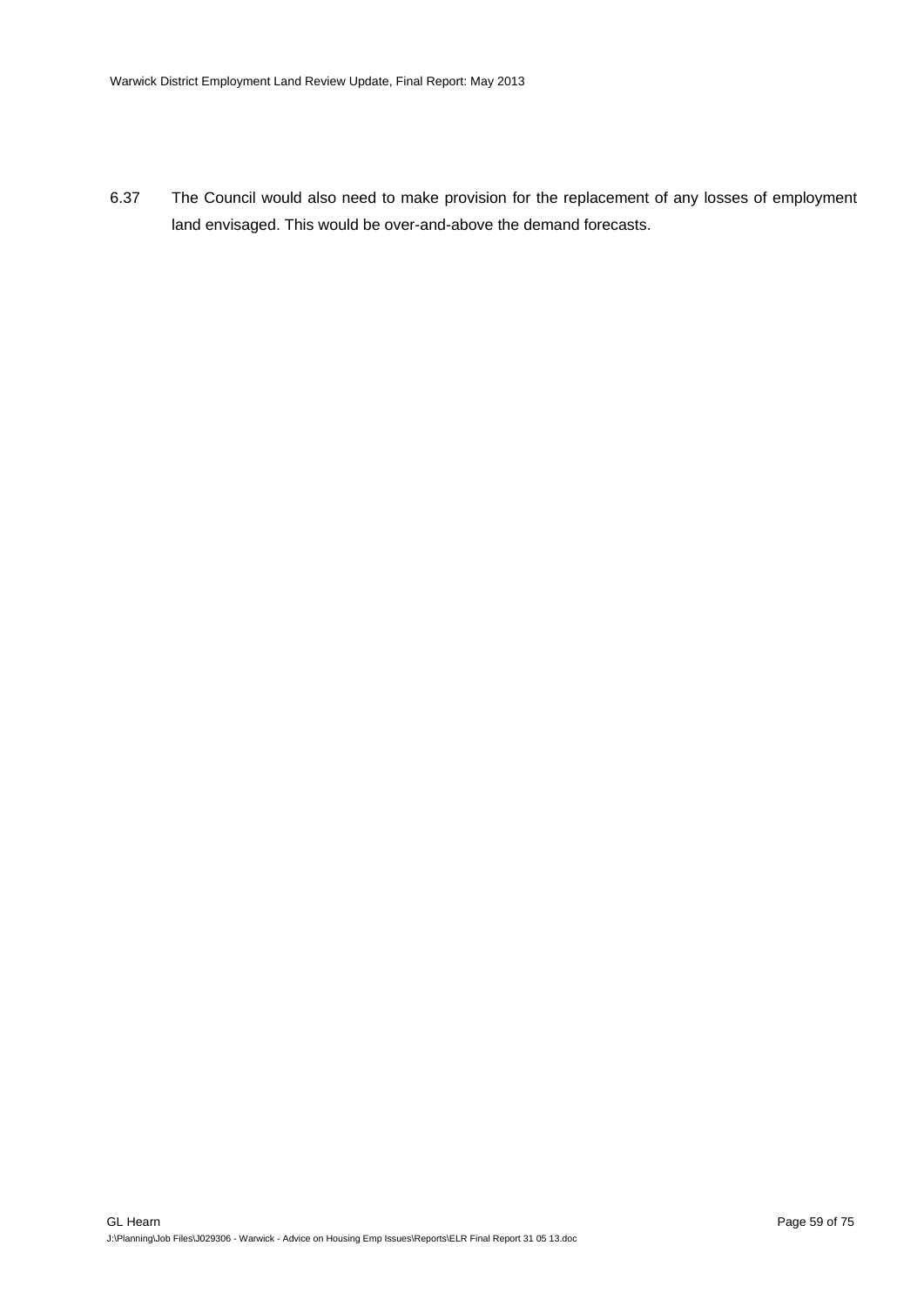6.37 The Council would also need to make provision for the replacement of any losses of employment land envisaged. This would be over-and-above the demand forecasts.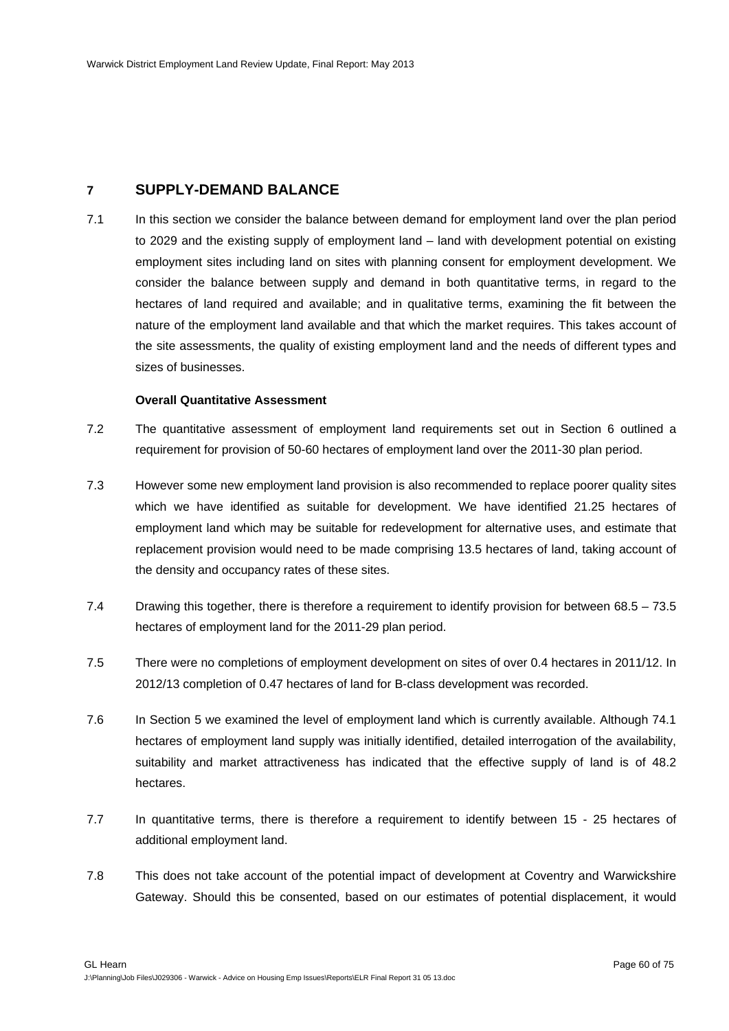## 7 SUPPLY-DEMAND BALANCE

7.1 In this section we consider the balance between demand for employment land over the plan period to 2029 and the existing supply of employment land – land with development potential on existing employment sites including land on sites with planning consent for employment development. We consider the balance between supply and demand in both quantitative terms, in regard to the hectares of land required and available; and in qualitative terms, examining the fit between the nature of the employment land available and that which the market requires. This takes account of the site assessments, the quality of existing employment land and the needs of different types and sizes of businesses.

**Overall Quantitative Assessment**

7.2 The quantitative assessment of employment land requirements set out in Section 6 outlined a requirement for provision of 50-60 hectares of employment land over the 2011-30 plan period.

7.3 However some new employment land provision is also recommended to replace poorer quality sites which we have identified as suitable for development. We have identified 21.25 hectares of employment land which may be suitable for redevelopment for alternative uses, and estimate that replacement provision would need to be made comprising 13.5 hectares of land, taking account of the density and occupancy rates of these sites.

7.4 Drawing this together, there is therefore a requirement to identify provision for between 68.5 – 73.5 hectares of employment land for the 2011-29 plan period.

7.5 There were no completions of employment development on sites of over 0.4 hectares in 2011/12. In 2012/13 completion of 0.47 hectares of land for B-class development was recorded.

7.6 In Section 5 we examined the level of employment land which is currently available. Although 74.1 hectares of employment land supply was initially identified, detailed interrogation of the availability, suitability and market attractiveness has indicated that the effective supply of land is of 48.2 hectares.

7.7 In quantitative terms, there is therefore a requirement to identify between 15 - 25 hectares of additional employment land.

7.8 This does not take account of the potential impact of development at Coventry and Warwickshire Gateway. Should this be consented, based on our estimates of potential displacement, it would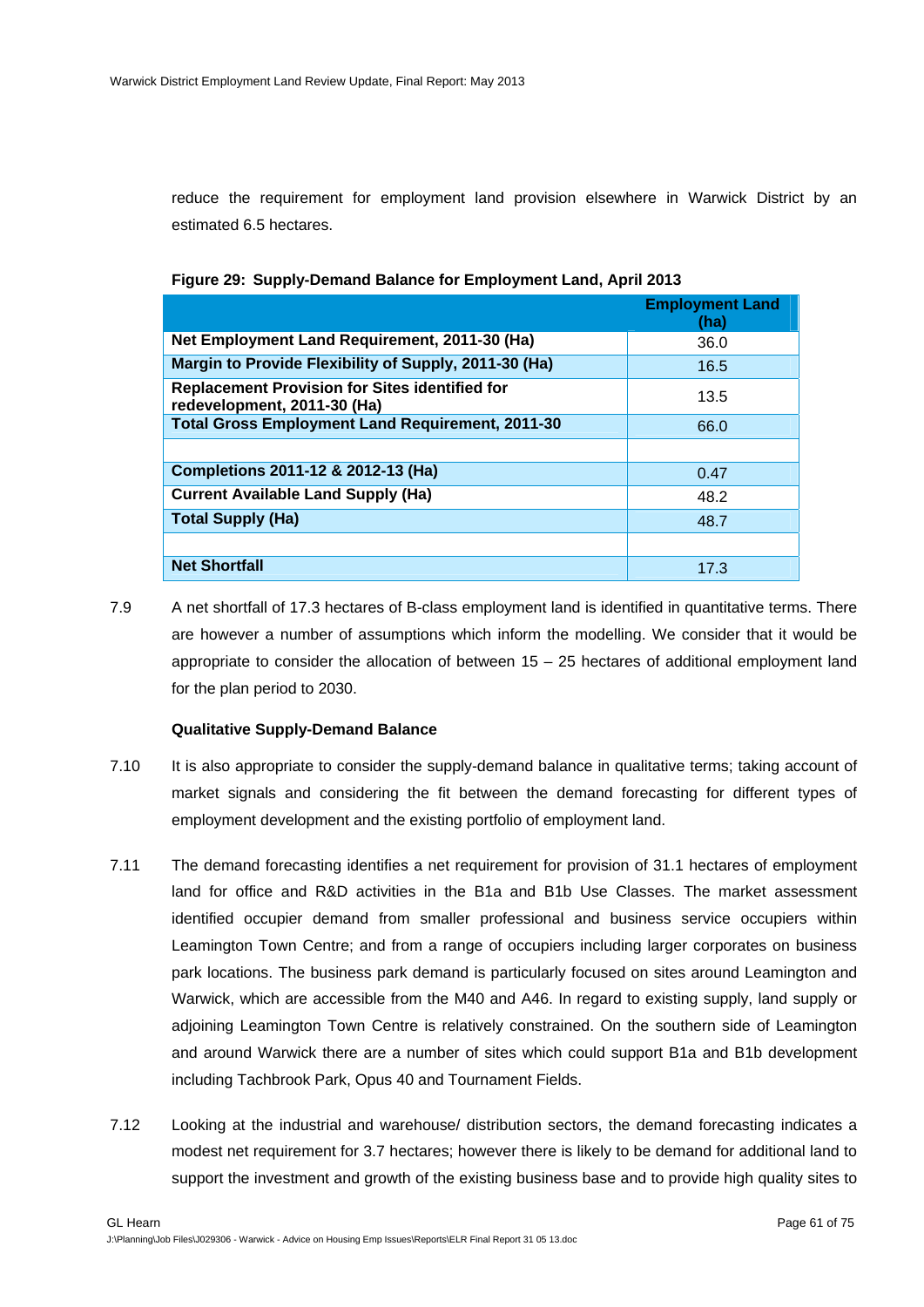reduce the requirement for employment land provision elsewhere in Warwick District by an estimated 6.5 hectares.

**Figure 29: Supply-Demand Balance for Employment Land, April 2013**

| | Employment Land (ha) |
|---|---|
| **Net Employment Land Requirement, 2011-30 (Ha)** | 36.0 |
| **Margin to Provide Flexibility of Supply, 2011-30 (Ha)** | 16.5 |
| **Replacement Provision for Sites identified for redevelopment, 2011-30 (Ha)** | 13.5 |
| **Total Gross Employment Land Requirement, 2011-30** | 66.0 |
| | |
| **Completions 2011-12 & 2012-13 (Ha)** | 0.47 |
| **Current Available Land Supply (Ha)** | 48.2 |
| **Total Supply (Ha)** | 48.7 |
| | |
| **Net Shortfall** | 17.3 |

7.9 A net shortfall of 17.3 hectares of B-class employment land is identified in quantitative terms. There are however a number of assumptions which inform the modelling. We consider that it would be appropriate to consider the allocation of between 15 – 25 hectares of additional employment land for the plan period to 2030.

**Qualitative Supply-Demand Balance**

7.10 It is also appropriate to consider the supply-demand balance in qualitative terms; taking account of market signals and considering the fit between the demand forecasting for different types of employment development and the existing portfolio of employment land.

7.11 The demand forecasting identifies a net requirement for provision of 31.1 hectares of employment land for office and R&D activities in the B1a and B1b Use Classes. The market assessment identified occupier demand from smaller professional and business service occupiers within Leamington Town Centre; and from a range of occupiers including larger corporates on business park locations. The business park demand is particularly focused on sites around Leamington and Warwick, which are accessible from the M40 and A46. In regard to existing supply, land supply or adjoining Leamington Town Centre is relatively constrained. On the southern side of Leamington and around Warwick there are a number of sites which could support B1a and B1b development including Tachbrook Park, Opus 40 and Tournament Fields.

7.12 Looking at the industrial and warehouse/ distribution sectors, the demand forecasting indicates a modest net requirement for 3.7 hectares; however there is likely to be demand for additional land to support the investment and growth of the existing business base and to provide high quality sites to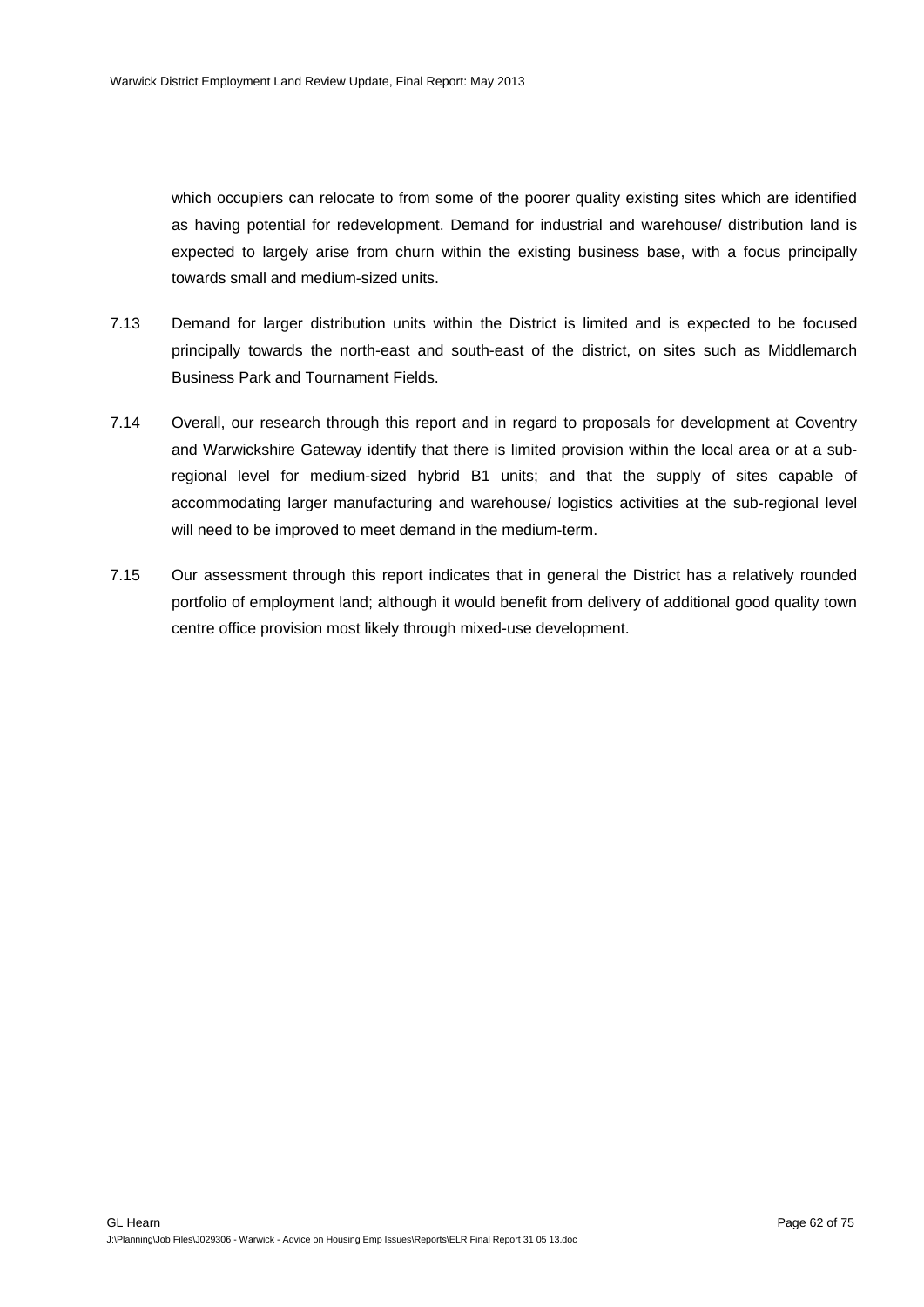which occupiers can relocate to from some of the poorer quality existing sites which are identified as having potential for redevelopment. Demand for industrial and warehouse/ distribution land is expected to largely arise from churn within the existing business base, with a focus principally towards small and medium-sized units.

7.13 Demand for larger distribution units within the District is limited and is expected to be focused principally towards the north-east and south-east of the district, on sites such as Middlemarch Business Park and Tournament Fields.

7.14 Overall, our research through this report and in regard to proposals for development at Coventry and Warwickshire Gateway identify that there is limited provision within the local area or at a sub-regional level for medium-sized hybrid B1 units; and that the supply of sites capable of accommodating larger manufacturing and warehouse/ logistics activities at the sub-regional level will need to be improved to meet demand in the medium-term.

7.15 Our assessment through this report indicates that in general the District has a relatively rounded portfolio of employment land; although it would benefit from delivery of additional good quality town centre office provision most likely through mixed-use development.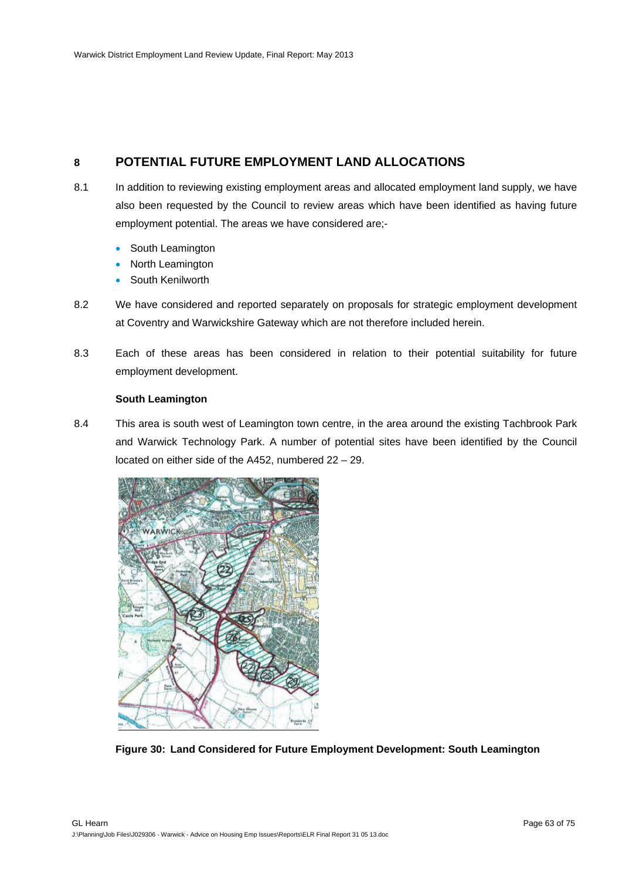## 8 POTENTIAL FUTURE EMPLOYMENT LAND ALLOCATIONS

8.1 In addition to reviewing existing employment areas and allocated employment land supply, we have also been requested by the Council to review areas which have been identified as having future employment potential. The areas we have considered are;-

- South Leamington
- North Leamington
- South Kenilworth

8.2 We have considered and reported separately on proposals for strategic employment development at Coventry and Warwickshire Gateway which are not therefore included herein.

8.3 Each of these areas has been considered in relation to their potential suitability for future employment development.

**South Leamington**

8.4 This area is south west of Leamington town centre, in the area around the existing Tachbrook Park and Warwick Technology Park. A number of potential sites have been identified by the Council located on either side of the A452, numbered 22 – 29.

**Figure 30: Land Considered for Future Employment Development: South Leamington**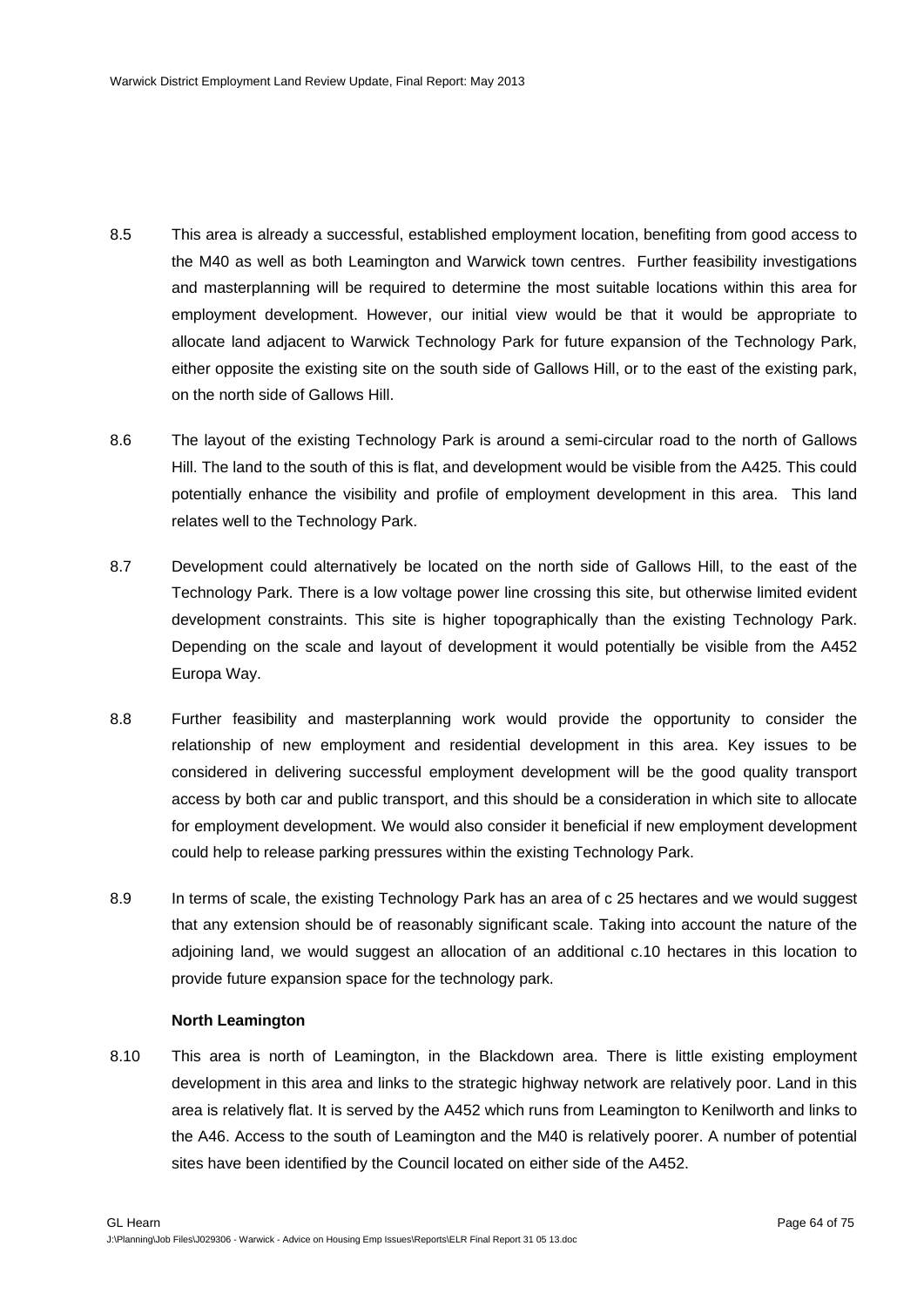8.5 This area is already a successful, established employment location, benefiting from good access to the M40 as well as both Leamington and Warwick town centres. Further feasibility investigations and masterplanning will be required to determine the most suitable locations within this area for employment development. However, our initial view would be that it would be appropriate to allocate land adjacent to Warwick Technology Park for future expansion of the Technology Park, either opposite the existing site on the south side of Gallows Hill, or to the east of the existing park, on the north side of Gallows Hill.

8.6 The layout of the existing Technology Park is around a semi-circular road to the north of Gallows Hill. The land to the south of this is flat, and development would be visible from the A425. This could potentially enhance the visibility and profile of employment development in this area. This land relates well to the Technology Park.

8.7 Development could alternatively be located on the north side of Gallows Hill, to the east of the Technology Park. There is a low voltage power line crossing this site, but otherwise limited evident development constraints. This site is higher topographically than the existing Technology Park. Depending on the scale and layout of development it would potentially be visible from the A452 Europa Way.

8.8 Further feasibility and masterplanning work would provide the opportunity to consider the relationship of new employment and residential development in this area. Key issues to be considered in delivering successful employment development will be the good quality transport access by both car and public transport, and this should be a consideration in which site to allocate for employment development. We would also consider it beneficial if new employment development could help to release parking pressures within the existing Technology Park.

8.9 In terms of scale, the existing Technology Park has an area of c 25 hectares and we would suggest that any extension should be of reasonably significant scale. Taking into account the nature of the adjoining land, we would suggest an allocation of an additional c.10 hectares in this location to provide future expansion space for the technology park.

**North Leamington**

8.10 This area is north of Leamington, in the Blackdown area. There is little existing employment development in this area and links to the strategic highway network are relatively poor. Land in this area is relatively flat. It is served by the A452 which runs from Leamington to Kenilworth and links to the A46. Access to the south of Leamington and the M40 is relatively poorer. A number of potential sites have been identified by the Council located on either side of the A452.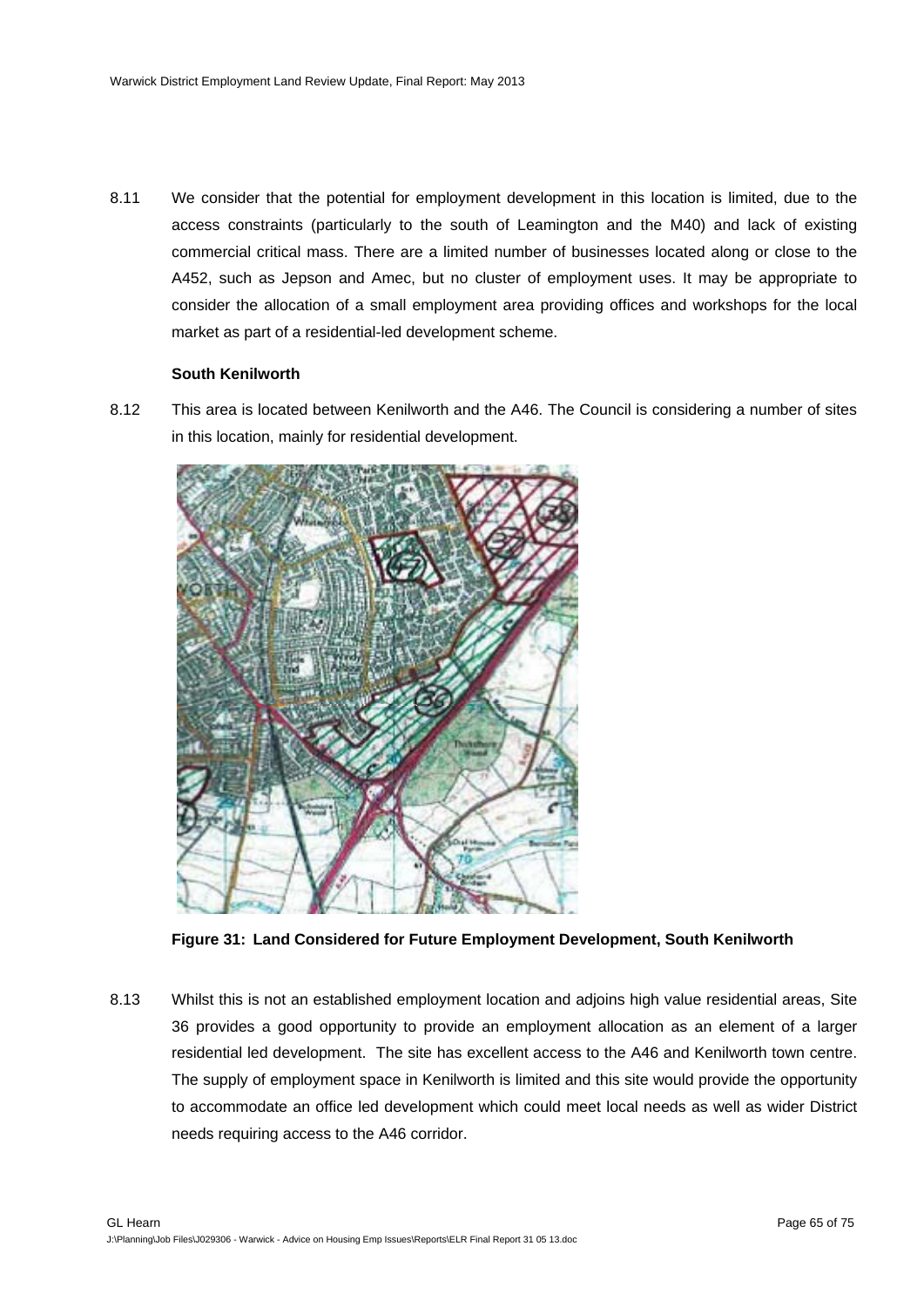8.11 We consider that the potential for employment development in this location is limited, due to the access constraints (particularly to the south of Leamington and the M40) and lack of existing commercial critical mass. There are a limited number of businesses located along or close to the A452, such as Jepson and Amec, but no cluster of employment uses. It may be appropriate to consider the allocation of a small employment area providing offices and workshops for the local market as part of a residential-led development scheme.

**South Kenilworth**

8.12 This area is located between Kenilworth and the A46. The Council is considering a number of sites in this location, mainly for residential development.

**Figure 31: Land Considered for Future Employment Development, South Kenilworth**

8.13 Whilst this is not an established employment location and adjoins high value residential areas, Site 36 provides a good opportunity to provide an employment allocation as an element of a larger residential led development. The site has excellent access to the A46 and Kenilworth town centre. The supply of employment space in Kenilworth is limited and this site would provide the opportunity to accommodate an office led development which could meet local needs as well as wider District needs requiring access to the A46 corridor.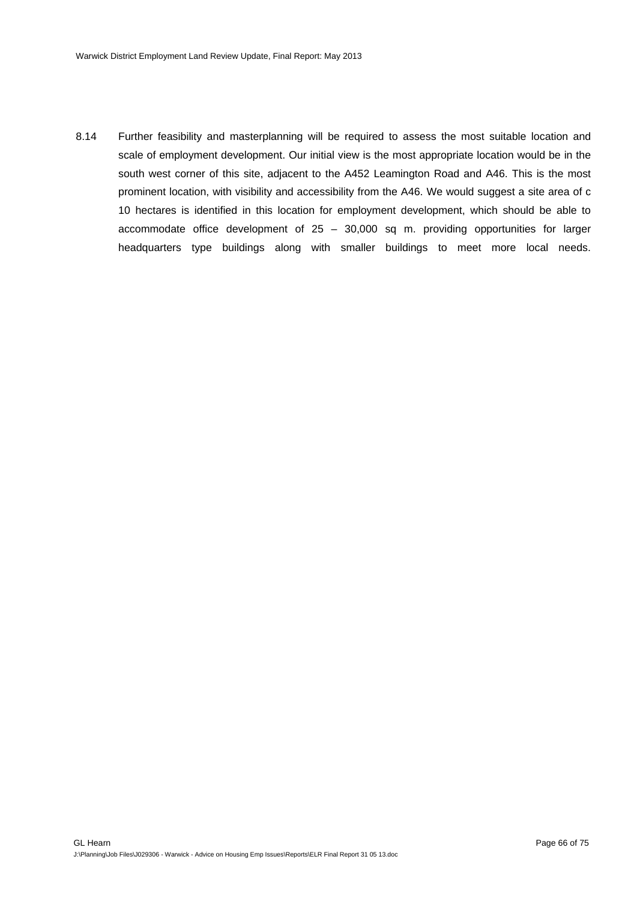8.14 Further feasibility and masterplanning will be required to assess the most suitable location and scale of employment development. Our initial view is the most appropriate location would be in the south west corner of this site, adjacent to the A452 Leamington Road and A46. This is the most prominent location, with visibility and accessibility from the A46. We would suggest a site area of c 10 hectares is identified in this location for employment development, which should be able to accommodate office development of 25 – 30,000 sq m. providing opportunities for larger headquarters type buildings along with smaller buildings to meet more local needs.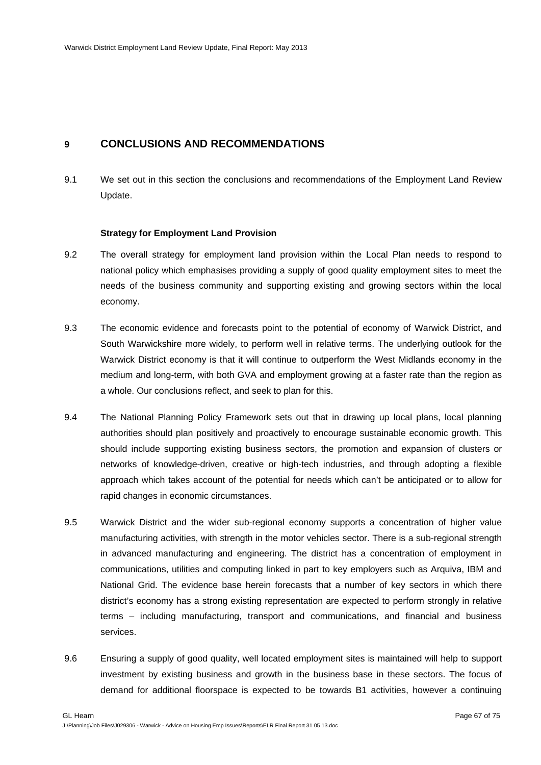## 9 CONCLUSIONS AND RECOMMENDATIONS

9.1 We set out in this section the conclusions and recommendations of the Employment Land Review Update.

### Strategy for Employment Land Provision

9.2 The overall strategy for employment land provision within the Local Plan needs to respond to national policy which emphasises providing a supply of good quality employment sites to meet the needs of the business community and supporting existing and growing sectors within the local economy.

9.3 The economic evidence and forecasts point to the potential of economy of Warwick District, and South Warwickshire more widely, to perform well in relative terms. The underlying outlook for the Warwick District economy is that it will continue to outperform the West Midlands economy in the medium and long-term, with both GVA and employment growing at a faster rate than the region as a whole. Our conclusions reflect, and seek to plan for this.

9.4 The National Planning Policy Framework sets out that in drawing up local plans, local planning authorities should plan positively and proactively to encourage sustainable economic growth. This should include supporting existing business sectors, the promotion and expansion of clusters or networks of knowledge-driven, creative or high-tech industries, and through adopting a flexible approach which takes account of the potential for needs which can't be anticipated or to allow for rapid changes in economic circumstances.

9.5 Warwick District and the wider sub-regional economy supports a concentration of higher value manufacturing activities, with strength in the motor vehicles sector. There is a sub-regional strength in advanced manufacturing and engineering. The district has a concentration of employment in communications, utilities and computing linked in part to key employers such as Arquiva, IBM and National Grid. The evidence base herein forecasts that a number of key sectors in which there district's economy has a strong existing representation are expected to perform strongly in relative terms – including manufacturing, transport and communications, and financial and business services.

9.6 Ensuring a supply of good quality, well located employment sites is maintained will help to support investment by existing business and growth in the business base in these sectors. The focus of demand for additional floorspace is expected to be towards B1 activities, however a continuing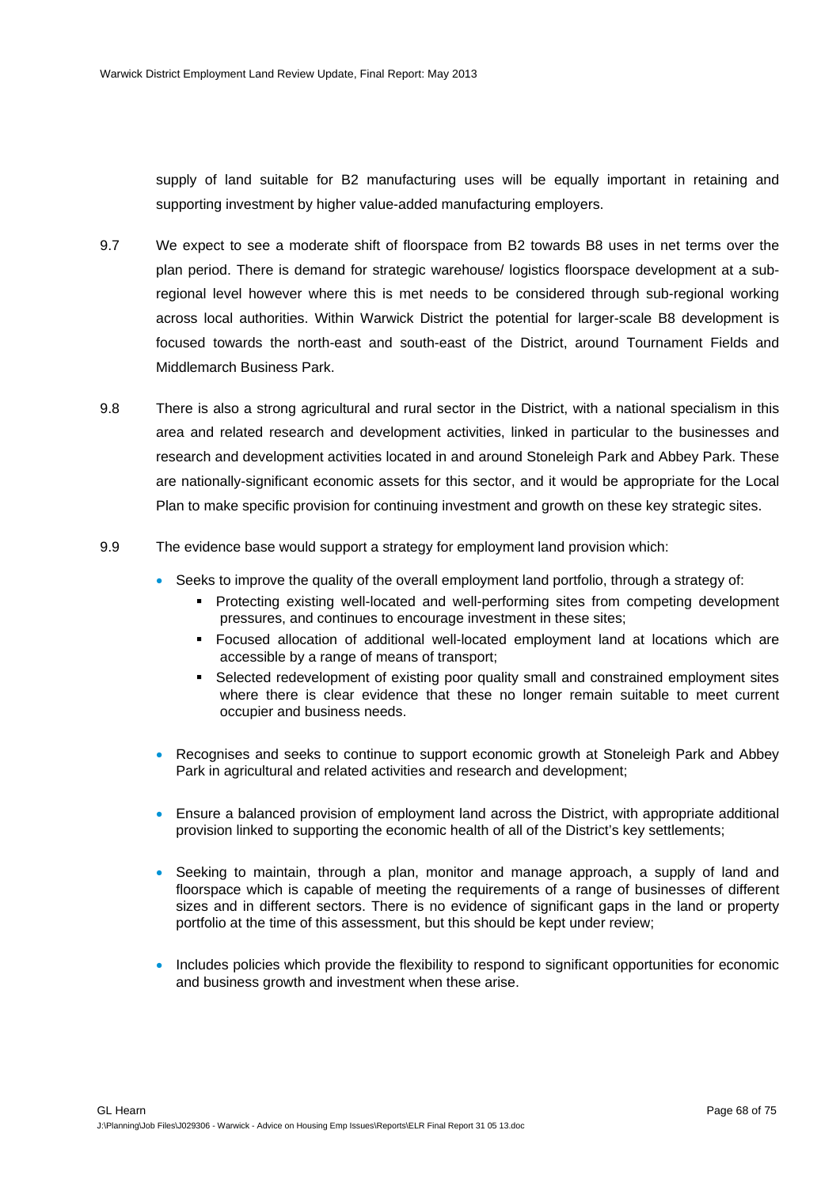supply of land suitable for B2 manufacturing uses will be equally important in retaining and supporting investment by higher value-added manufacturing employers.

9.7 We expect to see a moderate shift of floorspace from B2 towards B8 uses in net terms over the plan period. There is demand for strategic warehouse/ logistics floorspace development at a sub-regional level however where this is met needs to be considered through sub-regional working across local authorities. Within Warwick District the potential for larger-scale B8 development is focused towards the north-east and south-east of the District, around Tournament Fields and Middlemarch Business Park.

9.8 There is also a strong agricultural and rural sector in the District, with a national specialism in this area and related research and development activities, linked in particular to the businesses and research and development activities located in and around Stoneleigh Park and Abbey Park. These are nationally-significant economic assets for this sector, and it would be appropriate for the Local Plan to make specific provision for continuing investment and growth on these key strategic sites.

9.9 The evidence base would support a strategy for employment land provision which:

- Seeks to improve the quality of the overall employment land portfolio, through a strategy of:
  - Protecting existing well-located and well-performing sites from competing development pressures, and continues to encourage investment in these sites;
  - Focused allocation of additional well-located employment land at locations which are accessible by a range of means of transport;
  - Selected redevelopment of existing poor quality small and constrained employment sites where there is clear evidence that these no longer remain suitable to meet current occupier and business needs.
- Recognises and seeks to continue to support economic growth at Stoneleigh Park and Abbey Park in agricultural and related activities and research and development;
- Ensure a balanced provision of employment land across the District, with appropriate additional provision linked to supporting the economic health of all of the District's key settlements;
- Seeking to maintain, through a plan, monitor and manage approach, a supply of land and floorspace which is capable of meeting the requirements of a range of businesses of different sizes and in different sectors. There is no evidence of significant gaps in the land or property portfolio at the time of this assessment, but this should be kept under review;
- Includes policies which provide the flexibility to respond to significant opportunities for economic and business growth and investment when these arise.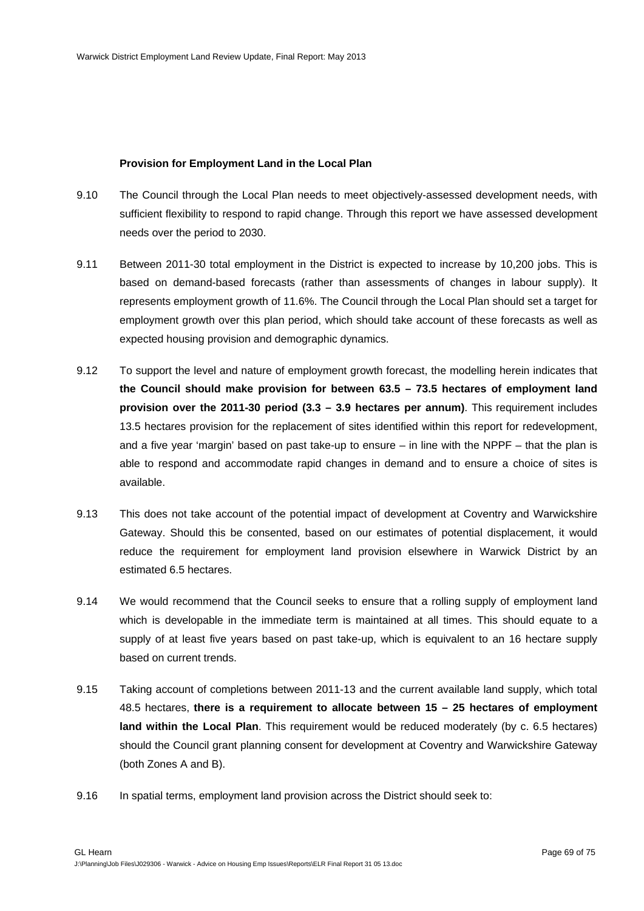**Provision for Employment Land in the Local Plan**

9.10 The Council through the Local Plan needs to meet objectively-assessed development needs, with sufficient flexibility to respond to rapid change. Through this report we have assessed development needs over the period to 2030.

9.11 Between 2011-30 total employment in the District is expected to increase by 10,200 jobs. This is based on demand-based forecasts (rather than assessments of changes in labour supply). It represents employment growth of 11.6%. The Council through the Local Plan should set a target for employment growth over this plan period, which should take account of these forecasts as well as expected housing provision and demographic dynamics.

9.12 To support the level and nature of employment growth forecast, the modelling herein indicates that **the Council should make provision for between 63.5 – 73.5 hectares of employment land provision over the 2011-30 period (3.3 – 3.9 hectares per annum)**. This requirement includes 13.5 hectares provision for the replacement of sites identified within this report for redevelopment, and a five year 'margin' based on past take-up to ensure – in line with the NPPF – that the plan is able to respond and accommodate rapid changes in demand and to ensure a choice of sites is available.

9.13 This does not take account of the potential impact of development at Coventry and Warwickshire Gateway. Should this be consented, based on our estimates of potential displacement, it would reduce the requirement for employment land provision elsewhere in Warwick District by an estimated 6.5 hectares.

9.14 We would recommend that the Council seeks to ensure that a rolling supply of employment land which is developable in the immediate term is maintained at all times. This should equate to a supply of at least five years based on past take-up, which is equivalent to an 16 hectare supply based on current trends.

9.15 Taking account of completions between 2011-13 and the current available land supply, which total 48.5 hectares, **there is a requirement to allocate between 15 – 25 hectares of employment land within the Local Plan**. This requirement would be reduced moderately (by c. 6.5 hectares) should the Council grant planning consent for development at Coventry and Warwickshire Gateway (both Zones A and B).

9.16 In spatial terms, employment land provision across the District should seek to: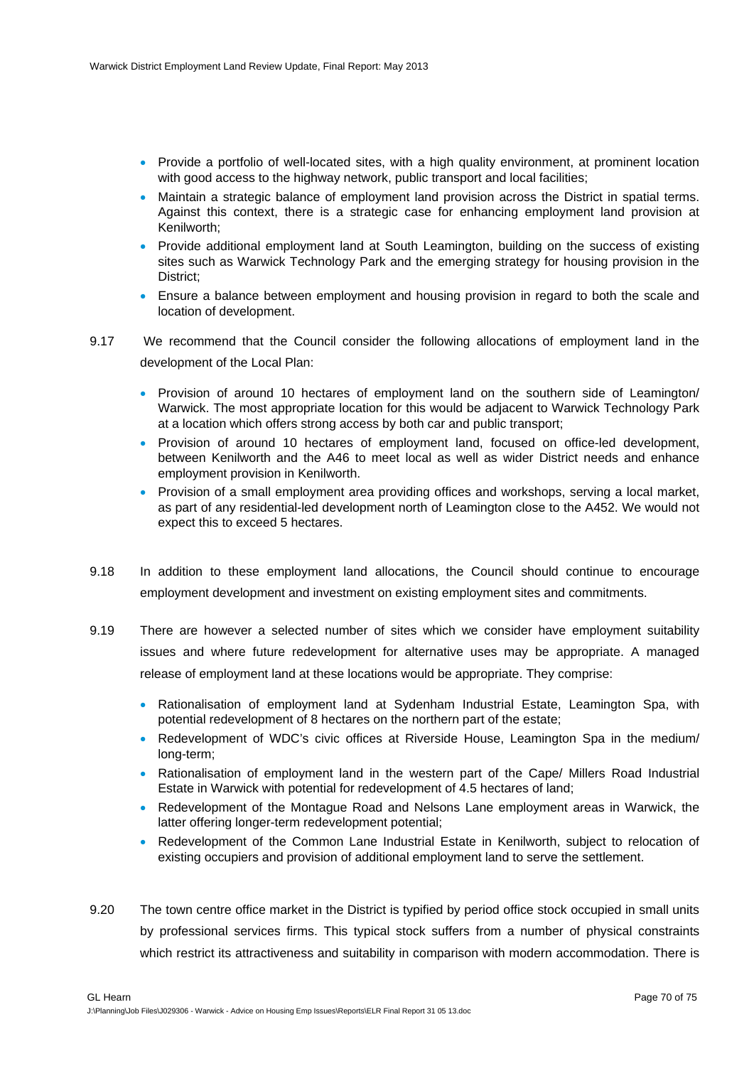- Provide a portfolio of well-located sites, with a high quality environment, at prominent location with good access to the highway network, public transport and local facilities;
- Maintain a strategic balance of employment land provision across the District in spatial terms. Against this context, there is a strategic case for enhancing employment land provision at Kenilworth;
- Provide additional employment land at South Leamington, building on the success of existing sites such as Warwick Technology Park and the emerging strategy for housing provision in the District;
- Ensure a balance between employment and housing provision in regard to both the scale and location of development.

9.17 We recommend that the Council consider the following allocations of employment land in the development of the Local Plan:

- Provision of around 10 hectares of employment land on the southern side of Leamington/ Warwick. The most appropriate location for this would be adjacent to Warwick Technology Park at a location which offers strong access by both car and public transport;
- Provision of around 10 hectares of employment land, focused on office-led development, between Kenilworth and the A46 to meet local as well as wider District needs and enhance employment provision in Kenilworth.
- Provision of a small employment area providing offices and workshops, serving a local market, as part of any residential-led development north of Leamington close to the A452. We would not expect this to exceed 5 hectares.

9.18 In addition to these employment land allocations, the Council should continue to encourage employment development and investment on existing employment sites and commitments.

9.19 There are however a selected number of sites which we consider have employment suitability issues and where future redevelopment for alternative uses may be appropriate. A managed release of employment land at these locations would be appropriate. They comprise:

- Rationalisation of employment land at Sydenham Industrial Estate, Leamington Spa, with potential redevelopment of 8 hectares on the northern part of the estate;
- Redevelopment of WDC's civic offices at Riverside House, Leamington Spa in the medium/ long-term;
- Rationalisation of employment land in the western part of the Cape/ Millers Road Industrial Estate in Warwick with potential for redevelopment of 4.5 hectares of land;
- Redevelopment of the Montague Road and Nelsons Lane employment areas in Warwick, the latter offering longer-term redevelopment potential;
- Redevelopment of the Common Lane Industrial Estate in Kenilworth, subject to relocation of existing occupiers and provision of additional employment land to serve the settlement.

9.20 The town centre office market in the District is typified by period office stock occupied in small units by professional services firms. This typical stock suffers from a number of physical constraints which restrict its attractiveness and suitability in comparison with modern accommodation. There is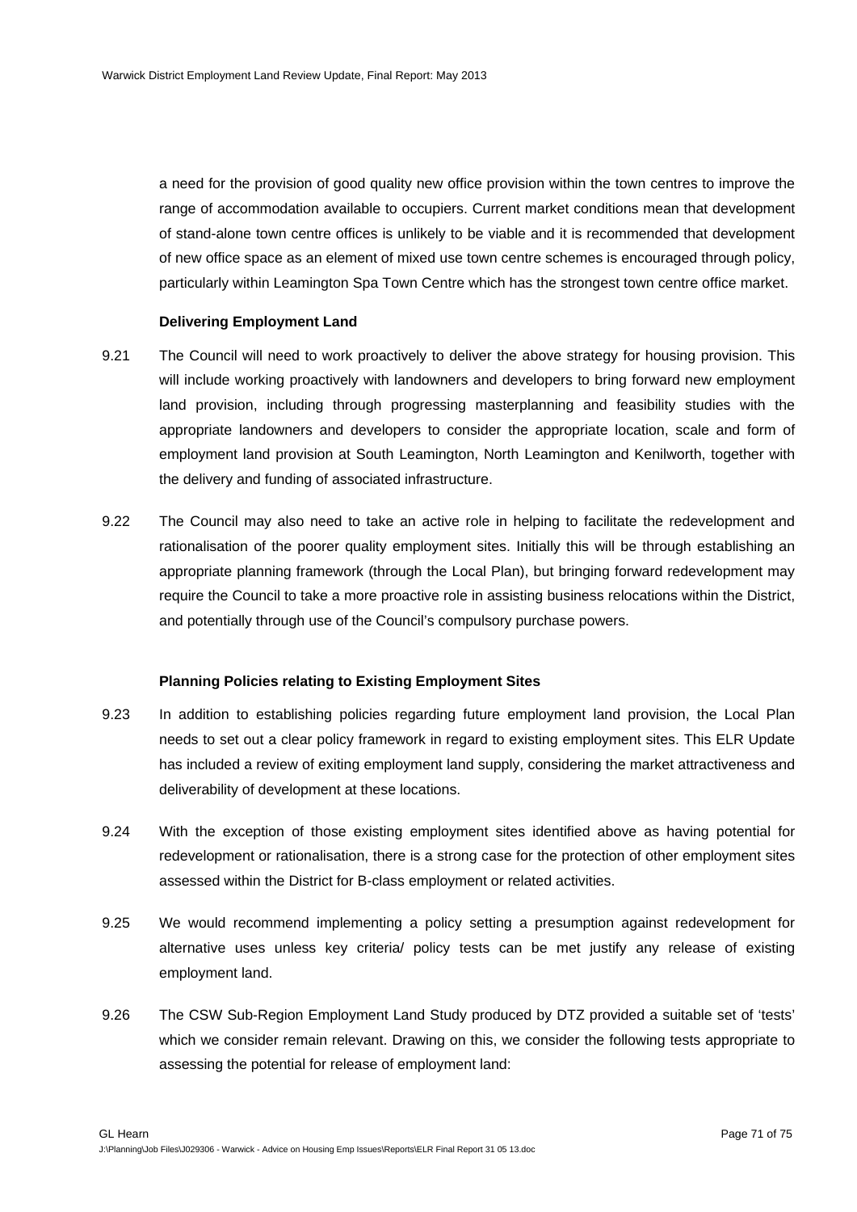a need for the provision of good quality new office provision within the town centres to improve the range of accommodation available to occupiers. Current market conditions mean that development of stand-alone town centre offices is unlikely to be viable and it is recommended that development of new office space as an element of mixed use town centre schemes is encouraged through policy, particularly within Leamington Spa Town Centre which has the strongest town centre office market.

**Delivering Employment Land**

9.21 The Council will need to work proactively to deliver the above strategy for housing provision. This will include working proactively with landowners and developers to bring forward new employment land provision, including through progressing masterplanning and feasibility studies with the appropriate landowners and developers to consider the appropriate location, scale and form of employment land provision at South Leamington, North Leamington and Kenilworth, together with the delivery and funding of associated infrastructure.

9.22 The Council may also need to take an active role in helping to facilitate the redevelopment and rationalisation of the poorer quality employment sites. Initially this will be through establishing an appropriate planning framework (through the Local Plan), but bringing forward redevelopment may require the Council to take a more proactive role in assisting business relocations within the District, and potentially through use of the Council's compulsory purchase powers.

**Planning Policies relating to Existing Employment Sites**

9.23 In addition to establishing policies regarding future employment land provision, the Local Plan needs to set out a clear policy framework in regard to existing employment sites. This ELR Update has included a review of exiting employment land supply, considering the market attractiveness and deliverability of development at these locations.

9.24 With the exception of those existing employment sites identified above as having potential for redevelopment or rationalisation, there is a strong case for the protection of other employment sites assessed within the District for B-class employment or related activities.

9.25 We would recommend implementing a policy setting a presumption against redevelopment for alternative uses unless key criteria/ policy tests can be met justify any release of existing employment land.

9.26 The CSW Sub-Region Employment Land Study produced by DTZ provided a suitable set of 'tests' which we consider remain relevant. Drawing on this, we consider the following tests appropriate to assessing the potential for release of employment land: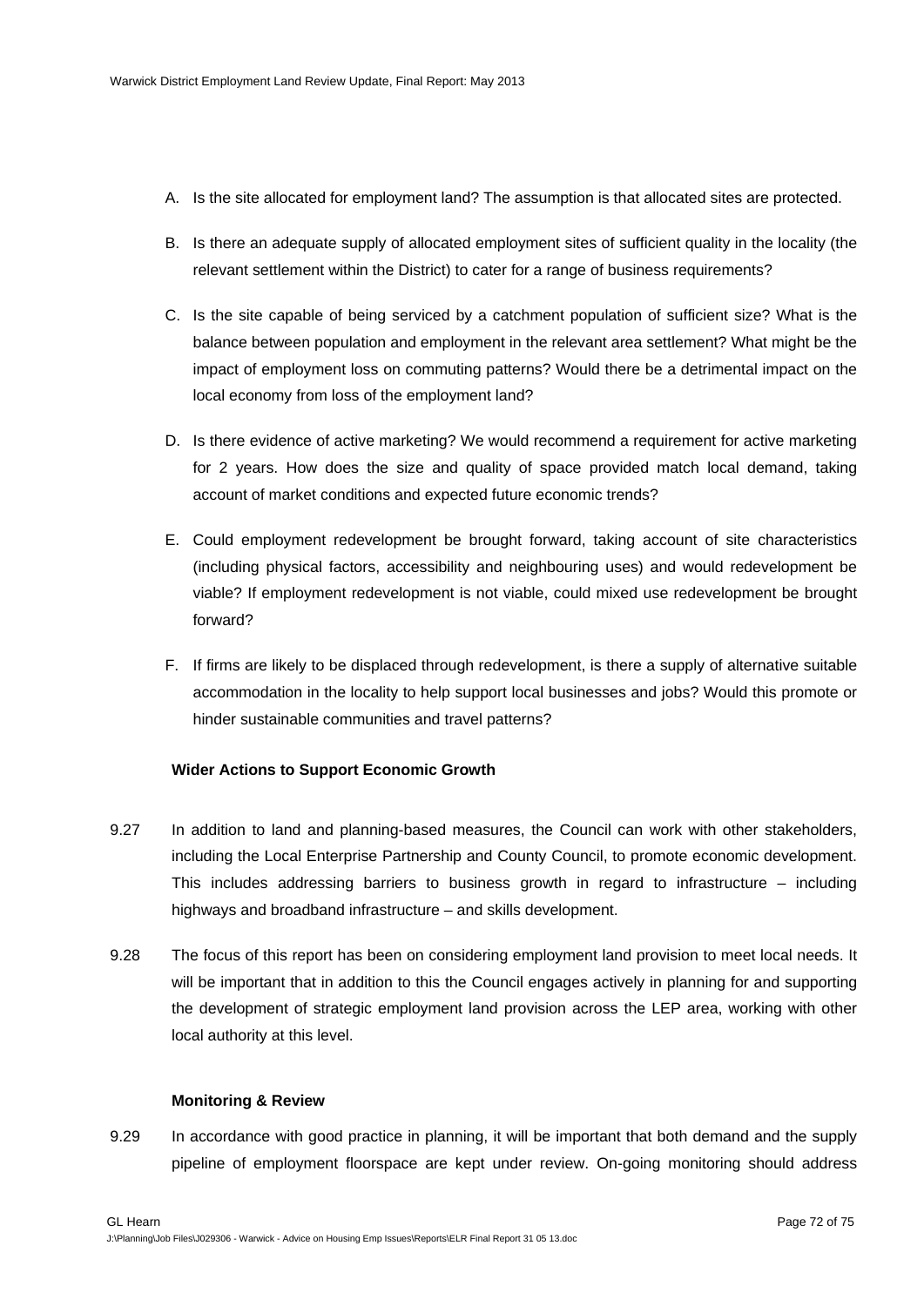A. Is the site allocated for employment land? The assumption is that allocated sites are protected.

B. Is there an adequate supply of allocated employment sites of sufficient quality in the locality (the relevant settlement within the District) to cater for a range of business requirements?

C. Is the site capable of being serviced by a catchment population of sufficient size? What is the balance between population and employment in the relevant area settlement? What might be the impact of employment loss on commuting patterns? Would there be a detrimental impact on the local economy from loss of the employment land?

D. Is there evidence of active marketing? We would recommend a requirement for active marketing for 2 years. How does the size and quality of space provided match local demand, taking account of market conditions and expected future economic trends?

E. Could employment redevelopment be brought forward, taking account of site characteristics (including physical factors, accessibility and neighbouring uses) and would redevelopment be viable? If employment redevelopment is not viable, could mixed use redevelopment be brought forward?

F. If firms are likely to be displaced through redevelopment, is there a supply of alternative suitable accommodation in the locality to help support local businesses and jobs? Would this promote or hinder sustainable communities and travel patterns?

**Wider Actions to Support Economic Growth**

9.27 In addition to land and planning-based measures, the Council can work with other stakeholders, including the Local Enterprise Partnership and County Council, to promote economic development. This includes addressing barriers to business growth in regard to infrastructure – including highways and broadband infrastructure – and skills development.

9.28 The focus of this report has been on considering employment land provision to meet local needs. It will be important that in addition to this the Council engages actively in planning for and supporting the development of strategic employment land provision across the LEP area, working with other local authority at this level.

**Monitoring & Review**

9.29 In accordance with good practice in planning, it will be important that both demand and the supply pipeline of employment floorspace are kept under review. On-going monitoring should address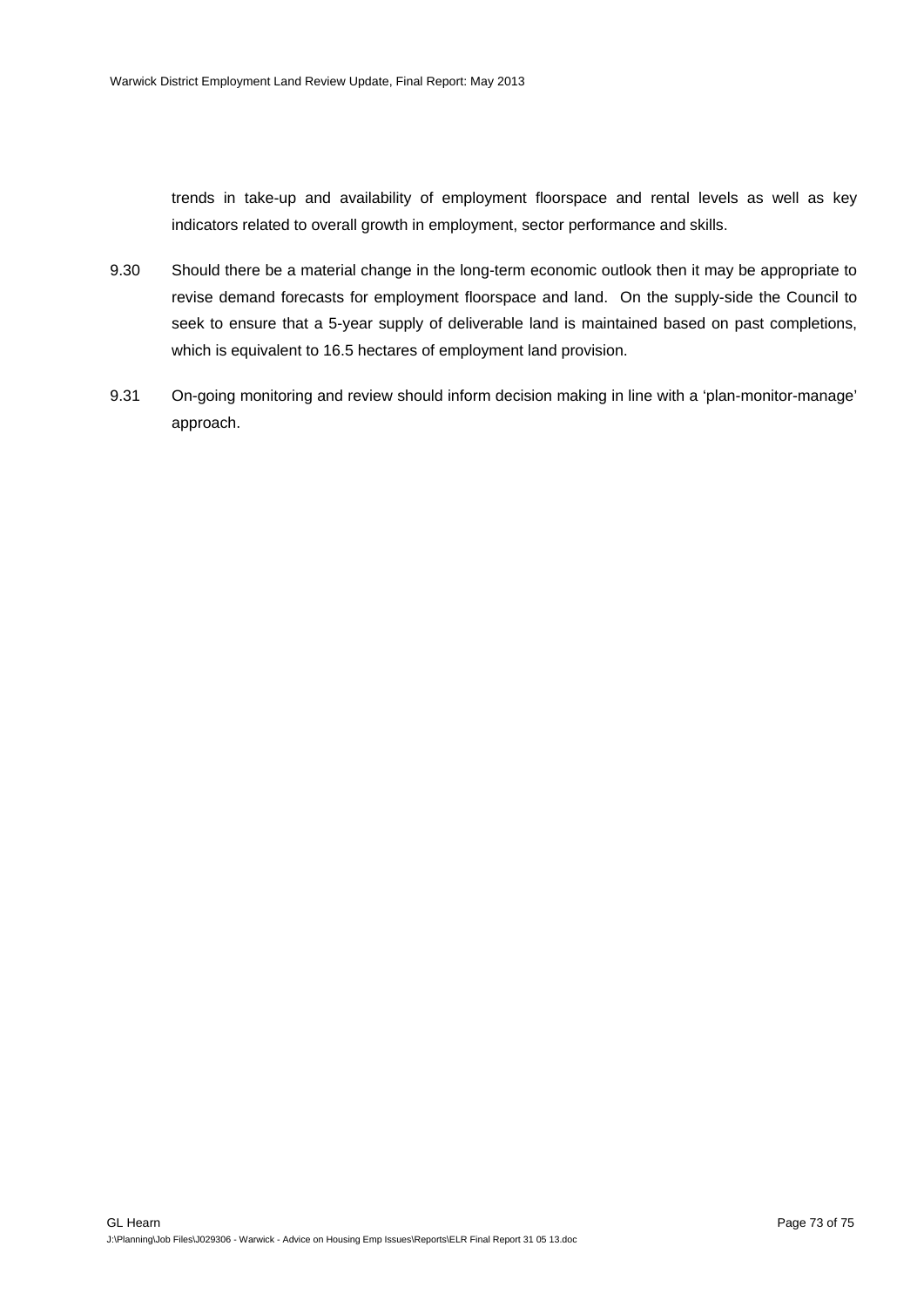trends in take-up and availability of employment floorspace and rental levels as well as key indicators related to overall growth in employment, sector performance and skills.

9.30 Should there be a material change in the long-term economic outlook then it may be appropriate to revise demand forecasts for employment floorspace and land. On the supply-side the Council to seek to ensure that a 5-year supply of deliverable land is maintained based on past completions, which is equivalent to 16.5 hectares of employment land provision.

9.31 On-going monitoring and review should inform decision making in line with a 'plan-monitor-manage' approach.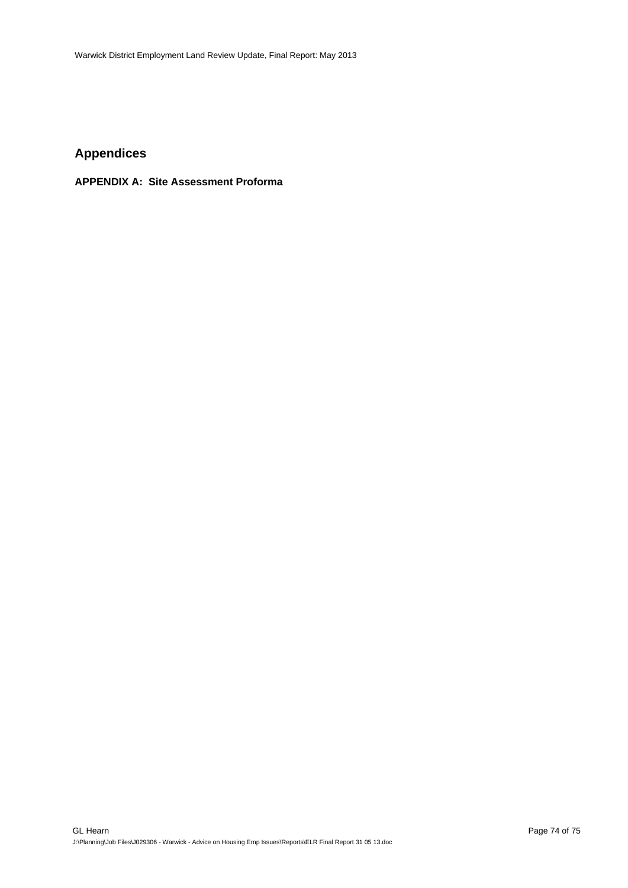## Appendices

### APPENDIX A: Site Assessment Proforma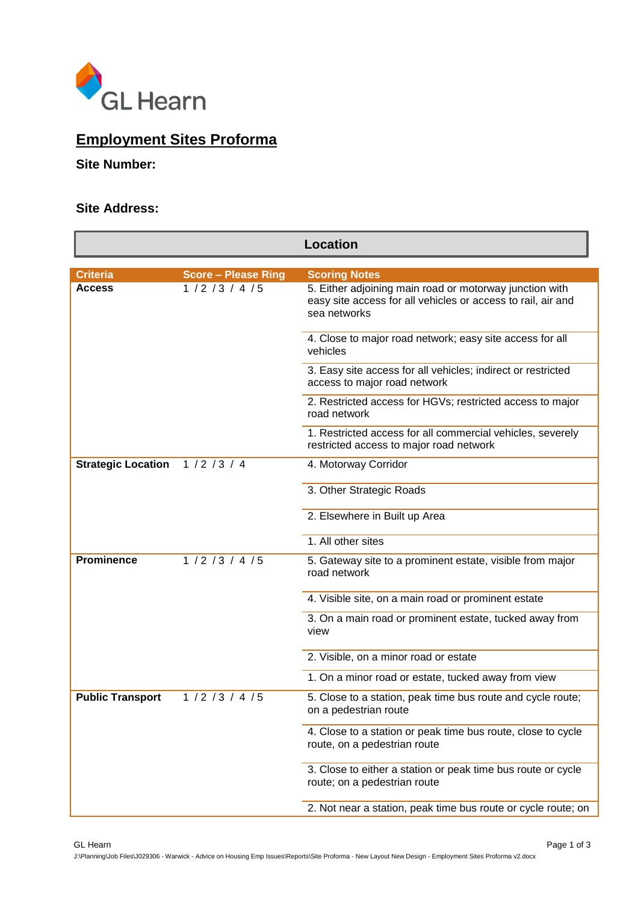GL Hearn

## Employment Sites Proforma

**Site Number:**

**Site Address:**

| Location | | |
|---|---|---|
| **Criteria** | **Score – Please Ring** | **Scoring Notes** |
| **Access** | 1 / 2 / 3 / 4 / 5 | 5. Either adjoining main road or motorway junction with easy site access for all vehicles or access to rail, air and sea networks |
| | | 4. Close to major road network; easy site access for all vehicles |
| | | 3. Easy site access for all vehicles; indirect or restricted access to major road network |
| | | 2. Restricted access for HGVs; restricted access to major road network |
| | | 1. Restricted access for all commercial vehicles, severely restricted access to major road network |
| **Strategic Location** | 1 / 2 / 3 / 4 | 4. Motorway Corridor |
| | | 3. Other Strategic Roads |
| | | 2. Elsewhere in Built up Area |
| | | 1. All other sites |
| **Prominence** | 1 / 2 / 3 / 4 / 5 | 5. Gateway site to a prominent estate, visible from major road network |
| | | 4. Visible site, on a main road or prominent estate |
| | | 3. On a main road or prominent estate, tucked away from view |
| | | 2. Visible, on a minor road or estate |
| | | 1. On a minor road or estate, tucked away from view |
| **Public Transport** | 1 / 2 / 3 / 4 / 5 | 5. Close to a station, peak time bus route and cycle route; on a pedestrian route |
| | | 4. Close to a station or peak time bus route, close to cycle route, on a pedestrian route |
| | | 3. Close to either a station or peak time bus route or cycle route; on a pedestrian route |
| | | 2. Not near a station, peak time bus route or cycle route; on |

J:\Planning\Job Files\J029306 - Warwick - Advice on Housing Emp Issues\Reports\Site Proforma - New Layout New Design - Employment Sites Proforma v2.docx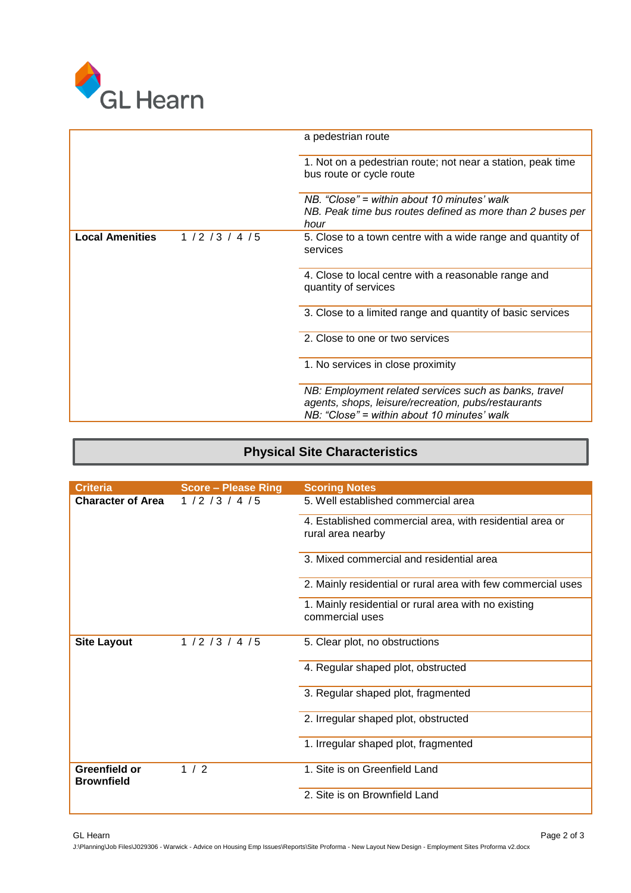| | | |
|---|---|---|
| | | a pedestrian route |
| | | 1. Not on a pedestrian route; not near a station, peak time bus route or cycle route |
| | | *NB. "Close" = within about 10 minutes' walk* *NB. Peak time bus routes defined as more than 2 buses per hour* |
| **Local Amenities** | 1 / 2 / 3 / 4 / 5 | 5. Close to a town centre with a wide range and quantity of services |
| | | 4. Close to local centre with a reasonable range and quantity of services |
| | | 3. Close to a limited range and quantity of basic services |
| | | 2. Close to one or two services |
| | | 1. No services in close proximity |
| | | *NB: Employment related services such as banks, travel agents, shops, leisure/recreation, pubs/restaurants* *NB: "Close" = within about 10 minutes' walk* |

## Physical Site Characteristics

| Criteria | Score – Please Ring | Scoring Notes |
|---|---|---|
| **Character of Area** | 1 / 2 / 3 / 4 / 5 | 5. Well established commercial area |
| | | 4. Established commercial area, with residential area or rural area nearby |
| | | 3. Mixed commercial and residential area |
| | | 2. Mainly residential or rural area with few commercial uses |
| | | 1. Mainly residential or rural area with no existing commercial uses |
| **Site Layout** | 1 / 2 / 3 / 4 / 5 | 5. Clear plot, no obstructions |
| | | 4. Regular shaped plot, obstructed |
| | | 3. Regular shaped plot, fragmented |
| | | 2. Irregular shaped plot, obstructed |
| | | 1. Irregular shaped plot, fragmented |
| **Greenfield or Brownfield** | 1 / 2 | 1. Site is on Greenfield Land |
| | | 2. Site is on Brownfield Land |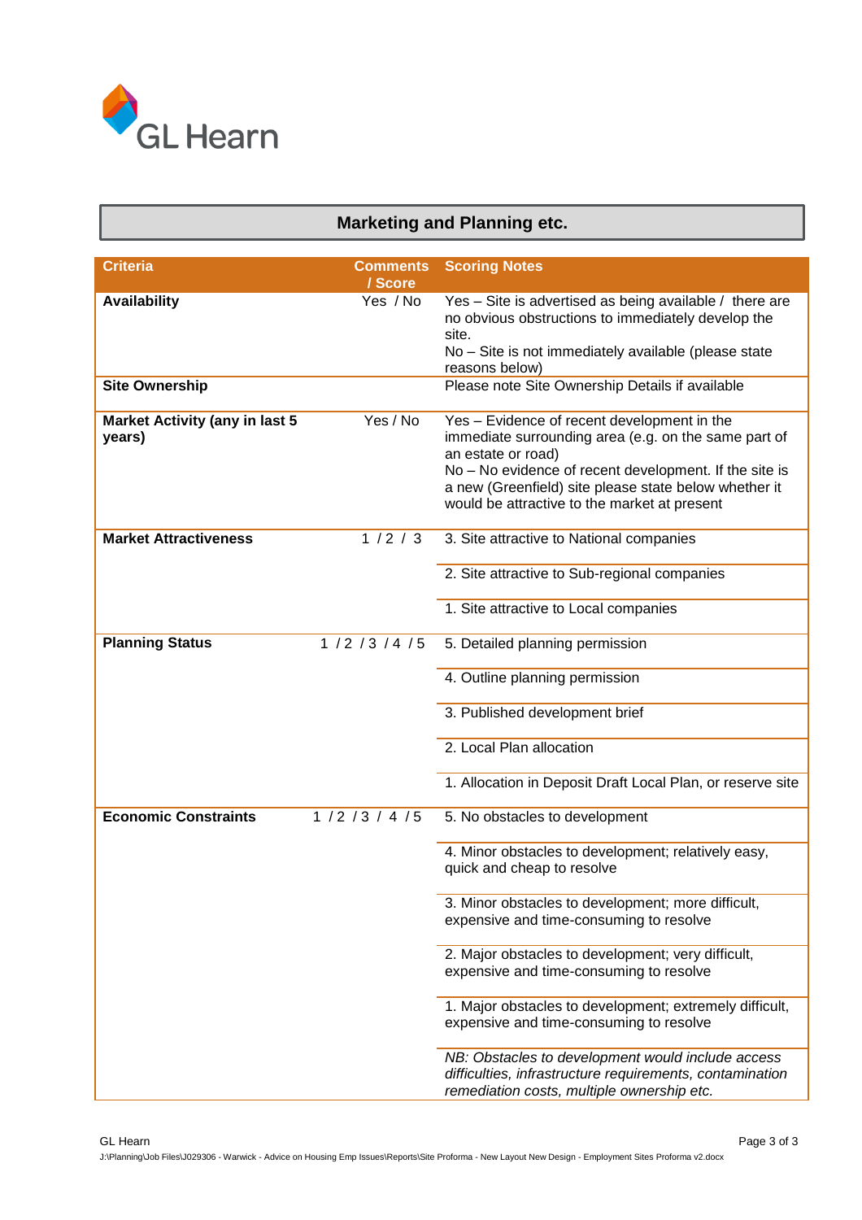## Marketing and Planning etc.

| Criteria | Comments / Score | Scoring Notes |
|---|---|---|
| **Availability** | Yes / No | Yes – Site is advertised as being available / there are no obvious obstructions to immediately develop the site.<br>No – Site is not immediately available (please state reasons below) |
| **Site Ownership** | | Please note Site Ownership Details if available |
| **Market Activity (any in last 5 years)** | Yes / No | Yes – Evidence of recent development in the immediate surrounding area (e.g. on the same part of an estate or road)<br>No – No evidence of recent development. If the site is a new (Greenfield) site please state below whether it would be attractive to the market at present |
| **Market Attractiveness** | 1 / 2 / 3 | 3. Site attractive to National companies |
| | | 2. Site attractive to Sub-regional companies |
| | | 1. Site attractive to Local companies |
| **Planning Status** | 1 / 2 / 3 / 4 / 5 | 5. Detailed planning permission |
| | | 4. Outline planning permission |
| | | 3. Published development brief |
| | | 2. Local Plan allocation |
| | | 1. Allocation in Deposit Draft Local Plan, or reserve site |
| **Economic Constraints** | 1 / 2 / 3 / 4 / 5 | 5. No obstacles to development |
| | | 4. Minor obstacles to development; relatively easy, quick and cheap to resolve |
| | | 3. Minor obstacles to development; more difficult, expensive and time-consuming to resolve |
| | | 2. Major obstacles to development; very difficult, expensive and time-consuming to resolve |
| | | 1. Major obstacles to development; extremely difficult, expensive and time-consuming to resolve |
| | | *NB: Obstacles to development would include access difficulties, infrastructure requirements, contamination remediation costs, multiple ownership etc.* |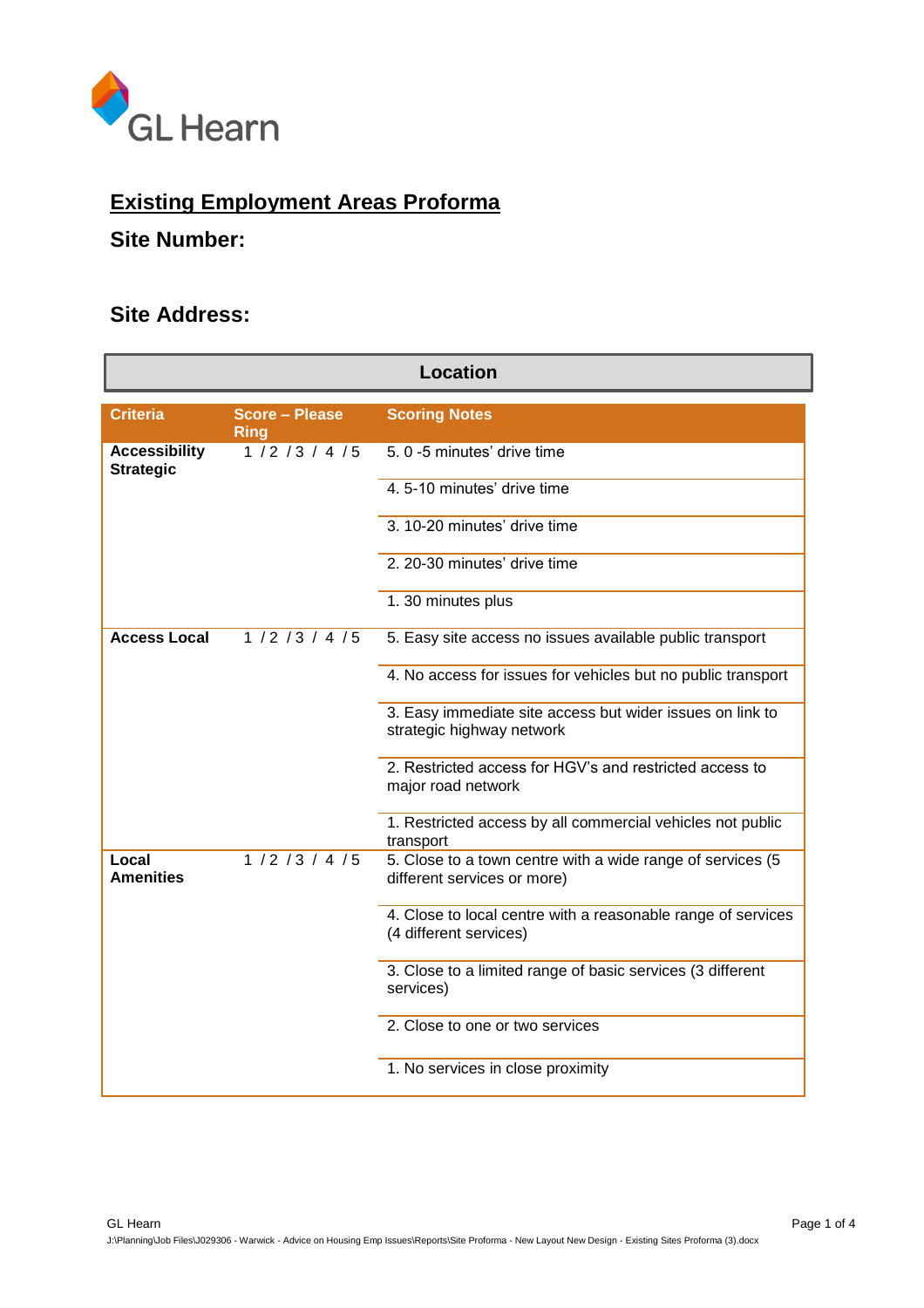GL Hearn

# Existing Employment Areas Proforma

## Site Number:

## Site Address:

| Location | | |
|---|---|---|
| **Criteria** | **Score – Please Ring** | **Scoring Notes** |
| **Accessibility Strategic** | 1 / 2 / 3 / 4 / 5 | 5. 0 -5 minutes' drive time |
| | | 4. 5-10 minutes' drive time |
| | | 3. 10-20 minutes' drive time |
| | | 2. 20-30 minutes' drive time |
| | | 1. 30 minutes plus |
| **Access Local** | 1 / 2 / 3 / 4 / 5 | 5. Easy site access no issues available public transport |
| | | 4. No access for issues for vehicles but no public transport |
| | | 3. Easy immediate site access but wider issues on link to strategic highway network |
| | | 2. Restricted access for HGV's and restricted access to major road network |
| | | 1. Restricted access by all commercial vehicles not public transport |
| **Local Amenities** | 1 / 2 / 3 / 4 / 5 | 5. Close to a town centre with a wide range of services (5 different services or more) |
| | | 4. Close to local centre with a reasonable range of services (4 different services) |
| | | 3. Close to a limited range of basic services (3 different services) |
| | | 2. Close to one or two services |
| | | 1. No services in close proximity |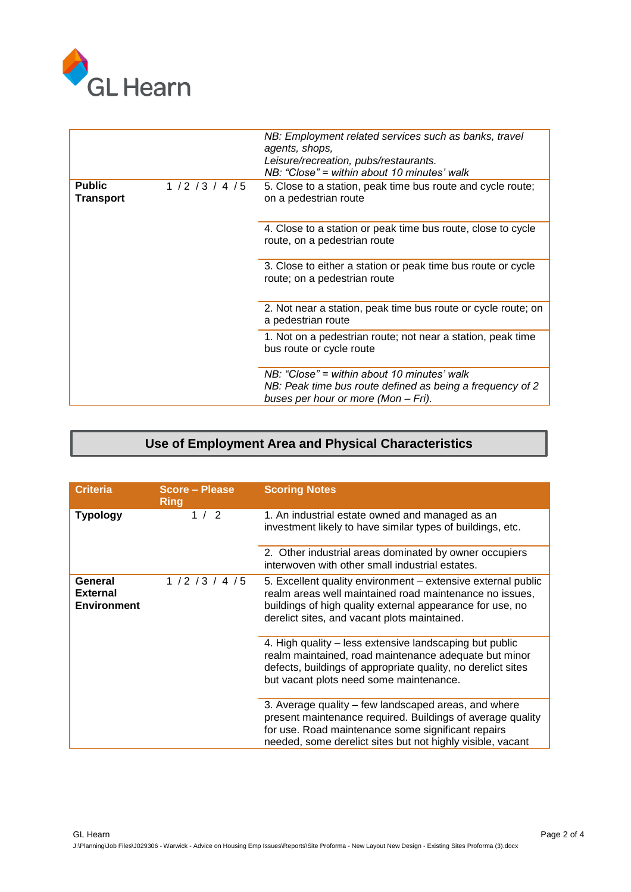| | | |
|---|---|---|
| | | *NB: Employment related services such as banks, travel agents, shops, Leisure/recreation, pubs/restaurants.* *NB: "Close" = within about 10 minutes' walk* |
| **Public Transport** | 1 / 2 / 3 / 4 / 5 | 5. Close to a station, peak time bus route and cycle route; on a pedestrian route |
| | | 4. Close to a station or peak time bus route, close to cycle route, on a pedestrian route |
| | | 3. Close to either a station or peak time bus route or cycle route; on a pedestrian route |
| | | 2. Not near a station, peak time bus route or cycle route; on a pedestrian route |
| | | 1. Not on a pedestrian route; not near a station, peak time bus route or cycle route |
| | | *NB: "Close" = within about 10 minutes' walk* *NB: Peak time bus route defined as being a frequency of 2 buses per hour or more (Mon – Fri).* |

## Use of Employment Area and Physical Characteristics

| Criteria | Score – Please Ring | Scoring Notes |
|---|---|---|
| **Typology** | 1 / 2 | 1. An industrial estate owned and managed as an investment likely to have similar types of buildings, etc. |
| | | 2. Other industrial areas dominated by owner occupiers interwoven with other small industrial estates. |
| **General External Environment** | 1 / 2 / 3 / 4 / 5 | 5. Excellent quality environment – extensive external public realm areas well maintained road maintenance no issues, buildings of high quality external appearance for use, no derelict sites, and vacant plots maintained. |
| | | 4. High quality – less extensive landscaping but public realm maintained, road maintenance adequate but minor defects, buildings of appropriate quality, no derelict sites but vacant plots need some maintenance. |
| | | 3. Average quality – few landscaped areas, and where present maintenance required. Buildings of average quality for use. Road maintenance some significant repairs needed, some derelict sites but not highly visible, vacant |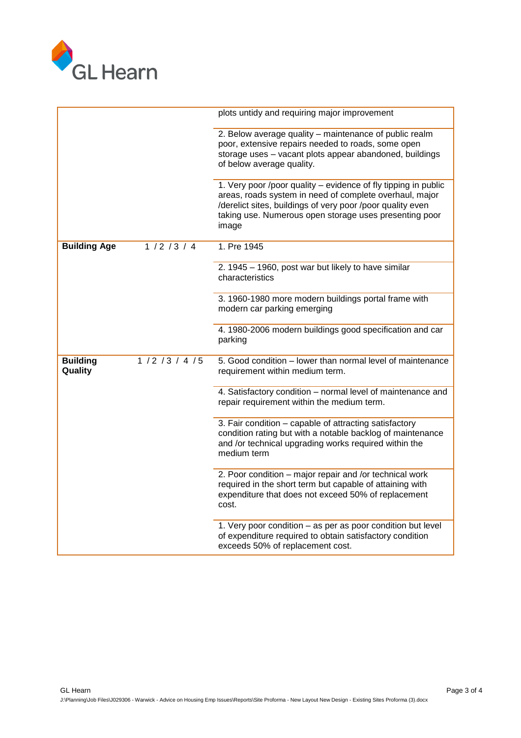| | | |
|---|---|---|
| | | plots untidy and requiring major improvement |
| | | 2. Below average quality – maintenance of public realm poor, extensive repairs needed to roads, some open storage uses – vacant plots appear abandoned, buildings of below average quality. |
| | | 1. Very poor /poor quality – evidence of fly tipping in public areas, roads system in need of complete overhaul, major /derelict sites, buildings of very poor /poor quality even taking use. Numerous open storage uses presenting poor image |
| **Building Age** | 1 / 2 / 3 / 4 | 1. Pre 1945 |
| | | 2. 1945 – 1960, post war but likely to have similar characteristics |
| | | 3. 1960-1980 more modern buildings portal frame with modern car parking emerging |
| | | 4. 1980-2006 modern buildings good specification and car parking |
| **Building Quality** | 1 / 2 / 3 / 4 / 5 | 5. Good condition – lower than normal level of maintenance requirement within medium term. |
| | | 4. Satisfactory condition – normal level of maintenance and repair requirement within the medium term. |
| | | 3. Fair condition – capable of attracting satisfactory condition rating but with a notable backlog of maintenance and /or technical upgrading works required within the medium term |
| | | 2. Poor condition – major repair and /or technical work required in the short term but capable of attaining with expenditure that does not exceed 50% of replacement cost. |
| | | 1. Very poor condition – as per as poor condition but level of expenditure required to obtain satisfactory condition exceeds 50% of replacement cost. |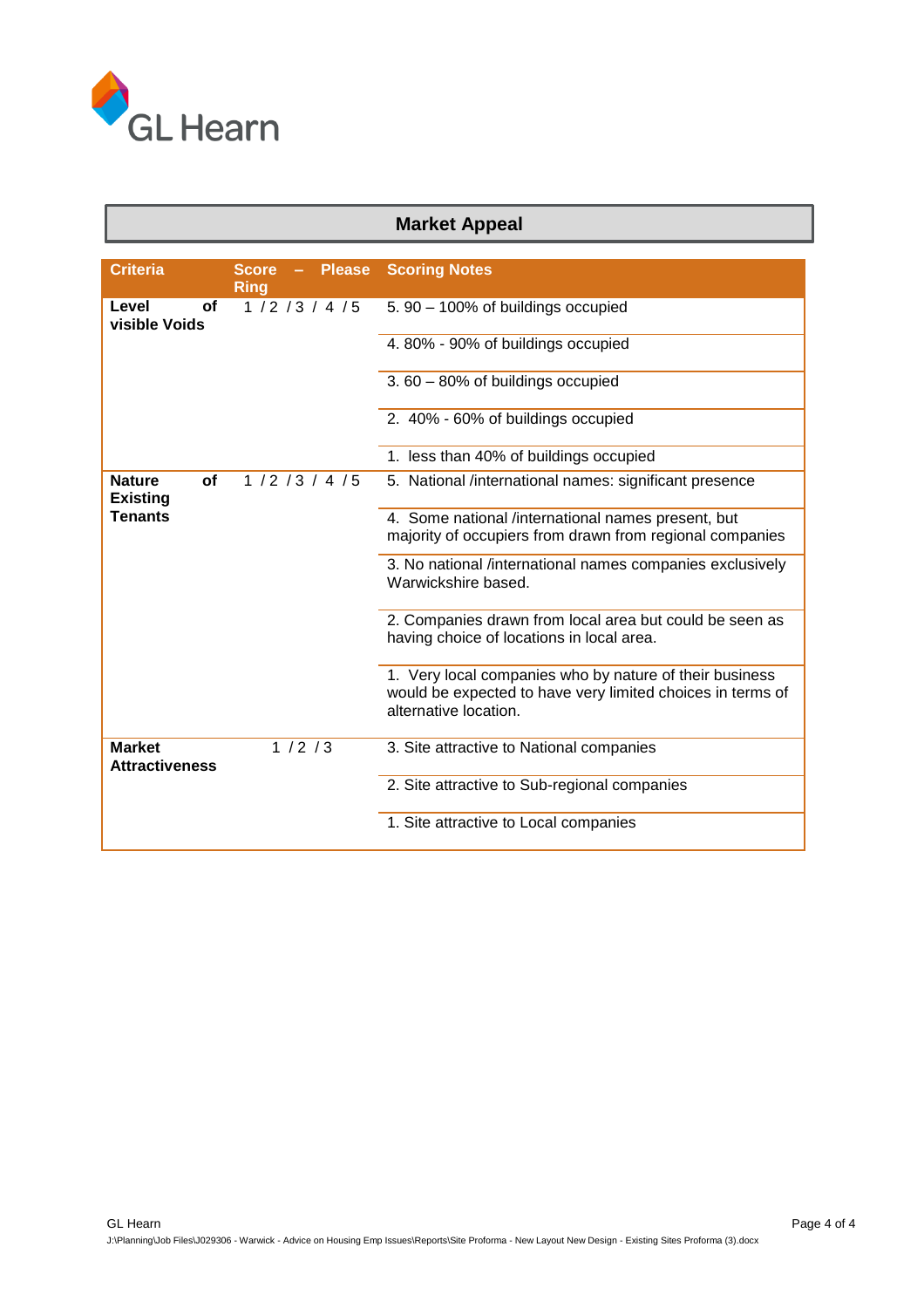## Market Appeal

| Criteria | Score – Please Ring | Scoring Notes |
|---|---|---|
| **Level of visible Voids** | 1 / 2 / 3 / 4 / 5 | 5. 90 – 100% of buildings occupied |
| | | 4. 80% - 90% of buildings occupied |
| | | 3. 60 – 80% of buildings occupied |
| | | 2. 40% - 60% of buildings occupied |
| | | 1. less than 40% of buildings occupied |
| **Nature of Existing Tenants** | 1 / 2 / 3 / 4 / 5 | 5. National /international names: significant presence |
| | | 4. Some national /international names present, but majority of occupiers from drawn from regional companies |
| | | 3. No national /international names companies exclusively Warwickshire based. |
| | | 2. Companies drawn from local area but could be seen as having choice of locations in local area. |
| | | 1. Very local companies who by nature of their business would be expected to have very limited choices in terms of alternative location. |
| **Market Attractiveness** | 1 / 2 / 3 | 3. Site attractive to National companies |
| | | 2. Site attractive to Sub-regional companies |
| | | 1. Site attractive to Local companies |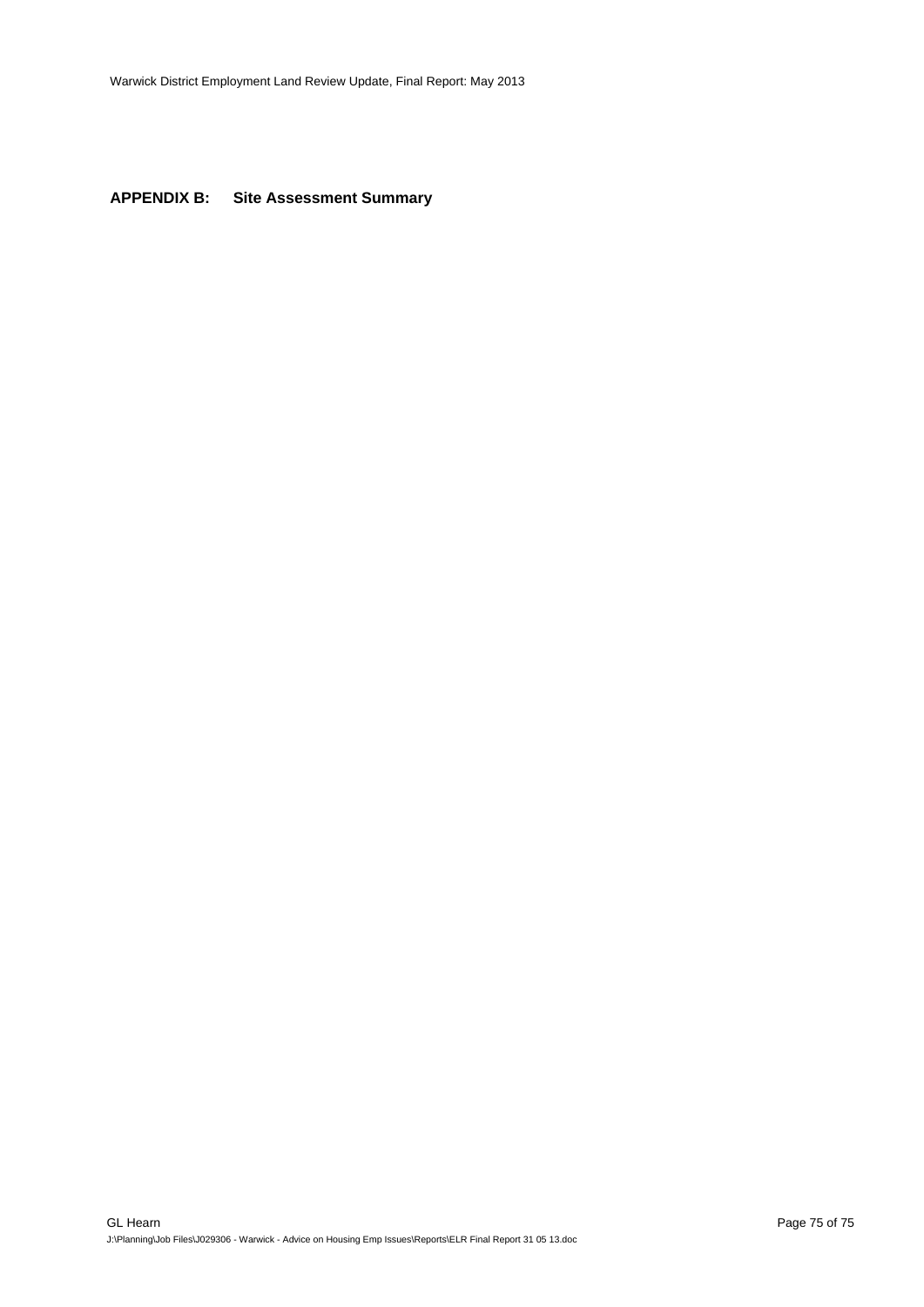## APPENDIX B: Site Assessment Summary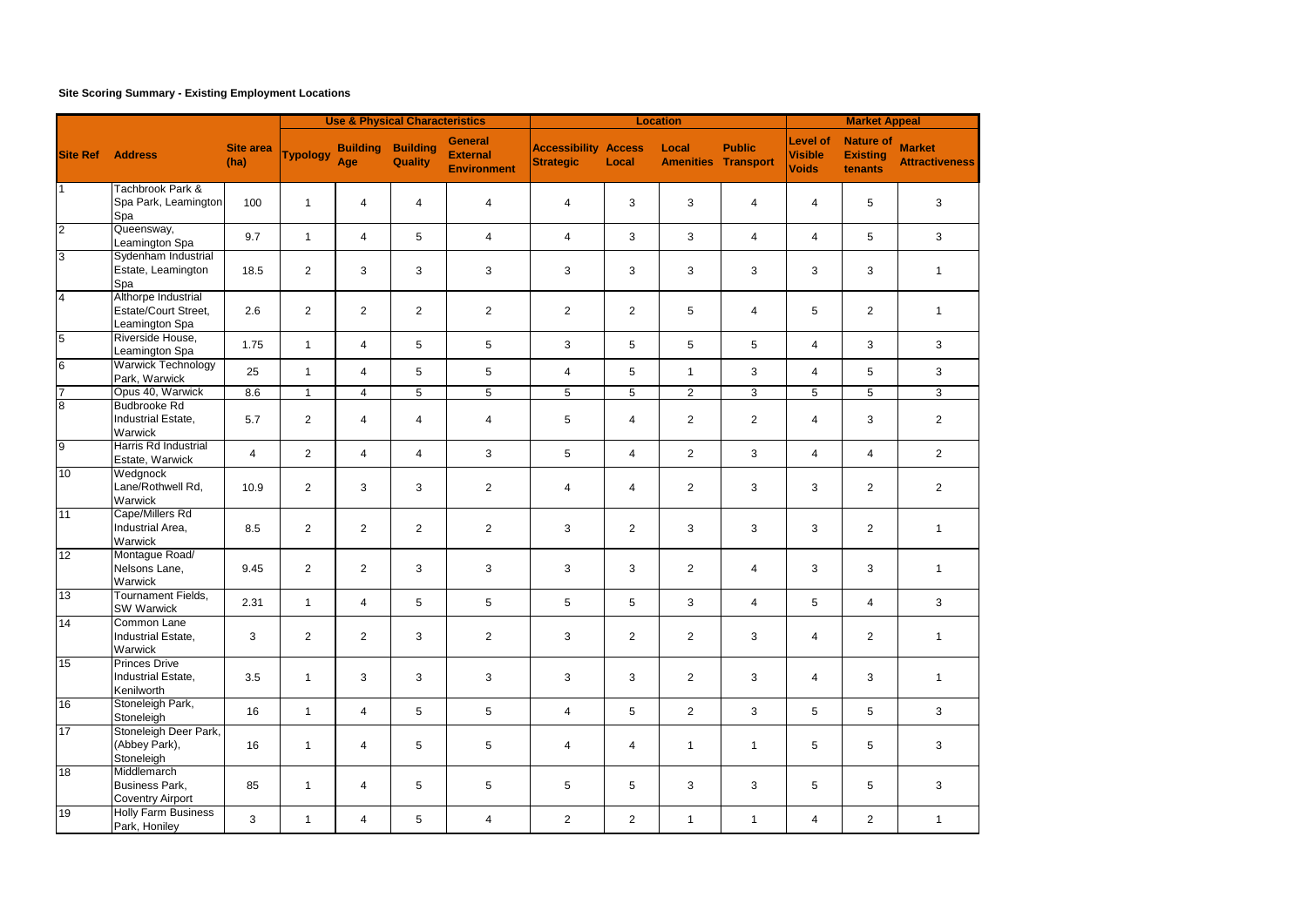**Site Scoring Summary - Existing Employment Locations**

| | | | Use & Physical Characteristics | | | | Location | | | | Market Appeal | | |
|---|---|---|---|---|---|---|---|---|---|---|---|---|---|
| Site Ref | Address | Site area (ha) | Typology | Building Age | Building Quality | General External Environment | Accessibility Strategic | Access Local | Local Amenities | Public Transport | Level of Visible Voids | Nature of Existing tenants | Market Attractiveness |
| 1 | Tachbrook Park & Spa Park, Leamington Spa | 100 | 1 | 4 | 4 | 4 | 4 | 3 | 3 | 4 | 4 | 5 | 3 |
| 2 | Queensway, Leamington Spa | 9.7 | 1 | 4 | 5 | 4 | 4 | 3 | 3 | 4 | 4 | 5 | 3 |
| 3 | Sydenham Industrial Estate, Leamington Spa | 18.5 | 2 | 3 | 3 | 3 | 3 | 3 | 3 | 3 | 3 | 3 | 1 |
| 4 | Althorpe Industrial Estate/Court Street, Leamington Spa | 2.6 | 2 | 2 | 2 | 2 | 2 | 2 | 5 | 4 | 5 | 2 | 1 |
| 5 | Riverside House, Leamington Spa | 1.75 | 1 | 4 | 5 | 5 | 3 | 5 | 5 | 5 | 4 | 3 | 3 |
| 6 | Warwick Technology Park, Warwick | 25 | 1 | 4 | 5 | 5 | 4 | 5 | 1 | 3 | 4 | 5 | 3 |
| 7 | Opus 40, Warwick | 8.6 | 1 | 4 | 5 | 5 | 5 | 5 | 2 | 3 | 5 | 5 | 3 |
| 8 | Budbrooke Rd Industrial Estate, Warwick | 5.7 | 2 | 4 | 4 | 4 | 5 | 4 | 2 | 2 | 4 | 3 | 2 |
| 9 | Harris Rd Industrial Estate, Warwick | 4 | 2 | 4 | 4 | 3 | 5 | 4 | 2 | 3 | 4 | 4 | 2 |
| 10 | Wedgnock Lane/Rothwell Rd, Warwick | 10.9 | 2 | 3 | 3 | 2 | 4 | 4 | 2 | 3 | 3 | 2 | 2 |
| 11 | Cape/Millers Rd Industrial Area, Warwick | 8.5 | 2 | 2 | 2 | 2 | 3 | 2 | 3 | 3 | 3 | 2 | 1 |
| 12 | Montague Road/ Nelsons Lane, Warwick | 9.45 | 2 | 2 | 3 | 3 | 3 | 3 | 2 | 4 | 3 | 3 | 1 |
| 13 | Tournament Fields, SW Warwick | 2.31 | 1 | 4 | 5 | 5 | 5 | 5 | 3 | 4 | 5 | 4 | 3 |
| 14 | Common Lane Industrial Estate, Warwick | 3 | 2 | 2 | 3 | 2 | 3 | 2 | 2 | 3 | 4 | 2 | 1 |
| 15 | Princes Drive Industrial Estate, Kenilworth | 3.5 | 1 | 3 | 3 | 3 | 3 | 3 | 2 | 3 | 4 | 3 | 1 |
| 16 | Stoneleigh Park, Stoneleigh | 16 | 1 | 4 | 5 | 5 | 4 | 5 | 2 | 3 | 5 | 5 | 3 |
| 17 | Stoneleigh Deer Park, (Abbey Park), Stoneleigh | 16 | 1 | 4 | 5 | 5 | 4 | 4 | 1 | 1 | 5 | 5 | 3 |
| 18 | Middlemarch Business Park, Coventry Airport | 85 | 1 | 4 | 5 | 5 | 5 | 5 | 3 | 3 | 5 | 5 | 3 |
| 19 | Holly Farm Business Park, Honiley | 3 | 1 | 4 | 5 | 4 | 2 | 2 | 1 | 1 | 4 | 2 | 1 |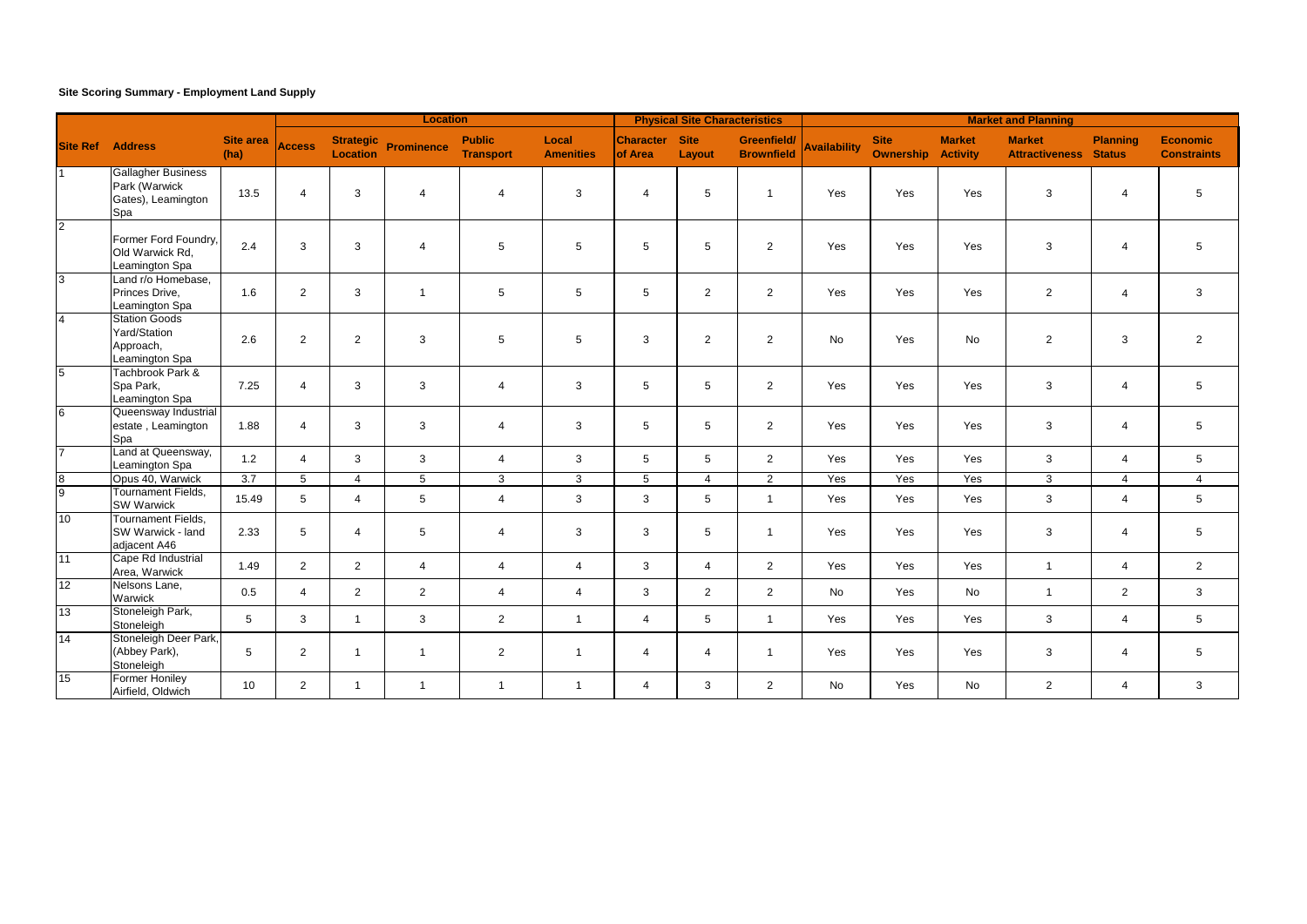### Site Scoring Summary - Employment Land Supply

| | | | Location | | | | | Physical Site Characteristics | | | Market and Planning | | | | | |
|---|---|---|---|---|---|---|---|---|---|---|---|---|---|---|---|---|
| Site Ref | Address | Site area (ha) | Access | Strategic Location | Prominence | Public Transport | Local Amenities | Character of Area | Site Layout | Greenfield/ Brownfield | Availability | Site Ownership | Market Activity | Market Attractiveness | Planning Status | Economic Constraints |
| 1 | Gallagher Business Park (Warwick Gates), Leamington Spa | 13.5 | 4 | 3 | 4 | 4 | 3 | 4 | 5 | 1 | Yes | Yes | Yes | 3 | 4 | 5 |
| 2 | Former Ford Foundry, Old Warwick Rd, Leamington Spa | 2.4 | 3 | 3 | 4 | 5 | 5 | 5 | 5 | 2 | Yes | Yes | Yes | 3 | 4 | 5 |
| 3 | Land r/o Homebase, Princes Drive, Leamington Spa | 1.6 | 2 | 3 | 1 | 5 | 5 | 5 | 2 | 2 | Yes | Yes | Yes | 2 | 4 | 3 |
| 4 | Station Goods Yard/Station Approach, Leamington Spa | 2.6 | 2 | 2 | 3 | 5 | 5 | 3 | 2 | 2 | No | Yes | No | 2 | 3 | 2 |
| 5 | Tachbrook Park & Spa Park, Leamington Spa | 7.25 | 4 | 3 | 3 | 4 | 3 | 5 | 5 | 2 | Yes | Yes | Yes | 3 | 4 | 5 |
| 6 | Queensway Industrial estate , Leamington Spa | 1.88 | 4 | 3 | 3 | 4 | 3 | 5 | 5 | 2 | Yes | Yes | Yes | 3 | 4 | 5 |
| 7 | Land at Queensway, Leamington Spa | 1.2 | 4 | 3 | 3 | 4 | 3 | 5 | 5 | 2 | Yes | Yes | Yes | 3 | 4 | 5 |
| 8 | Opus 40, Warwick | 3.7 | 5 | 4 | 5 | 3 | 3 | 5 | 4 | 2 | Yes | Yes | Yes | 3 | 4 | 4 |
| 9 | Tournament Fields, SW Warwick | 15.49 | 5 | 4 | 5 | 4 | 3 | 3 | 5 | 1 | Yes | Yes | Yes | 3 | 4 | 5 |
| 10 | Tournament Fields, SW Warwick - land adjacent A46 | 2.33 | 5 | 4 | 5 | 4 | 3 | 3 | 5 | 1 | Yes | Yes | Yes | 3 | 4 | 5 |
| 11 | Cape Rd Industrial Area, Warwick | 1.49 | 2 | 2 | 4 | 4 | 4 | 3 | 4 | 2 | Yes | Yes | Yes | 1 | 4 | 2 |
| 12 | Nelsons Lane, Warwick | 0.5 | 4 | 2 | 2 | 4 | 4 | 3 | 2 | 2 | No | Yes | No | 1 | 2 | 3 |
| 13 | Stoneleigh Park, Stoneleigh | 5 | 3 | 1 | 3 | 2 | 1 | 4 | 5 | 1 | Yes | Yes | Yes | 3 | 4 | 5 |
| 14 | Stoneleigh Deer Park, (Abbey Park), Stoneleigh | 5 | 2 | 1 | 1 | 2 | 1 | 4 | 4 | 1 | Yes | Yes | Yes | 3 | 4 | 5 |
| 15 | Former Honiley Airfield, Oldwich | 10 | 2 | 1 | 1 | 1 | 1 | 4 | 3 | 2 | No | Yes | No | 2 | 4 | 3 |